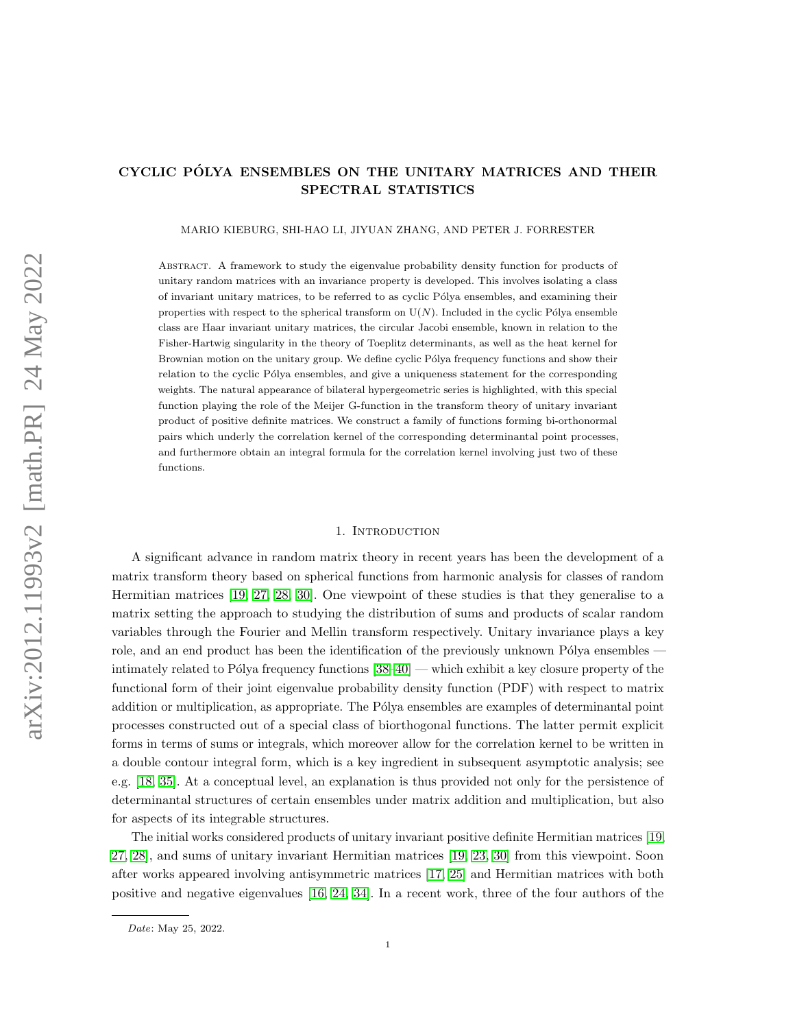# CYCLIC PÓLYA ENSEMBLES ON THE UNITARY MATRICES AND THEIR SPECTRAL STATISTICS

MARIO KIEBURG, SHI-HAO LI, JIYUAN ZHANG, AND PETER J. FORRESTER

Abstract. A framework to study the eigenvalue probability density function for products of unitary random matrices with an invariance property is developed. This involves isolating a class of invariant unitary matrices, to be referred to as cyclic Pólya ensembles, and examining their properties with respect to the spherical transform on $\mathrm{U}(N)$. Included in the cyclic Pólya ensemble class are Haar invariant unitary matrices, the circular Jacobi ensemble, known in relation to the Fisher-Hartwig singularity in the theory of Toeplitz determinants, as well as the heat kernel for Brownian motion on the unitary group. We define cyclic Pólya frequency functions and show their relation to the cyclic Pólya ensembles, and give a uniqueness statement for the corresponding weights. The natural appearance of bilateral hypergeometric series is highlighted, with this special function playing the role of the Meijer G-function in the transform theory of unitary invariant product of positive definite matrices. We construct a family of functions forming bi-orthonormal pairs which underly the correlation kernel of the corresponding determinantal point processes, and furthermore obtain an integral formula for the correlation kernel involving just two of these functions.

## 1. Introduction

A significant advance in random matrix theory in recent years has been the development of a matrix transform theory based on spherical functions from harmonic analysis for classes of random Hermitian matrices [19, 27, 28, 30]. One viewpoint of these studies is that they generalise to a matrix setting the approach to studying the distribution of sums and products of scalar random variables through the Fourier and Mellin transform respectively. Unitary invariance plays a key role, and an end product has been the identification of the previously unknown Pólya ensembles — intimately related to Pólya frequency functions [38–40] — which exhibit a key closure property of the functional form of their joint eigenvalue probability density function (PDF) with respect to matrix addition or multiplication, as appropriate. The Pólya ensembles are examples of determinantal point processes constructed out of a special class of biorthogonal functions. The latter permit explicit forms in terms of sums or integrals, which moreover allow for the correlation kernel to be written in a double contour integral form, which is a key ingredient in subsequent asymptotic analysis; see e.g. [18, 35]. At a conceptual level, an explanation is thus provided not only for the persistence of determinantal structures of certain ensembles under matrix addition and multiplication, but also for aspects of its integrable structures.

The initial works considered products of unitary invariant positive definite Hermitian matrices [19, 27, 28], and sums of unitary invariant Hermitian matrices [19, 23, 30] from this viewpoint. Soon after works appeared involving antisymmetric matrices [17, 25] and Hermitian matrices with both positive and negative eigenvalues [16, 24, 34]. In a recent work, three of the four authors of the

*Date*: May 25, 2022.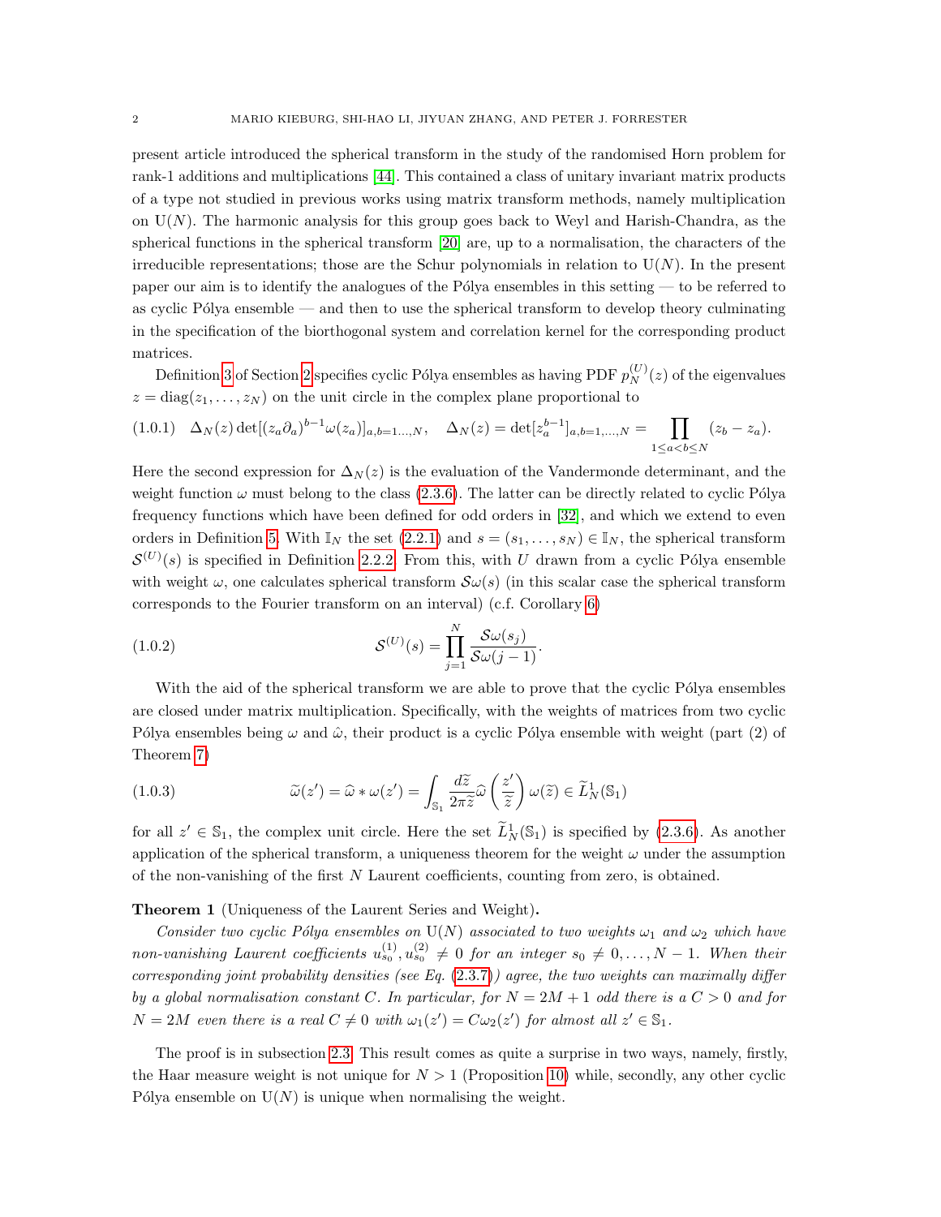present article introduced the spherical transform in the study of the randomised Horn problem for rank-1 additions and multiplications [44]. This contained a class of unitary invariant matrix products of a type not studied in previous works using matrix transform methods, namely multiplication on $\mathrm{U}(N)$. The harmonic analysis for this group goes back to Weyl and Harish-Chandra, as the spherical functions in the spherical transform [20] are, up to a normalisation, the characters of the irreducible representations; those are the Schur polynomials in relation to $\mathrm{U}(N)$. In the present paper our aim is to identify the analogues of the Pólya ensembles in this setting — to be referred to as cyclic Pólya ensemble — and then to use the spherical transform to develop theory culminating in the specification of the biorthogonal system and correlation kernel for the corresponding product matrices.

Definition 3 of Section 2 specifies cyclic Pólya ensembles as having PDF $p_N^{(U)}(z)$ of the eigenvalues $z = \mathrm{diag}(z_1, \ldots, z_N)$ on the unit circle in the complex plane proportional to

$$\Delta_N(z)\det[(z_a\partial_a)^{b-1}\omega(z_a)]_{a,b=1\ldots,N}, \quad \Delta_N(z) = \det[z_a^{b-1}]_{a,b=1,\ldots,N} = \prod_{1\le a<b\le N}(z_b - z_a). \tag{1.0.1}$$

Here the second expression for $\Delta_N(z)$ is the evaluation of the Vandermonde determinant, and the weight function $\omega$ must belong to the class (2.3.6). The latter can be directly related to cyclic Pólya frequency functions which have been defined for odd orders in [32], and which we extend to even orders in Definition 5. With $\mathbb{I}_N$ the set (2.2.1) and $s = (s_1, \ldots, s_N) \in \mathbb{I}_N$, the spherical transform $\mathcal{S}^{(U)}(s)$ is specified in Definition 2.2.2. From this, with $U$ drawn from a cyclic Pólya ensemble with weight $\omega$, one calculates spherical transform $\mathcal{S}\omega(s)$ (in this scalar case the spherical transform corresponds to the Fourier transform on an interval) (c.f. Corollary 6)

$$\mathcal{S}^{(U)}(s) = \prod_{j=1}^{N}\frac{\mathcal{S}\omega(s_j)}{\mathcal{S}\omega(j-1)}. \tag{1.0.2}$$

With the aid of the spherical transform we are able to prove that the cyclic Pólya ensembles are closed under matrix multiplication. Specifically, with the weights of matrices from two cyclic Pólya ensembles being $\omega$ and $\hat{\omega}$, their product is a cyclic Pólya ensemble with weight (part (2) of Theorem 7)

$$\widetilde{\omega}(z') = \widehat{\omega} * \omega(z') = \int_{\mathbb{S}_1}\frac{d\widetilde{z}}{2\pi\widetilde{z}}\widehat{\omega}\left(\frac{z'}{\widetilde{z}}\right)\omega(\widetilde{z}) \in \widetilde{L}_N^1(\mathbb{S}_1) \tag{1.0.3}$$

for all $z' \in \mathbb{S}_1$, the complex unit circle. Here the set $\widetilde{L}_N^1(\mathbb{S}_1)$ is specified by (2.3.6). As another application of the spherical transform, a uniqueness theorem for the weight $\omega$ under the assumption of the non-vanishing of the first $N$ Laurent coefficients, counting from zero, is obtained.

**Theorem 1** (Uniqueness of the Laurent Series and Weight)**.**

*Consider two cyclic Pólya ensembles on $\mathrm{U}(N)$ associated to two weights $\omega_1$ and $\omega_2$ which have non-vanishing Laurent coefficients $u_{s_0}^{(1)}, u_{s_0}^{(2)} \neq 0$ for an integer $s_0 \neq 0, \ldots, N-1$. When their corresponding joint probability densities (see Eq. (2.3.7)) agree, the two weights can maximally differ by a global normalisation constant $C$. In particular, for $N = 2M+1$ odd there is a $C > 0$ and for $N = 2M$ even there is a real $C \neq 0$ with $\omega_1(z') = C\omega_2(z')$ for almost all $z' \in \mathbb{S}_1$.*

The proof is in subsection 2.3. This result comes as quite a surprise in two ways, namely, firstly, the Haar measure weight is not unique for $N > 1$ (Proposition 10) while, secondly, any other cyclic Pólya ensemble on $\mathrm{U}(N)$ is unique when normalising the weight.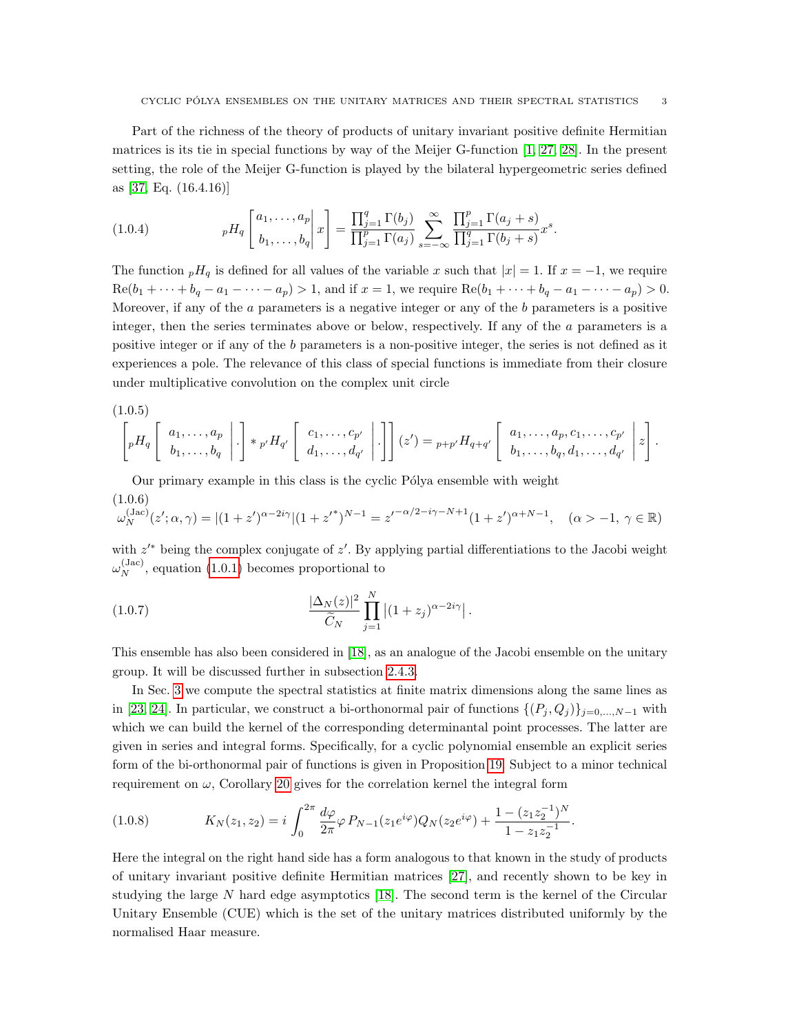Part of the richness of the theory of products of unitary invariant positive definite Hermitian matrices is its tie in special functions by way of the Meijer G-function [1, 27, 28]. In the present setting, the role of the Meijer G-function is played by the bilateral hypergeometric series defined as [37, Eq. (16.4.16)]

$$
{}_pH_q\left[\begin{matrix}a_1,\ldots,a_p\\ b_1,\ldots,b_q\end{matrix}\middle|\, x\right]=\frac{\prod_{j=1}^q\Gamma(b_j)}{\prod_{j=1}^p\Gamma(a_j)}\sum_{s=-\infty}^{\infty}\frac{\prod_{j=1}^p\Gamma(a_j+s)}{\prod_{j=1}^q\Gamma(b_j+s)}x^s. \tag{1.0.4}
$$

The function ${}_pH_q$ is defined for all values of the variable $x$ such that $|x|=1$. If $x=-1$, we require $\mathrm{Re}(b_1+\cdots+b_q-a_1-\cdots-a_p)>1$, and if $x=1$, we require $\mathrm{Re}(b_1+\cdots+b_q-a_1-\cdots-a_p)>0$. Moreover, if any of the $a$ parameters is a negative integer or any of the $b$ parameters is a positive integer, then the series terminates above or below, respectively. If any of the $a$ parameters is a positive integer or if any of the $b$ parameters is a non-positive integer, the series is not defined as it experiences a pole. The relevance of this class of special functions is immediate from their closure under multiplicative convolution on the complex unit circle

$$
\left[{}_pH_q\left[\begin{matrix}a_1,\ldots,a_p\\ b_1,\ldots,b_q\end{matrix}\middle|\,\cdot\right]*{}_{p'}H_{q'}\left[\begin{matrix}c_1,\ldots,c_{p'}\\ d_1,\ldots,d_{q'}\end{matrix}\middle|\,\cdot\right]\right](z')={}_{p+p'}H_{q+q'}\left[\begin{matrix}a_1,\ldots,a_p,c_1,\ldots,c_{p'}\\ b_1,\ldots,b_q,d_1,\ldots,d_{q'}\end{matrix}\middle|\, z\right]. \tag{1.0.5}
$$

Our primary example in this class is the cyclic Pólya ensemble with weight

$$
\omega_N^{(\mathrm{Jac})}(z';\alpha,\gamma)=|(1+z')^{\alpha-2i\gamma}|(1+{z'}^*)^{N-1}={z'}^{-\alpha/2-i\gamma-N+1}(1+z')^{\alpha+N-1},\quad(\alpha>-1,\ \gamma\in\mathbb{R}) \tag{1.0.6}
$$

with ${z'}^*$ being the complex conjugate of $z'$. By applying partial differentiations to the Jacobi weight $\omega_N^{(\mathrm{Jac})}$, equation (1.0.1) becomes proportional to

$$
\frac{|\Delta_N(z)|^2}{\widetilde{C}_N}\prod_{j=1}^N\left|(1+z_j)^{\alpha-2i\gamma}\right|. \tag{1.0.7}
$$

This ensemble has also been considered in [18], as an analogue of the Jacobi ensemble on the unitary group. It will be discussed further in subsection 2.4.3.

In Sec. 3 we compute the spectral statistics at finite matrix dimensions along the same lines as in [23, 24]. In particular, we construct a bi-orthonormal pair of functions $\{(P_j,Q_j)\}_{j=0,\ldots,N-1}$ with which we can build the kernel of the corresponding determinantal point processes. The latter are given in series and integral forms. Specifically, for a cyclic polynomial ensemble an explicit series form of the bi-orthonormal pair of functions is given in Proposition 19. Subject to a minor technical requirement on $\omega$, Corollary 20 gives for the correlation kernel the integral form

$$
K_N(z_1,z_2)=i\int_0^{2\pi}\frac{d\varphi}{2\pi}\varphi\,P_{N-1}(z_1e^{i\varphi})Q_N(z_2e^{i\varphi})+\frac{1-(z_1z_2^{-1})^N}{1-z_1z_2^{-1}}. \tag{1.0.8}
$$

Here the integral on the right hand side has a form analogous to that known in the study of products of unitary invariant positive definite Hermitian matrices [27], and recently shown to be key in studying the large $N$ hard edge asymptotics [18]. The second term is the kernel of the Circular Unitary Ensemble (CUE) which is the set of the unitary matrices distributed uniformly by the normalised Haar measure.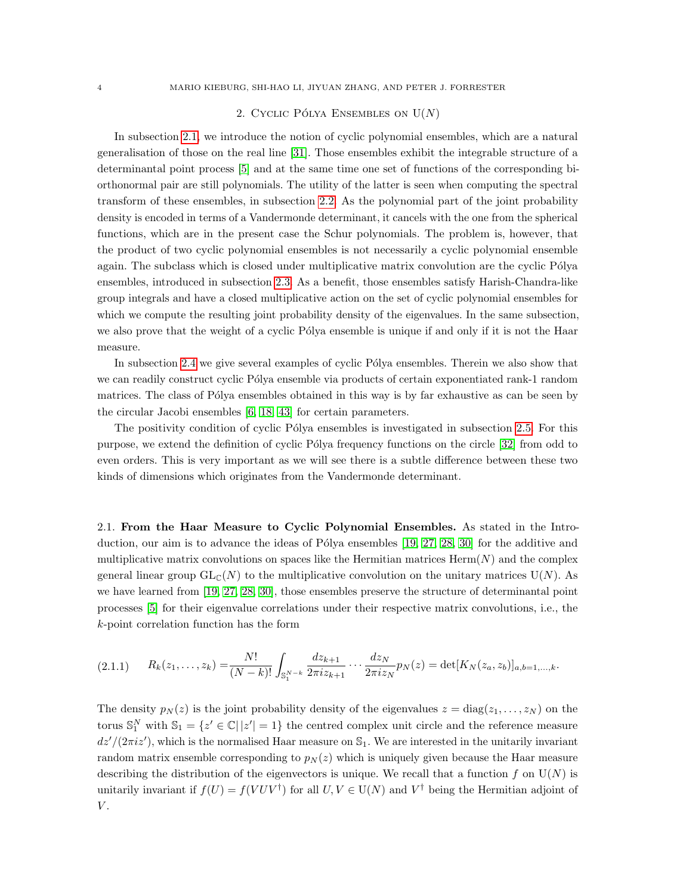## 2. Cyclic Pólya Ensembles on $\mathrm{U}(N)$

In subsection 2.1, we introduce the notion of cyclic polynomial ensembles, which are a natural generalisation of those on the real line [31]. Those ensembles exhibit the integrable structure of a determinantal point process [5] and at the same time one set of functions of the corresponding bi-orthonormal pair are still polynomials. The utility of the latter is seen when computing the spectral transform of these ensembles, in subsection 2.2. As the polynomial part of the joint probability density is encoded in terms of a Vandermonde determinant, it cancels with the one from the spherical functions, which are in the present case the Schur polynomials. The problem is, however, that the product of two cyclic polynomial ensembles is not necessarily a cyclic polynomial ensemble again. The subclass which is closed under multiplicative matrix convolution are the cyclic Pólya ensembles, introduced in subsection 2.3. As a benefit, those ensembles satisfy Harish-Chandra-like group integrals and have a closed multiplicative action on the set of cyclic polynomial ensembles for which we compute the resulting joint probability density of the eigenvalues. In the same subsection, we also prove that the weight of a cyclic Pólya ensemble is unique if and only if it is not the Haar measure.

In subsection 2.4 we give several examples of cyclic Pólya ensembles. Therein we also show that we can readily construct cyclic Pólya ensemble via products of certain exponentiated rank-1 random matrices. The class of Pólya ensembles obtained in this way is by far exhaustive as can be seen by the circular Jacobi ensembles [6, 18, 43] for certain parameters.

The positivity condition of cyclic Pólya ensembles is investigated in subsection 2.5. For this purpose, we extend the definition of cyclic Pólya frequency functions on the circle [32] from odd to even orders. This is very important as we will see there is a subtle difference between these two kinds of dimensions which originates from the Vandermonde determinant.

### 2.1. From the Haar Measure to Cyclic Polynomial Ensembles.

As stated in the Introduction, our aim is to advance the ideas of Pólya ensembles [19, 27, 28, 30] for the additive and multiplicative matrix convolutions on spaces like the Hermitian matrices $\mathrm{Herm}(N)$ and the complex general linear group $\mathrm{GL}_{\mathbb{C}}(N)$ to the multiplicative convolution on the unitary matrices $\mathrm{U}(N)$. As we have learned from [19, 27, 28, 30], those ensembles preserve the structure of determinantal point processes [5] for their eigenvalue correlations under their respective matrix convolutions, i.e., the $k$-point correlation function has the form

$$R_k(z_1,\ldots,z_k) = \frac{N!}{(N-k)!}\int_{\mathbb{S}_1^{N-k}} \frac{dz_{k+1}}{2\pi i z_{k+1}}\cdots\frac{dz_N}{2\pi i z_N} p_N(z) = \det[K_N(z_a,z_b)]_{a,b=1,\ldots,k}. \tag{2.1.1}$$

The density $p_N(z)$ is the joint probability density of the eigenvalues $z = \mathrm{diag}(z_1,\ldots,z_N)$ on the torus $\mathbb{S}_1^N$ with $\mathbb{S}_1 = \{z' \in \mathbb{C} | |z'| = 1\}$ the centred complex unit circle and the reference measure $dz'/(2\pi i z')$, which is the normalised Haar measure on $\mathbb{S}_1$. We are interested in the unitarily invariant random matrix ensemble corresponding to $p_N(z)$ which is uniquely given because the Haar measure describing the distribution of the eigenvectors is unique. We recall that a function $f$ on $\mathrm{U}(N)$ is unitarily invariant if $f(U) = f(VUV^\dagger)$ for all $U, V \in \mathrm{U}(N)$ and $V^\dagger$ being the Hermitian adjoint of $V$.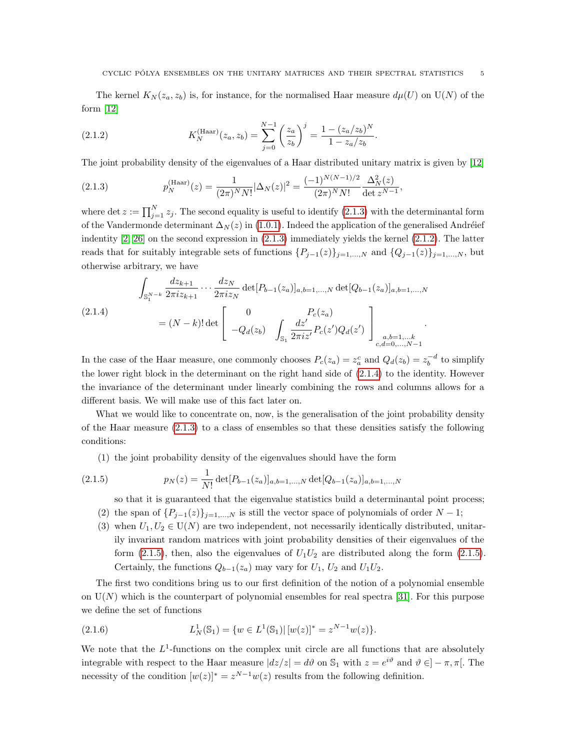The kernel $K_N(z_a, z_b)$ is, for instance, for the normalised Haar measure $d\mu(U)$ on $\mathrm{U}(N)$ of the form [12]

$$K_N^{(\mathrm{Haar})}(z_a, z_b) = \sum_{j=0}^{N-1} \left(\frac{z_a}{z_b}\right)^j = \frac{1-(z_a/z_b)^N}{1-z_a/z_b}. \tag{2.1.2}$$

The joint probability density of the eigenvalues of a Haar distributed unitary matrix is given by [12]

$$p_N^{(\mathrm{Haar})}(z) = \frac{1}{(2\pi)^N N!}|\Delta_N(z)|^2 = \frac{(-1)^{N(N-1)/2}}{(2\pi)^N N!}\frac{\Delta_N^2(z)}{\det z^{N-1}}, \tag{2.1.3}$$

where $\det z := \prod_{j=1}^N z_j$. The second equality is useful to identify (2.1.3) with the determinantal form of the Vandermonde determinant $\Delta_N(z)$ in (1.0.1). Indeed the application of the generalised Andréief indentity [2, 26] on the second expression in (2.1.3) immediately yields the kernel (2.1.2). The latter reads that for suitably integrable sets of functions $\{P_{j-1}(z)\}_{j=1,\ldots,N}$ and $\{Q_{j-1}(z)\}_{j=1,\ldots,N}$, but otherwise arbitrary, we have

$$\begin{aligned}
&\int_{\mathbb{S}_1^{N-k}} \frac{dz_{k+1}}{2\pi i z_{k+1}} \cdots \frac{dz_N}{2\pi i z_N} \det[P_{b-1}(z_a)]_{a,b=1,\ldots,N} \det[Q_{b-1}(z_a)]_{a,b=1,\ldots,N} \\
&\qquad = (N-k)! \det \left[ \begin{array}{cc} 0 & P_c(z_a) \\ -Q_d(z_b) & \displaystyle\int_{\mathbb{S}_1} \frac{dz'}{2\pi i z'} P_c(z')Q_d(z') \end{array} \right]_{\substack{a,b=1,\ldots k \\ c,d=0,\ldots,N-1}}.
\end{aligned} \tag{2.1.4}$$

In the case of the Haar measure, one commonly chooses $P_c(z_a) = z_a^c$ and $Q_d(z_b) = z_b^{-d}$ to simplify the lower right block in the determinant on the right hand side of (2.1.4) to the identity. However the invariance of the determinant under linearly combining the rows and columns allows for a different basis. We will make use of this fact later on.

What we would like to concentrate on, now, is the generalisation of the joint probability density of the Haar measure (2.1.3) to a class of ensembles so that these densities satisfy the following conditions:

(1) the joint probability density of the eigenvalues should have the form

$$p_N(z) = \frac{1}{N!} \det[P_{b-1}(z_a)]_{a,b=1,\ldots,N} \det[Q_{b-1}(z_a)]_{a,b=1,\ldots,N} \tag{2.1.5}$$

so that it is guaranteed that the eigenvalue statistics build a determinantal point process;

(2) the span of $\{P_{j-1}(z)\}_{j=1,\ldots,N}$ is still the vector space of polynomials of order $N-1$;

(3) when $U_1, U_2 \in \mathrm{U}(N)$ are two independent, not necessarily identically distributed, unitarily invariant random matrices with joint probability densities of their eigenvalues of the form (2.1.5), then, also the eigenvalues of $U_1U_2$ are distributed along the form (2.1.5). Certainly, the functions $Q_{b-1}(z_a)$ may vary for $U_1$, $U_2$ and $U_1U_2$.

The first two conditions bring us to our first definition of the notion of a polynomial ensemble on $\mathrm{U}(N)$ which is the counterpart of polynomial ensembles for real spectra [31]. For this purpose we define the set of functions

$$L_N^1(\mathbb{S}_1) = \{w \in L^1(\mathbb{S}_1) | \, [w(z)]^* = z^{N-1}w(z)\}. \tag{2.1.6}$$

We note that the $L^1$-functions on the complex unit circle are all functions that are absolutely integrable with respect to the Haar measure $|dz/z| = d\vartheta$ on $\mathbb{S}_1$ with $z = e^{i\vartheta}$ and $\vartheta \in ]-\pi,\pi[$. The necessity of the condition $[w(z)]^* = z^{N-1}w(z)$ results from the following definition.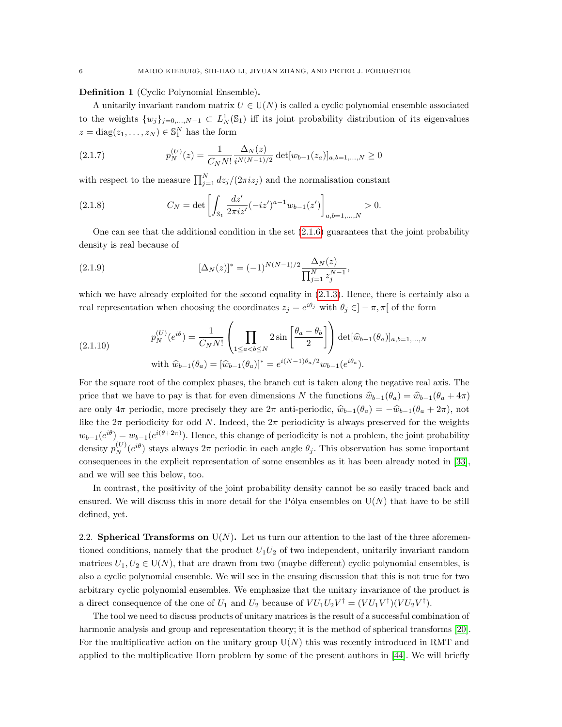**Definition 1** (Cyclic Polynomial Ensemble)**.**

A unitarily invariant random matrix $U \in \mathrm{U}(N)$ is called a cyclic polynomial ensemble associated to the weights $\{w_j\}_{j=0,\ldots,N-1} \subset L^1_N(\mathbb{S}_1)$ iff its joint probability distribution of its eigenvalues $z = \mathrm{diag}(z_1, \ldots, z_N) \in \mathbb{S}_1^N$ has the form

$$p_N^{(U)}(z) = \frac{1}{C_N N!} \frac{\Delta_N(z)}{i^{N(N-1)/2}} \det[w_{b-1}(z_a)]_{a,b=1,\ldots,N} \geq 0 \tag{2.1.7}$$

with respect to the measure $\prod_{j=1}^N dz_j/(2\pi i z_j)$ and the normalisation constant

$$C_N = \det\left[\int_{\mathbb{S}_1} \frac{dz'}{2\pi i z'} (-iz')^{a-1} w_{b-1}(z')\right]_{a,b=1,\ldots,N} > 0. \tag{2.1.8}$$

One can see that the additional condition in the set (2.1.6) guarantees that the joint probability density is real because of

$$[\Delta_N(z)]^* = (-1)^{N(N-1)/2} \frac{\Delta_N(z)}{\prod_{j=1}^N z_j^{N-1}}, \tag{2.1.9}$$

which we have already exploited for the second equality in (2.1.3). Hence, there is certainly also a real representation when choosing the coordinates $z_j = e^{i\theta_j}$ with $\theta_j \in ]-\pi, \pi[$ of the form

$$\begin{gathered} p_N^{(U)}(e^{i\theta}) = \frac{1}{C_N N!} \left(\prod_{1 \leq a < b \leq N} 2 \sin\left[\frac{\theta_a - \theta_b}{2}\right]\right) \det[\widehat{w}_{b-1}(\theta_a)]_{a,b=1,\ldots,N} \\ \text{with } \widehat{w}_{b-1}(\theta_a) = [\widehat{w}_{b-1}(\theta_a)]^* = e^{i(N-1)\theta_a/2} w_{b-1}(e^{i\theta_a}). \end{gathered} \tag{2.1.10}$$

For the square root of the complex phases, the branch cut is taken along the negative real axis. The price that we have to pay is that for even dimensions $N$ the functions $\widehat{w}_{b-1}(\theta_a) = \widehat{w}_{b-1}(\theta_a + 4\pi)$ are only $4\pi$ periodic, more precisely they are $2\pi$ anti-periodic, $\widehat{w}_{b-1}(\theta_a) = -\widehat{w}_{b-1}(\theta_a + 2\pi)$, not like the $2\pi$ periodicity for odd $N$. Indeed, the $2\pi$ periodicity is always preserved for the weights $w_{b-1}(e^{i\theta}) = w_{b-1}(e^{i(\theta+2\pi)})$. Hence, this change of periodicity is not a problem, the joint probability density $p_N^{(U)}(e^{i\theta})$ stays always $2\pi$ periodic in each angle $\theta_j$. This observation has some important consequences in the explicit representation of some ensembles as it has been already noted in [33], and we will see this below, too.

In contrast, the positivity of the joint probability density cannot be so easily traced back and ensured. We will discuss this in more detail for the Pólya ensembles on $\mathrm{U}(N)$ that have to be still defined, yet.

2.2. **Spherical Transforms on** $\mathrm{U}(N)$**.** Let us turn our attention to the last of the three aforementioned conditions, namely that the product $U_1U_2$ of two independent, unitarily invariant random matrices $U_1, U_2 \in \mathrm{U}(N)$, that are drawn from two (maybe different) cyclic polynomial ensembles, is also a cyclic polynomial ensemble. We will see in the ensuing discussion that this is not true for two arbitrary cyclic polynomial ensembles. We emphasize that the unitary invariance of the product is a direct consequence of the one of $U_1$ and $U_2$ because of $VU_1U_2V^\dagger = (VU_1V^\dagger)(VU_2V^\dagger)$.

The tool we need to discuss products of unitary matrices is the result of a successful combination of harmonic analysis and group and representation theory; it is the method of spherical transforms [20]. For the multiplicative action on the unitary group $\mathrm{U}(N)$ this was recently introduced in RMT and applied to the multiplicative Horn problem by some of the present authors in [44]. We will briefly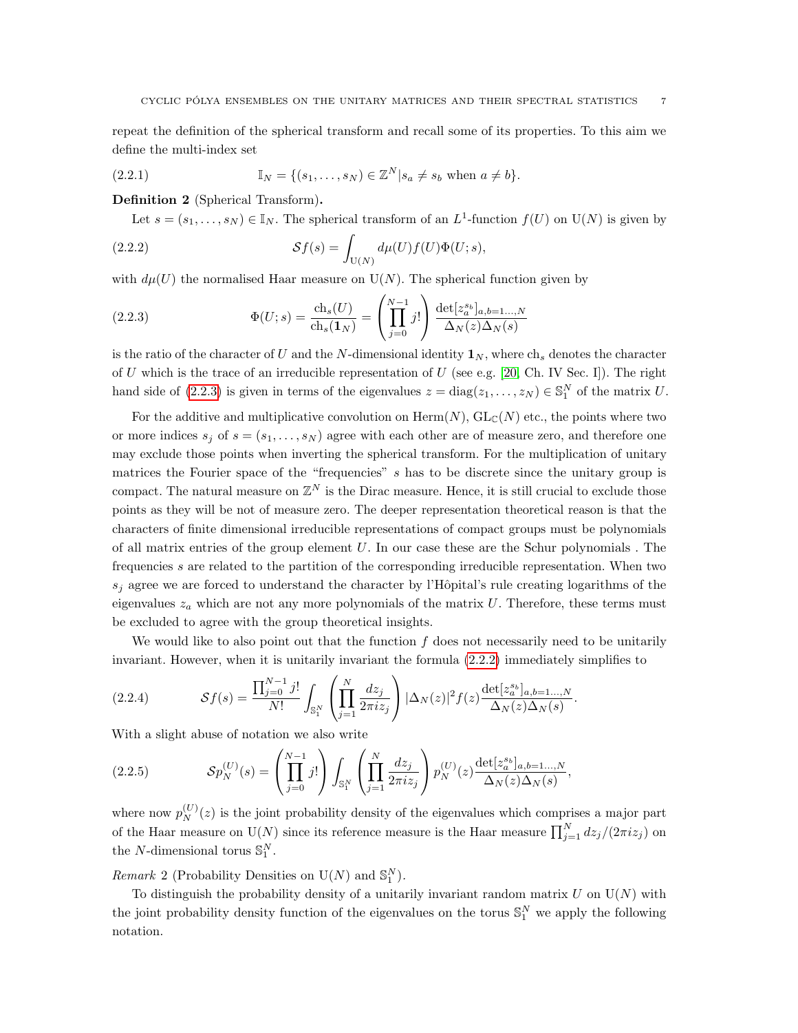repeat the definition of the spherical transform and recall some of its properties. To this aim we define the multi-index set

$$\mathbb{I}_N = \{(s_1, \ldots, s_N) \in \mathbb{Z}^N | s_a \neq s_b \text{ when } a \neq b\}. \tag{2.2.1}$$

**Definition 2** (Spherical Transform)**.**

Let $s = (s_1, \ldots, s_N) \in \mathbb{I}_N$. The spherical transform of an $L^1$-function $f(U)$ on $\mathrm{U}(N)$ is given by

$$\mathcal{S}f(s) = \int_{\mathrm{U}(N)} d\mu(U) f(U) \Phi(U; s), \tag{2.2.2}$$

with $d\mu(U)$ the normalised Haar measure on $\mathrm{U}(N)$. The spherical function given by

$$\Phi(U; s) = \frac{\mathrm{ch}_s(U)}{\mathrm{ch}_s(\mathbf{1}_N)} = \left(\prod_{j=0}^{N-1} j!\right) \frac{\det[z_a^{s_b}]_{a,b=1\ldots,N}}{\Delta_N(z)\Delta_N(s)} \tag{2.2.3}$$

is the ratio of the character of $U$ and the $N$-dimensional identity $\mathbf{1}_N$, where $\mathrm{ch}_s$ denotes the character of $U$ which is the trace of an irreducible representation of $U$ (see e.g. [20, Ch. IV Sec. I]). The right hand side of (2.2.3) is given in terms of the eigenvalues $z = \mathrm{diag}(z_1, \ldots, z_N) \in \mathbb{S}_1^N$ of the matrix $U$.

For the additive and multiplicative convolution on $\mathrm{Herm}(N)$, $\mathrm{GL}_{\mathbb{C}}(N)$ etc., the points where two or more indices $s_j$ of $s = (s_1, \ldots, s_N)$ agree with each other are of measure zero, and therefore one may exclude those points when inverting the spherical transform. For the multiplication of unitary matrices the Fourier space of the "frequencies" $s$ has to be discrete since the unitary group is compact. The natural measure on $\mathbb{Z}^N$ is the Dirac measure. Hence, it is still crucial to exclude those points as they will be not of measure zero. The deeper representation theoretical reason is that the characters of finite dimensional irreducible representations of compact groups must be polynomials of all matrix entries of the group element $U$. In our case these are the Schur polynomials . The frequencies $s$ are related to the partition of the corresponding irreducible representation. When two $s_j$ agree we are forced to understand the character by l'Hôpital's rule creating logarithms of the eigenvalues $z_a$ which are not any more polynomials of the matrix $U$. Therefore, these terms must be excluded to agree with the group theoretical insights.

We would like to also point out that the function $f$ does not necessarily need to be unitarily invariant. However, when it is unitarily invariant the formula (2.2.2) immediately simplifies to

$$\mathcal{S}f(s) = \frac{\prod_{j=0}^{N-1} j!}{N!} \int_{\mathbb{S}_1^N} \left(\prod_{j=1}^{N} \frac{dz_j}{2\pi i z_j}\right) |\Delta_N(z)|^2 f(z) \frac{\det[z_a^{s_b}]_{a,b=1\ldots,N}}{\Delta_N(z)\Delta_N(s)}. \tag{2.2.4}$$

With a slight abuse of notation we also write

$$\mathcal{S}p_N^{(U)}(s) = \left(\prod_{j=0}^{N-1} j!\right) \int_{\mathbb{S}_1^N} \left(\prod_{j=1}^{N} \frac{dz_j}{2\pi i z_j}\right) p_N^{(U)}(z) \frac{\det[z_a^{s_b}]_{a,b=1\ldots,N}}{\Delta_N(z)\Delta_N(s)}, \tag{2.2.5}$$

where now $p_N^{(U)}(z)$ is the joint probability density of the eigenvalues which comprises a major part of the Haar measure on $\mathrm{U}(N)$ since its reference measure is the Haar measure $\prod_{j=1}^{N} dz_j/(2\pi i z_j)$ on the $N$-dimensional torus $\mathbb{S}_1^N$.

*Remark* 2 (Probability Densities on $\mathrm{U}(N)$ and $\mathbb{S}_1^N$).

To distinguish the probability density of a unitarily invariant random matrix $U$ on $\mathrm{U}(N)$ with the joint probability density function of the eigenvalues on the torus $\mathbb{S}_1^N$ we apply the following notation.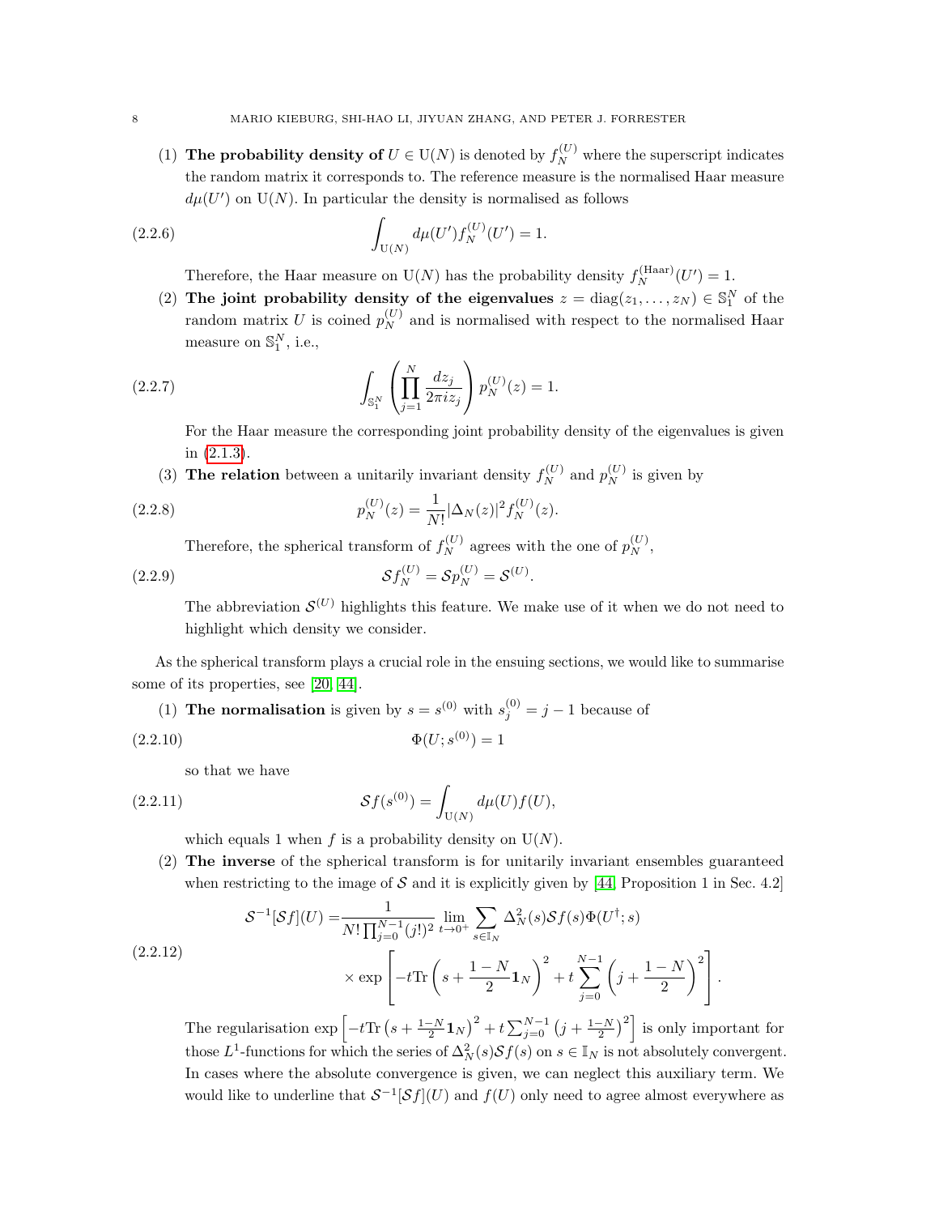(1) **The probability density of** $U \in \mathrm{U}(N)$ is denoted by $f_N^{(U)}$ where the superscript indicates the random matrix it corresponds to. The reference measure is the normalised Haar measure $d\mu(U')$ on $\mathrm{U}(N)$. In particular the density is normalised as follows

$$\int_{\mathrm{U}(N)} d\mu(U') f_N^{(U)}(U') = 1. \tag{2.2.6}$$

Therefore, the Haar measure on $\mathrm{U}(N)$ has the probability density $f_N^{(\mathrm{Haar})}(U') = 1$.

(2) **The joint probability density of the eigenvalues** $z = \mathrm{diag}(z_1, \ldots, z_N) \in \mathbb{S}_1^N$ of the random matrix $U$ is coined $p_N^{(U)}$ and is normalised with respect to the normalised Haar measure on $\mathbb{S}_1^N$, i.e.,

$$\int_{\mathbb{S}_1^N} \left( \prod_{j=1}^N \frac{dz_j}{2\pi i z_j} \right) p_N^{(U)}(z) = 1. \tag{2.2.7}$$

For the Haar measure the corresponding joint probability density of the eigenvalues is given in (2.1.3).

(3) **The relation** between a unitarily invariant density $f_N^{(U)}$ and $p_N^{(U)}$ is given by

$$p_N^{(U)}(z) = \frac{1}{N!} |\Delta_N(z)|^2 f_N^{(U)}(z). \tag{2.2.8}$$

Therefore, the spherical transform of $f_N^{(U)}$ agrees with the one of $p_N^{(U)}$,

$$\mathcal{S} f_N^{(U)} = \mathcal{S} p_N^{(U)} = \mathcal{S}^{(U)}. \tag{2.2.9}$$

The abbreviation $\mathcal{S}^{(U)}$ highlights this feature. We make use of it when we do not need to highlight which density we consider.

As the spherical transform plays a crucial role in the ensuing sections, we would like to summarise some of its properties, see [20, 44].

(1) **The normalisation** is given by $s = s^{(0)}$ with $s_j^{(0)} = j - 1$ because of

$$\Phi(U; s^{(0)}) = 1 \tag{2.2.10}$$

so that we have

$$\mathcal{S} f(s^{(0)}) = \int_{\mathrm{U}(N)} d\mu(U) f(U), \tag{2.2.11}$$

which equals 1 when $f$ is a probability density on $\mathrm{U}(N)$.

(2) **The inverse** of the spherical transform is for unitarily invariant ensembles guaranteed when restricting to the image of $\mathcal{S}$ and it is explicitly given by [44, Proposition 1 in Sec. 4.2]

$$\begin{aligned} \mathcal{S}^{-1}[\mathcal{S}f](U) =& \frac{1}{N! \prod_{j=0}^{N-1} (j!)^2} \lim_{t \to 0^+} \sum_{s \in \mathbb{I}_N} \Delta_N^2(s) \mathcal{S}f(s) \Phi(U^\dagger; s) \\ & \times \exp\left[ -t \mathrm{Tr} \left( s + \frac{1-N}{2} \mathbf{1}_N \right)^2 + t \sum_{j=0}^{N-1} \left( j + \frac{1-N}{2} \right)^2 \right]. \end{aligned} \tag{2.2.12}$$

The regularisation $\exp\left[ -t \mathrm{Tr} \left( s + \frac{1-N}{2} \mathbf{1}_N \right)^2 + t \sum_{j=0}^{N-1} \left( j + \frac{1-N}{2} \right)^2 \right]$ is only important for those $L^1$-functions for which the series of $\Delta_N^2(s) \mathcal{S}f(s)$ on $s \in \mathbb{I}_N$ is not absolutely convergent. In cases where the absolute convergence is given, we can neglect this auxiliary term. We would like to underline that $\mathcal{S}^{-1}[\mathcal{S}f](U)$ and $f(U)$ only need to agree almost everywhere as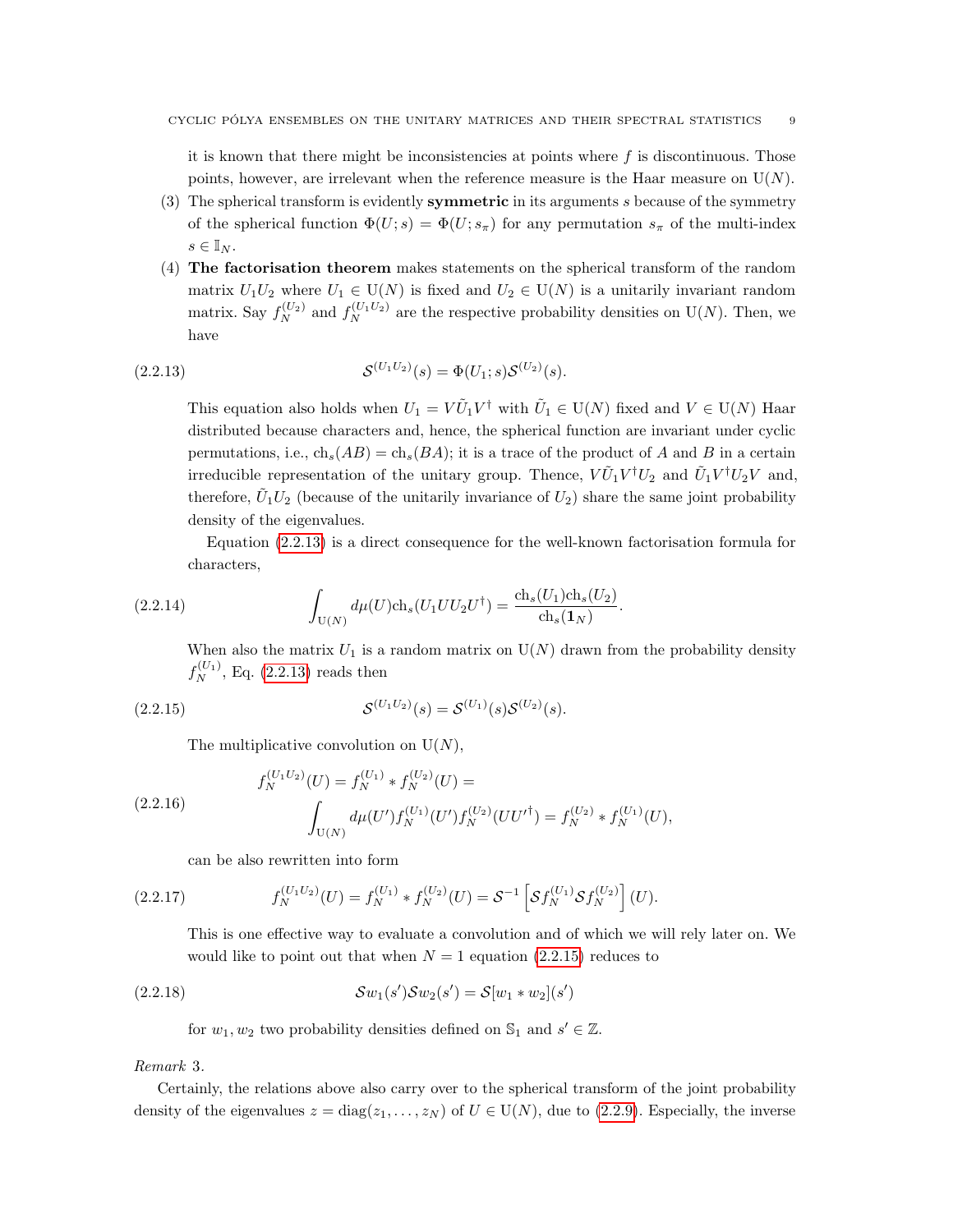it is known that there might be inconsistencies at points where $f$ is discontinuous. Those points, however, are irrelevant when the reference measure is the Haar measure on $\mathrm{U}(N)$.

(3) The spherical transform is evidently **symmetric** in its arguments $s$ because of the symmetry of the spherical function $\Phi(U;s) = \Phi(U;s_\pi)$ for any permutation $s_\pi$ of the multi-index $s \in \mathbb{I}_N$.

(4) **The factorisation theorem** makes statements on the spherical transform of the random matrix $U_1U_2$ where $U_1 \in \mathrm{U}(N)$ is fixed and $U_2 \in \mathrm{U}(N)$ is a unitarily invariant random matrix. Say $f_N^{(U_2)}$ and $f_N^{(U_1U_2)}$ are the respective probability densities on $\mathrm{U}(N)$. Then, we have

$$\mathcal{S}^{(U_1U_2)}(s) = \Phi(U_1;s)\mathcal{S}^{(U_2)}(s). \tag{2.2.13}$$

This equation also holds when $U_1 = V\tilde{U}_1V^\dagger$ with $\tilde{U}_1 \in \mathrm{U}(N)$ fixed and $V \in \mathrm{U}(N)$ Haar distributed because characters and, hence, the spherical function are invariant under cyclic permutations, i.e., $\mathrm{ch}_s(AB) = \mathrm{ch}_s(BA)$; it is a trace of the product of $A$ and $B$ in a certain irreducible representation of the unitary group. Thence, $V\tilde{U}_1V^\dagger U_2$ and $\tilde{U}_1V^\dagger U_2 V$ and, therefore, $\tilde{U}_1U_2$ (because of the unitarily invariance of $U_2$) share the same joint probability density of the eigenvalues.

Equation (2.2.13) is a direct consequence for the well-known factorisation formula for characters,

$$\int_{\mathrm{U}(N)} d\mu(U)\mathrm{ch}_s(U_1UU_2U^\dagger) = \frac{\mathrm{ch}_s(U_1)\mathrm{ch}_s(U_2)}{\mathrm{ch}_s(\mathbf{1}_N)}. \tag{2.2.14}$$

When also the matrix $U_1$ is a random matrix on $\mathrm{U}(N)$ drawn from the probability density $f_N^{(U_1)}$, Eq. (2.2.13) reads then

$$\mathcal{S}^{(U_1U_2)}(s) = \mathcal{S}^{(U_1)}(s)\mathcal{S}^{(U_2)}(s). \tag{2.2.15}$$

The multiplicative convolution on $\mathrm{U}(N)$,

$$\begin{aligned} f_N^{(U_1U_2)}(U) = f_N^{(U_1)} * f_N^{(U_2)}(U) = \\ \int_{\mathrm{U}(N)} d\mu(U')f_N^{(U_1)}(U')f_N^{(U_2)}(UU'^\dagger) = f_N^{(U_2)} * f_N^{(U_1)}(U), \end{aligned} \tag{2.2.16}$$

can be also rewritten into form

$$f_N^{(U_1U_2)}(U) = f_N^{(U_1)} * f_N^{(U_2)}(U) = \mathcal{S}^{-1}\left[\mathcal{S}f_N^{(U_1)}\mathcal{S}f_N^{(U_2)}\right](U). \tag{2.2.17}$$

This is one effective way to evaluate a convolution and of which we will rely later on. We would like to point out that when $N=1$ equation (2.2.15) reduces to

$$\mathcal{S}w_1(s')\mathcal{S}w_2(s') = \mathcal{S}[w_1 * w_2](s') \tag{2.2.18}$$

for $w_1, w_2$ two probability densities defined on $\mathbb{S}_1$ and $s' \in \mathbb{Z}$.

*Remark* 3.

Certainly, the relations above also carry over to the spherical transform of the joint probability density of the eigenvalues $z = \mathrm{diag}(z_1, \ldots, z_N)$ of $U \in \mathrm{U}(N)$, due to (2.2.9). Especially, the inverse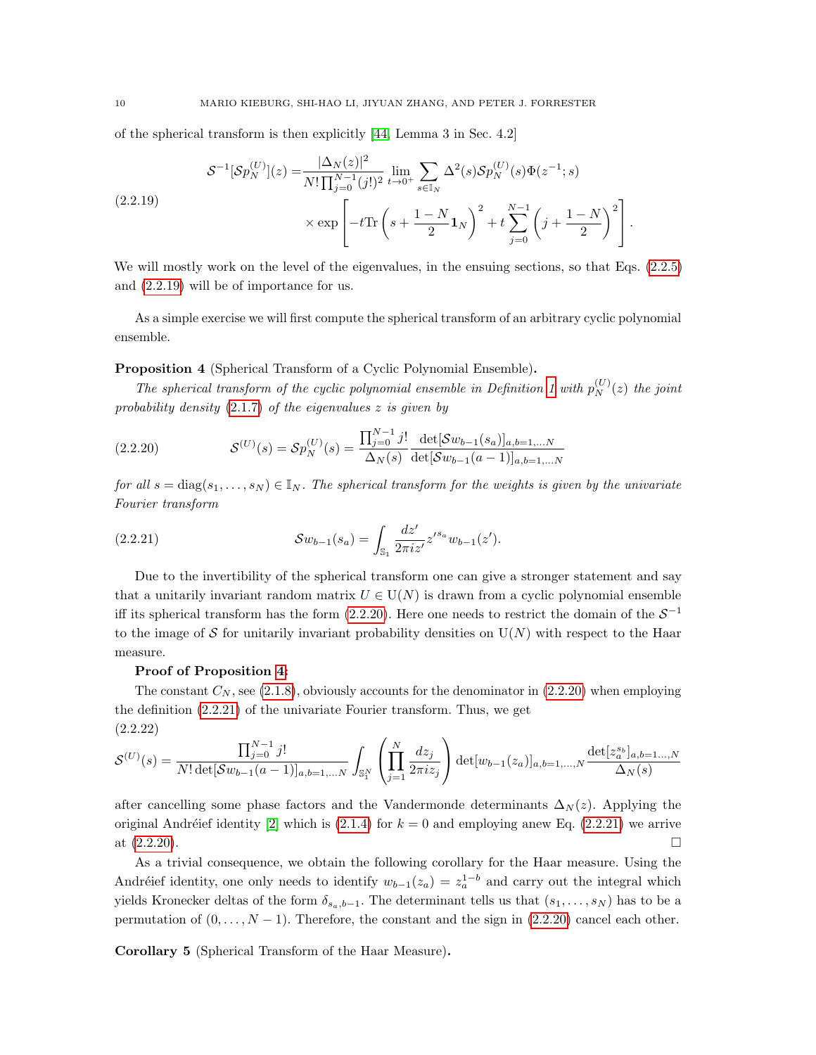of the spherical transform is then explicitly [44, Lemma 3 in Sec. 4.2]

$$
\begin{aligned}
\mathcal{S}^{-1}[\mathcal{S}p_N^{(U)}](z) =& \frac{|\Delta_N(z)|^2}{N!\prod_{j=0}^{N-1}(j!)^2} \lim_{t\to 0^+} \sum_{s\in\mathbb{I}_N} \Delta^2(s)\mathcal{S}p_N^{(U)}(s)\Phi(z^{-1};s) \\
&\times \exp\left[-t\mathrm{Tr}\left(s+\frac{1-N}{2}\mathbf{1}_N\right)^2 + t\sum_{j=0}^{N-1}\left(j+\frac{1-N}{2}\right)^2\right].
\end{aligned}
\tag{2.2.19}
$$

We will mostly work on the level of the eigenvalues, in the ensuing sections, so that Eqs. (2.2.5) and (2.2.19) will be of importance for us.

As a simple exercise we will first compute the spherical transform of an arbitrary cyclic polynomial ensemble.

**Proposition 4** (Spherical Transform of a Cyclic Polynomial Ensemble)**.**
*The spherical transform of the cyclic polynomial ensemble in Definition 1 with $p_N^{(U)}(z)$ the joint probability density (2.1.7) of the eigenvalues $z$ is given by*

$$
\mathcal{S}^{(U)}(s) = \mathcal{S}p_N^{(U)}(s) = \frac{\prod_{j=0}^{N-1} j!}{\Delta_N(s)} \frac{\det[\mathcal{S}w_{b-1}(s_a)]_{a,b=1,\ldots N}}{\det[\mathcal{S}w_{b-1}(a-1)]_{a,b=1,\ldots N}}
\tag{2.2.20}
$$

*for all $s = \mathrm{diag}(s_1, \ldots, s_N) \in \mathbb{I}_N$. The spherical transform for the weights is given by the univariate Fourier transform*

$$
\mathcal{S}w_{b-1}(s_a) = \int_{\mathbb{S}_1} \frac{dz'}{2\pi i z'} z'^{s_a} w_{b-1}(z').
\tag{2.2.21}
$$

Due to the invertibility of the spherical transform one can give a stronger statement and say that a unitarily invariant random matrix $U \in \mathrm{U}(N)$ is drawn from a cyclic polynomial ensemble iff its spherical transform has the form (2.2.20). Here one needs to restrict the domain of the $\mathcal{S}^{-1}$ to the image of $\mathcal{S}$ for unitarily invariant probability densities on $\mathrm{U}(N)$ with respect to the Haar measure.

**Proof of Proposition 4:**
The constant $C_N$, see (2.1.8), obviously accounts for the denominator in (2.2.20) when employing the definition (2.2.21) of the univariate Fourier transform. Thus, we get

$$
\mathcal{S}^{(U)}(s) = \frac{\prod_{j=0}^{N-1} j!}{N!\det[\mathcal{S}w_{b-1}(a-1)]_{a,b=1,\ldots N}} \int_{\mathbb{S}_1^N} \left(\prod_{j=1}^{N} \frac{dz_j}{2\pi i z_j}\right) \det[w_{b-1}(z_a)]_{a,b=1,\ldots,N} \frac{\det[z_a^{s_b}]_{a,b=1\ldots,N}}{\Delta_N(s)}
\tag{2.2.22}
$$

after cancelling some phase factors and the Vandermonde determinants $\Delta_N(z)$. Applying the original Andréief identity [2] which is (2.1.4) for $k = 0$ and employing anew Eq. (2.2.21) we arrive at (2.2.20). $\square$

As a trivial consequence, we obtain the following corollary for the Haar measure. Using the Andréief identity, one only needs to identify $w_{b-1}(z_a) = z_a^{1-b}$ and carry out the integral which yields Kronecker deltas of the form $\delta_{s_a,b-1}$. The determinant tells us that $(s_1, \ldots, s_N)$ has to be a permutation of $(0, \ldots, N-1)$. Therefore, the constant and the sign in (2.2.20) cancel each other.

**Corollary 5** (Spherical Transform of the Haar Measure)**.**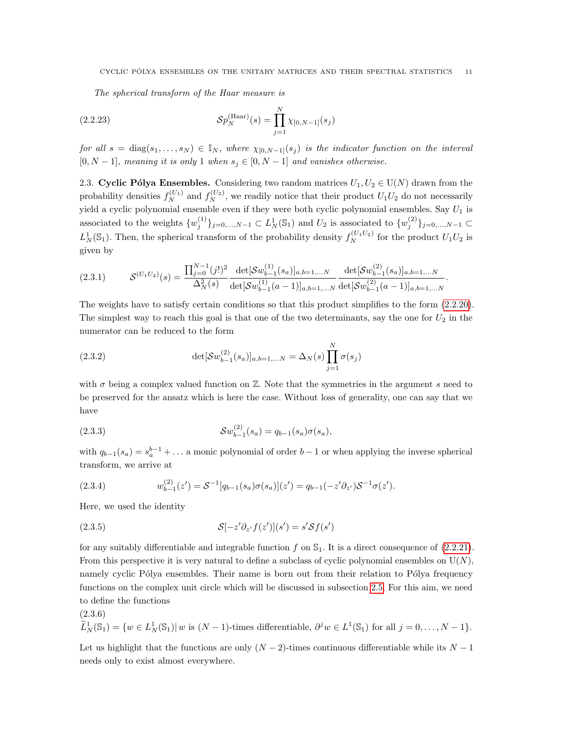*The spherical transform of the Haar measure is*

$$\mathcal{S}p_N^{(\mathrm{Haar})}(s) = \prod_{j=1}^{N} \chi_{[0,N-1]}(s_j) \tag{2.2.23}$$

*for all $s = \mathrm{diag}(s_1,\ldots,s_N) \in \mathbb{I}_N$, where $\chi_{[0,N-1]}(s_j)$ is the indicator function on the interval $[0,N-1]$, meaning it is only 1 when $s_j \in [0,N-1]$ and vanishes otherwise.*

2.3. **Cyclic Pólya Ensembles.** Considering two random matrices $U_1, U_2 \in \mathrm{U}(N)$ drawn from the probability densities $f_N^{(U_1)}$ and $f_N^{(U_2)}$, we readily notice that their product $U_1U_2$ do not necessarily yield a cyclic polynomial ensemble even if they were both cyclic polynomial ensembles. Say $U_1$ is associated to the weights $\{w_j^{(1)}\}_{j=0,\ldots,N-1} \subset L_N^1(\mathbb{S}_1)$ and $U_2$ is associated to $\{w_j^{(2)}\}_{j=0,\ldots,N-1} \subset L_N^1(\mathbb{S}_1)$. Then, the spherical transform of the probability density $f_N^{(U_1U_2)}$ for the product $U_1U_2$ is given by

$$\mathcal{S}^{(U_1U_2)}(s) = \frac{\prod_{j=0}^{N-1}(j!)^2}{\Delta_N^2(s)} \frac{\det[\mathcal{S}w_{b-1}^{(1)}(s_a)]_{a,b=1,\ldots N}}{\det[\mathcal{S}w_{b-1}^{(1)}(a-1)]_{a,b=1,\ldots N}} \frac{\det[\mathcal{S}w_{b-1}^{(2)}(s_a)]_{a,b=1,\ldots N}}{\det[\mathcal{S}w_{b-1}^{(2)}(a-1)]_{a,b=1,\ldots N}}. \tag{2.3.1}$$

The weights have to satisfy certain conditions so that this product simplifies to the form (2.2.20). The simplest way to reach this goal is that one of the two determinants, say the one for $U_2$ in the numerator can be reduced to the form

$$\det[\mathcal{S}w_{b-1}^{(2)}(s_a)]_{a,b=1,\ldots N} = \Delta_N(s)\prod_{j=1}^{N}\sigma(s_j) \tag{2.3.2}$$

with $\sigma$ being a complex valued function on $\mathbb{Z}$. Note that the symmetries in the argument $s$ need to be preserved for the ansatz which is here the case. Without loss of generality, one can say that we have

$$\mathcal{S}w_{b-1}^{(2)}(s_a) = q_{b-1}(s_a)\sigma(s_a), \tag{2.3.3}$$

with $q_{b-1}(s_a) = s_a^{b-1} + \ldots$ a monic polynomial of order $b-1$ or when applying the inverse spherical transform, we arrive at

$$w_{b-1}^{(2)}(z') = \mathcal{S}^{-1}[q_{b-1}(s_a)\sigma(s_a)](z') = q_{b-1}(-z'\partial_{z'})\mathcal{S}^{-1}\sigma(z'). \tag{2.3.4}$$

Here, we used the identity

$$\mathcal{S}[-z'\partial_{z'}f(z')](s') = s'\mathcal{S}f(s') \tag{2.3.5}$$

for any suitably differentiable and integrable function $f$ on $\mathbb{S}_1$. It is a direct consequence of (2.2.21). From this perspective it is very natural to define a subclass of cyclic polynomial ensembles on $\mathrm{U}(N)$, namely cyclic Pólya ensembles. Their name is born out from their relation to Pólya frequency functions on the complex unit circle which will be discussed in subsection 2.5. For this aim, we need to define the functions

$$\widetilde{L}_N^1(\mathbb{S}_1) = \{w \in L_N^1(\mathbb{S}_1) |\, w \text{ is } (N-1)\text{-times differentiable, } \partial^j w \in L^1(\mathbb{S}_1) \text{ for all } j = 0,\ldots,N-1\}. \tag{2.3.6}$$

Let us highlight that the functions are only $(N-2)$-times continuous differentiable while its $N-1$ needs only to exist almost everywhere.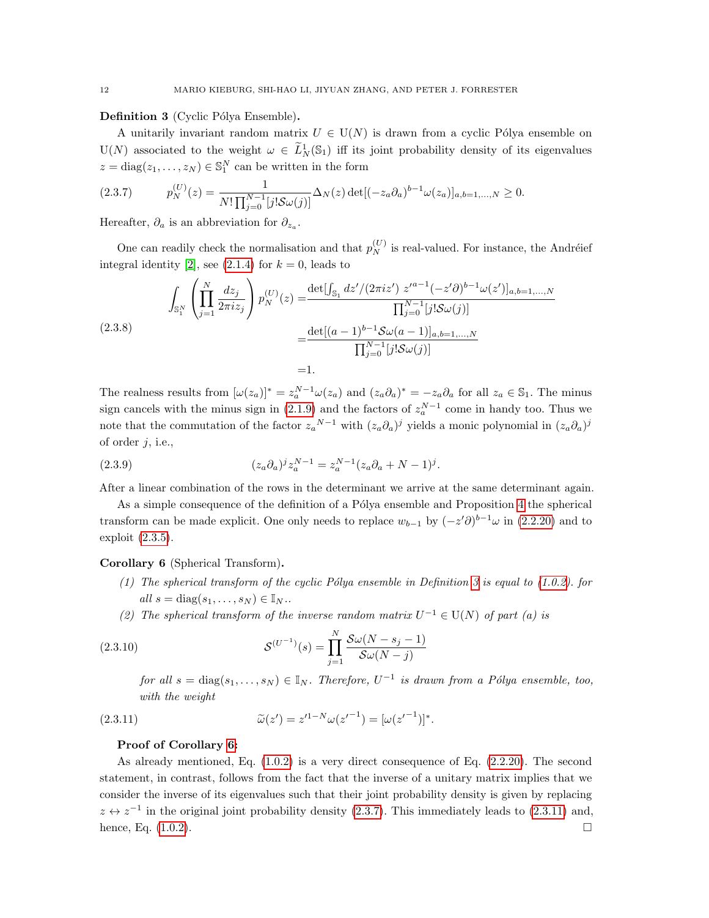**Definition 3** (Cyclic Pólya Ensemble)**.**

A unitarily invariant random matrix $U \in \mathrm{U}(N)$ is drawn from a cyclic Pólya ensemble on $\mathrm{U}(N)$ associated to the weight $\omega \in \widetilde{L}^1_N(\mathbb{S}_1)$ iff its joint probability density of its eigenvalues $z = \mathrm{diag}(z_1, \ldots, z_N) \in \mathbb{S}_1^N$ can be written in the form

$$p_N^{(U)}(z) = \frac{1}{N! \prod_{j=0}^{N-1}[j! \mathcal{S}\omega(j)]} \Delta_N(z) \det[(-z_a \partial_a)^{b-1} \omega(z_a)]_{a,b=1,\ldots,N} \geq 0. \tag{2.3.7}$$

Hereafter, $\partial_a$ is an abbreviation for $\partial_{z_a}$.

One can readily check the normalisation and that $p_N^{(U)}$ is real-valued. For instance, the Andréief integral identity [2], see (2.1.4) for $k = 0$, leads to

$$\begin{aligned}
\int_{\mathbb{S}_1^N} \left( \prod_{j=1}^N \frac{dz_j}{2\pi i z_j} \right) p_N^{(U)}(z) =& \frac{\det[\int_{\mathbb{S}_1} dz'/(2\pi i z')\ z'^{a-1}(-z'\partial)^{b-1}\omega(z')]_{a,b=1,\ldots,N}}{\prod_{j=0}^{N-1}[j! \mathcal{S}\omega(j)]} \\
=& \frac{\det[(a-1)^{b-1}\mathcal{S}\omega(a-1)]_{a,b=1,\ldots,N}}{\prod_{j=0}^{N-1}[j! \mathcal{S}\omega(j)]} \\
=& 1.
\end{aligned} \tag{2.3.8}$$

The realness results from $[\omega(z_a)]^* = z_a^{N-1}\omega(z_a)$ and $(z_a\partial_a)^* = -z_a\partial_a$ for all $z_a \in \mathbb{S}_1$. The minus sign cancels with the minus sign in (2.1.9) and the factors of $z_a^{N-1}$ come in handy too. Thus we note that the commutation of the factor ${z_a}^{N-1}$ with $(z_a\partial_a)^j$ yields a monic polynomial in $(z_a\partial_a)^j$ of order $j$, i.e.,

$$(z_a\partial_a)^j z_a^{N-1} = z_a^{N-1}(z_a\partial_a + N - 1)^j. \tag{2.3.9}$$

After a linear combination of the rows in the determinant we arrive at the same determinant again.

As a simple consequence of the definition of a Pólya ensemble and Proposition 4 the spherical transform can be made explicit. One only needs to replace $w_{b-1}$ by $(-z'\partial)^{b-1}\omega$ in (2.2.20) and to exploit (2.3.5).

**Corollary 6** (Spherical Transform)**.**

*(1) The spherical transform of the cyclic Pólya ensemble in Definition 3 is equal to (1.0.2). for all $s = \mathrm{diag}(s_1, \ldots, s_N) \in \mathbb{I}_N$..*

*(2) The spherical transform of the inverse random matrix $U^{-1} \in \mathrm{U}(N)$ of part (a) is*

$$\mathcal{S}^{(U^{-1})}(s) = \prod_{j=1}^N \frac{\mathcal{S}\omega(N - s_j - 1)}{\mathcal{S}\omega(N - j)} \tag{2.3.10}$$

*for all $s = \mathrm{diag}(s_1, \ldots, s_N) \in \mathbb{I}_N$. Therefore, $U^{-1}$ is drawn from a Pólya ensemble, too, with the weight*

$$\widetilde{\omega}(z') = z'^{1-N}\omega(z'^{-1}) = [\omega(z'^{-1})]^*. \tag{2.3.11}$$

**Proof of Corollary 6:**

As already mentioned, Eq. (1.0.2) is a very direct consequence of Eq. (2.2.20). The second statement, in contrast, follows from the fact that the inverse of a unitary matrix implies that we consider the inverse of its eigenvalues such that their joint probability density is given by replacing $z \leftrightarrow z^{-1}$ in the original joint probability density (2.3.7). This immediately leads to (2.3.11) and, hence, Eq. (1.0.2). □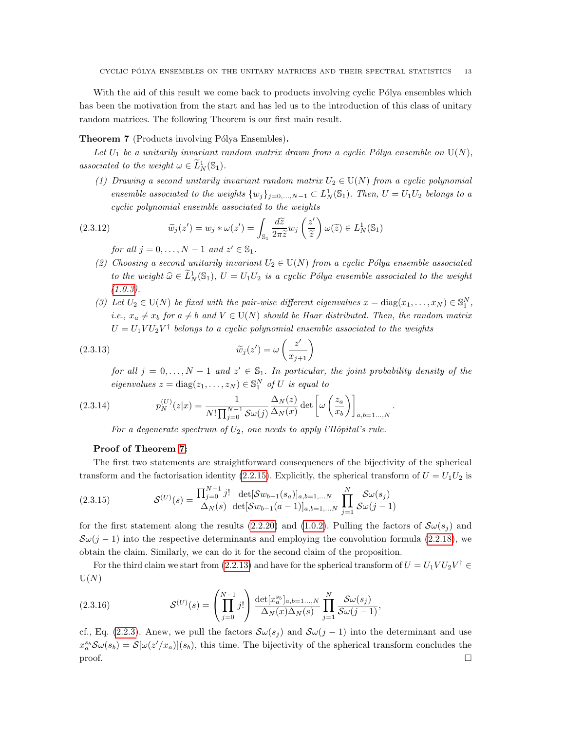With the aid of this result we come back to products involving cyclic Pólya ensembles which has been the motivation from the start and has led us to the introduction of this class of unitary random matrices. The following Theorem is our first main result.

**Theorem 7** (Products involving Pólya Ensembles)**.**

*Let $U_1$ be a unitarily invariant random matrix drawn from a cyclic Pólya ensemble on $\mathrm{U}(N)$, associated to the weight $\omega \in \widetilde{L}^1_N(\mathbb{S}_1)$.*

*(1) Drawing a second unitarily invariant random matrix $U_2 \in \mathrm{U}(N)$ from a cyclic polynomial ensemble associated to the weights $\{w_j\}_{j=0,\ldots,N-1} \subset L^1_N(\mathbb{S}_1)$. Then, $U = U_1U_2$ belongs to a cyclic polynomial ensemble associated to the weights*

$$\widetilde{w}_j(z') = w_j * \omega(z') = \int_{\mathbb{S}_1} \frac{d\widetilde{z}}{2\pi\widetilde{z}} w_j\left(\frac{z'}{\widetilde{z}}\right)\omega(\widetilde{z}) \in L^1_N(\mathbb{S}_1) \tag{2.3.12}$$

*for all $j = 0, \ldots, N-1$ and $z' \in \mathbb{S}_1$.*

*(2) Choosing a second unitarily invariant $U_2 \in \mathrm{U}(N)$ from a cyclic Pólya ensemble associated to the weight $\widehat{\omega} \in \widetilde{L}^1_N(\mathbb{S}_1)$, $U = U_1U_2$ is a cyclic Pólya ensemble associated to the weight (1.0.3).*

*(3) Let $U_2 \in \mathrm{U}(N)$ be fixed with the pair-wise different eigenvalues $x = \mathrm{diag}(x_1, \ldots, x_N) \in \mathbb{S}_1^N$, i.e., $x_a \neq x_b$ for $a \neq b$ and $V \in \mathrm{U}(N)$ should be Haar distributed. Then, the random matrix $U = U_1VU_2V^\dagger$ belongs to a cyclic polynomial ensemble associated to the weights*

$$\widetilde{w}_j(z') = \omega\left(\frac{z'}{x_{j+1}}\right) \tag{2.3.13}$$

*for all $j = 0, \ldots, N-1$ and $z' \in \mathbb{S}_1$. In particular, the joint probability density of the eigenvalues $z = \mathrm{diag}(z_1, \ldots, z_N) \in \mathbb{S}_1^N$ of $U$ is equal to*

$$p_N^{(U)}(z|x) = \frac{1}{N! \prod_{j=0}^{N-1} \mathcal{S}\omega(j)} \frac{\Delta_N(z)}{\Delta_N(x)} \det\left[\omega\left(\frac{z_a}{x_b}\right)\right]_{a,b=1\ldots,N}. \tag{2.3.14}$$

*For a degenerate spectrum of $U_2$, one needs to apply l'Hôpital's rule.*

**Proof of Theorem 7:**

The first two statements are straightforward consequences of the bijectivity of the spherical transform and the factorisation identity (2.2.15). Explicitly, the spherical transform of $U = U_1U_2$ is

$$\mathcal{S}^{(U)}(s) = \frac{\prod_{j=0}^{N-1} j!}{\Delta_N(s)} \frac{\det[\mathcal{S}w_{b-1}(s_a)]_{a,b=1,\ldots N}}{\det[\mathcal{S}w_{b-1}(a-1)]_{a,b=1,\ldots N}} \prod_{j=1}^{N} \frac{\mathcal{S}\omega(s_j)}{\mathcal{S}\omega(j-1)} \tag{2.3.15}$$

for the first statement along the results (2.2.20) and (1.0.2). Pulling the factors of $\mathcal{S}\omega(s_j)$ and $\mathcal{S}\omega(j-1)$ into the respective determinants and employing the convolution formula (2.2.18), we obtain the claim. Similarly, we can do it for the second claim of the proposition.

For the third claim we start from (2.2.13) and have for the spherical transform of $U = U_1VU_2V^\dagger \in \mathrm{U}(N)$

$$\mathcal{S}^{(U)}(s) = \left(\prod_{j=0}^{N-1} j!\right) \frac{\det[x_a^{s_b}]_{a,b=1\ldots,N}}{\Delta_N(x)\Delta_N(s)} \prod_{j=1}^{N} \frac{\mathcal{S}\omega(s_j)}{\mathcal{S}\omega(j-1)}, \tag{2.3.16}$$

cf., Eq. (2.2.3). Anew, we pull the factors $\mathcal{S}\omega(s_j)$ and $\mathcal{S}\omega(j-1)$ into the determinant and use $x_a^{s_b}\mathcal{S}\omega(s_b) = \mathcal{S}[\omega(z'/x_a)](s_b)$, this time. The bijectivity of the spherical transform concludes the proof. □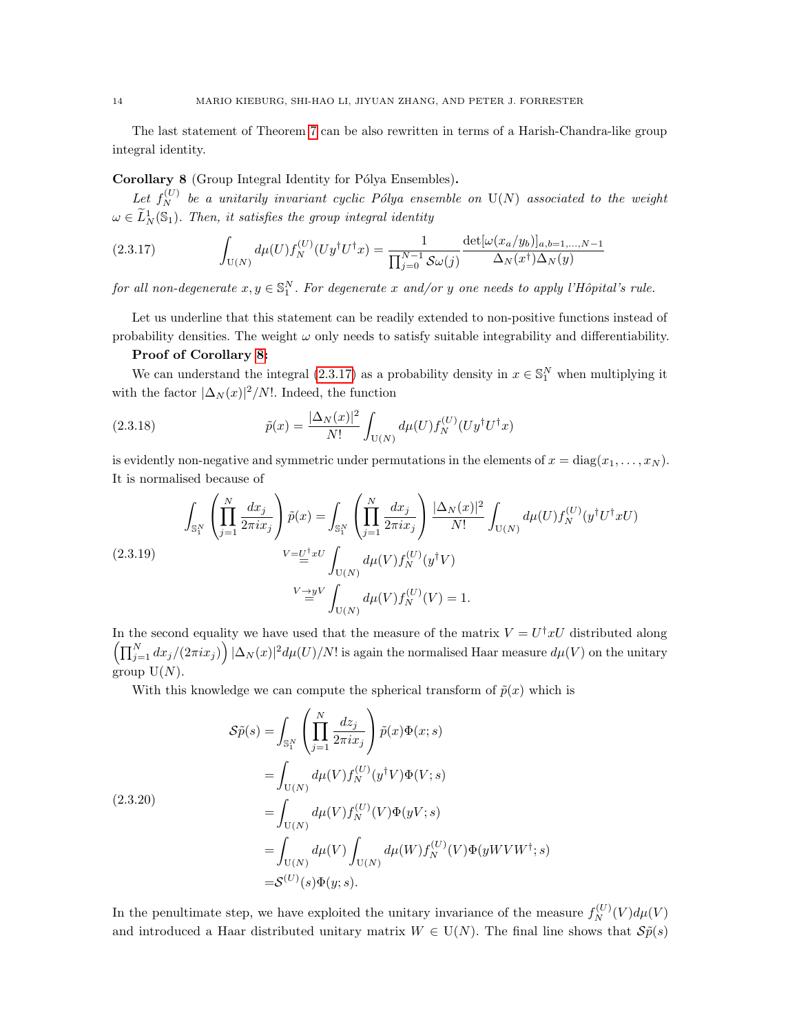The last statement of Theorem 7 can be also rewritten in terms of a Harish-Chandra-like group integral identity.

**Corollary 8** (Group Integral Identity for Pólya Ensembles)**.**

*Let $f_N^{(U)}$ be a unitarily invariant cyclic Pólya ensemble on $\mathrm{U}(N)$ associated to the weight $\omega \in \widetilde{L}^1_N(\mathbb{S}_1)$. Then, it satisfies the group integral identity*

$$
\int_{\mathrm{U}(N)} d\mu(U) f_N^{(U)}(Uy^\dagger U^\dagger x) = \frac{1}{\prod_{j=0}^{N-1}\mathcal{S}\omega(j)} \frac{\det[\omega(x_a/y_b)]_{a,b=1,\ldots,N-1}}{\Delta_N(x^\dagger)\Delta_N(y)} \tag{2.3.17}
$$

*for all non-degenerate $x, y \in \mathbb{S}_1^N$. For degenerate $x$ and/or $y$ one needs to apply l'Hôpital's rule.*

Let us underline that this statement can be readily extended to non-positive functions instead of probability densities. The weight $\omega$ only needs to satisfy suitable integrability and differentiability.

**Proof of Corollary 8:**

We can understand the integral (2.3.17) as a probability density in $x \in \mathbb{S}_1^N$ when multiplying it with the factor $|\Delta_N(x)|^2/N!$. Indeed, the function

$$
\tilde{p}(x) = \frac{|\Delta_N(x)|^2}{N!} \int_{\mathrm{U}(N)} d\mu(U) f_N^{(U)}(Uy^\dagger U^\dagger x) \tag{2.3.18}
$$

is evidently non-negative and symmetric under permutations in the elements of $x = \mathrm{diag}(x_1, \ldots, x_N)$. It is normalised because of

$$
\begin{aligned}
\int_{\mathbb{S}_1^N} \left(\prod_{j=1}^N \frac{dx_j}{2\pi i x_j}\right) \tilde{p}(x) &= \int_{\mathbb{S}_1^N} \left(\prod_{j=1}^N \frac{dx_j}{2\pi i x_j}\right) \frac{|\Delta_N(x)|^2}{N!} \int_{\mathrm{U}(N)} d\mu(U) f_N^{(U)}(y^\dagger U^\dagger x U) \\
&\overset{V=U^\dagger x U}{=} \int_{\mathrm{U}(N)} d\mu(V) f_N^{(U)}(y^\dagger V) \\
&\overset{V\to yV}{=} \int_{\mathrm{U}(N)} d\mu(V) f_N^{(U)}(V) = 1.
\end{aligned} \tag{2.3.19}
$$

In the second equality we have used that the measure of the matrix $V = U^\dagger x U$ distributed along $\left(\prod_{j=1}^N dx_j/(2\pi i x_j)\right) |\Delta_N(x)|^2 d\mu(U)/N!$ is again the normalised Haar measure $d\mu(V)$ on the unitary group $\mathrm{U}(N)$.

With this knowledge we can compute the spherical transform of $\tilde{p}(x)$ which is

$$
\begin{aligned}
\mathcal{S}\tilde{p}(s) &= \int_{\mathbb{S}_1^N} \left(\prod_{j=1}^N \frac{dz_j}{2\pi i x_j}\right) \tilde{p}(x)\Phi(x;s) \\
&= \int_{\mathrm{U}(N)} d\mu(V) f_N^{(U)}(y^\dagger V)\Phi(V;s) \\
&= \int_{\mathrm{U}(N)} d\mu(V) f_N^{(U)}(V)\Phi(yV;s) \\
&= \int_{\mathrm{U}(N)} d\mu(V) \int_{\mathrm{U}(N)} d\mu(W) f_N^{(U)}(V)\Phi(yWVW^\dagger;s) \\
&= \mathcal{S}^{(U)}(s)\Phi(y;s).
\end{aligned} \tag{2.3.20}
$$

In the penultimate step, we have exploited the unitary invariance of the measure $f_N^{(U)}(V)d\mu(V)$ and introduced a Haar distributed unitary matrix $W \in \mathrm{U}(N)$. The final line shows that $\mathcal{S}\tilde{p}(s)$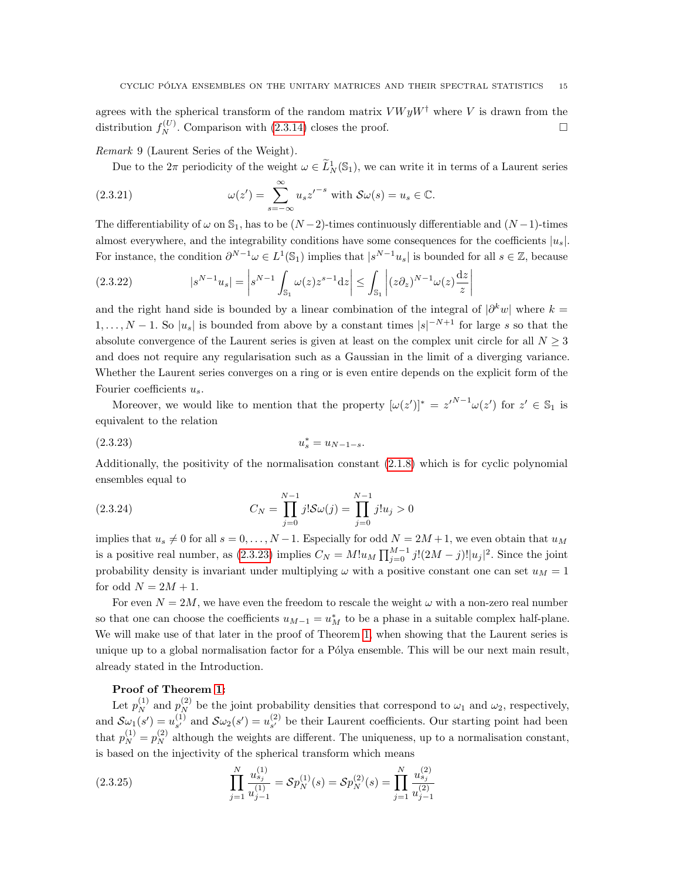agrees with the spherical transform of the random matrix $VWyW^\dagger$ where $V$ is drawn from the distribution $f_N^{(U)}$. Comparison with (2.3.14) closes the proof. □

*Remark* 9 (Laurent Series of the Weight).

Due to the $2\pi$ periodicity of the weight $\omega \in \widetilde{L}^1_N(\mathbb{S}_1)$, we can write it in terms of a Laurent series

$$\omega(z') = \sum_{s=-\infty}^{\infty} u_s z'^{-s} \text{ with } \mathcal{S}\omega(s) = u_s \in \mathbb{C}. \tag{2.3.21}$$

The differentiability of $\omega$ on $\mathbb{S}_1$, has to be $(N-2)$-times continuously differentiable and $(N-1)$-times almost everywhere, and the integrability conditions have some consequences for the coefficients $|u_s|$. For instance, the condition $\partial^{N-1}\omega \in L^1(\mathbb{S}_1)$ implies that $|s^{N-1}u_s|$ is bounded for all $s \in \mathbb{Z}$, because

$$|s^{N-1}u_s| = \left| s^{N-1}\int_{\mathbb{S}_1} \omega(z) z^{s-1} \mathrm{d}z \right| \leq \int_{\mathbb{S}_1} \left| (z\partial_z)^{N-1}\omega(z)\frac{\mathrm{d}z}{z} \right| \tag{2.3.22}$$

and the right hand side is bounded by a linear combination of the integral of $|\partial^k w|$ where $k = 1, \ldots, N-1$. So $|u_s|$ is bounded from above by a constant times $|s|^{-N+1}$ for large $s$ so that the absolute convergence of the Laurent series is given at least on the complex unit circle for all $N \geq 3$ and does not require any regularisation such as a Gaussian in the limit of a diverging variance. Whether the Laurent series converges on a ring or is even entire depends on the explicit form of the Fourier coefficients $u_s$.

Moreover, we would like to mention that the property $[\omega(z')]^* = z'^{N-1}\omega(z')$ for $z' \in \mathbb{S}_1$ is equivalent to the relation

$$u_s^* = u_{N-1-s}. \tag{2.3.23}$$

Additionally, the positivity of the normalisation constant (2.1.8) which is for cyclic polynomial ensembles equal to

$$C_N = \prod_{j=0}^{N-1} j!\mathcal{S}\omega(j) = \prod_{j=0}^{N-1} j! u_j > 0 \tag{2.3.24}$$

implies that $u_s \neq 0$ for all $s = 0, \ldots, N-1$. Especially for odd $N = 2M+1$, we even obtain that $u_M$ is a positive real number, as (2.3.23) implies $C_N = M! u_M \prod_{j=0}^{M-1} j!(2M-j)!|u_j|^2$. Since the joint probability density is invariant under multiplying $\omega$ with a positive constant one can set $u_M = 1$ for odd $N = 2M+1$.

For even $N = 2M$, we have even the freedom to rescale the weight $\omega$ with a non-zero real number so that one can choose the coefficients $u_{M-1} = u_M^*$ to be a phase in a suitable complex half-plane. We will make use of that later in the proof of Theorem 1, when showing that the Laurent series is unique up to a global normalisation factor for a Pólya ensemble. This will be our next main result, already stated in the Introduction.

**Proof of Theorem 1:**

Let $p_N^{(1)}$ and $p_N^{(2)}$ be the joint probability densities that correspond to $\omega_1$ and $\omega_2$, respectively, and $\mathcal{S}\omega_1(s') = u_{s'}^{(1)}$ and $\mathcal{S}\omega_2(s') = u_{s'}^{(2)}$ be their Laurent coefficients. Our starting point had been that $p_N^{(1)} = p_N^{(2)}$ although the weights are different. The uniqueness, up to a normalisation constant, is based on the injectivity of the spherical transform which means

$$\prod_{j=1}^{N} \frac{u_{s_j}^{(1)}}{u_{j-1}^{(1)}} = \mathcal{S}p_N^{(1)}(s) = \mathcal{S}p_N^{(2)}(s) = \prod_{j=1}^{N} \frac{u_{s_j}^{(2)}}{u_{j-1}^{(2)}} \tag{2.3.25}$$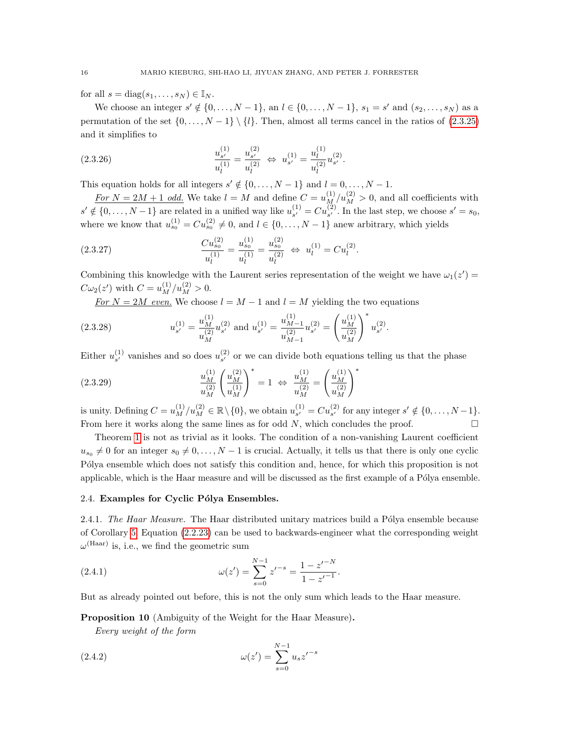for all $s = \operatorname{diag}(s_1, \ldots, s_N) \in \mathbb{I}_N$.

We choose an integer $s' \notin \{0, \ldots, N-1\}$, an $l \in \{0, \ldots, N-1\}$, $s_1 = s'$ and $(s_2, \ldots, s_N)$ as a permutation of the set $\{0, \ldots, N-1\} \setminus \{l\}$. Then, almost all terms cancel in the ratios of (2.3.25) and it simplifies to

$$\frac{u_{s'}^{(1)}}{u_l^{(1)}} = \frac{u_{s'}^{(2)}}{u_l^{(2)}} \ \Leftrightarrow\ u_{s'}^{(1)} = \frac{u_l^{(1)}}{u_l^{(2)}} u_{s'}^{(2)}. \tag{2.3.26}$$

This equation holds for all integers $s' \notin \{0, \ldots, N-1\}$ and $l = 0, \ldots, N-1$.

*For $N = 2M+1$ odd.* We take $l = M$ and define $C = u_M^{(1)}/u_M^{(2)} > 0$, and all coefficients with $s' \notin \{0, \ldots, N-1\}$ are related in a unified way like $u_{s'}^{(1)} = C u_{s'}^{(2)}$. In the last step, we choose $s' = s_0$, where we know that $u_{s_0}^{(1)} = C u_{s_0}^{(2)} \neq 0$, and $l \in \{0, \ldots, N-1\}$ anew arbitrary, which yields

$$\frac{C u_{s_0}^{(2)}}{u_l^{(1)}} = \frac{u_{s_0}^{(1)}}{u_l^{(1)}} = \frac{u_{s_0}^{(2)}}{u_l^{(2)}} \ \Leftrightarrow\ u_l^{(1)} = C u_l^{(2)}. \tag{2.3.27}$$

Combining this knowledge with the Laurent series representation of the weight we have $\omega_1(z') = C\omega_2(z')$ with $C = u_M^{(1)}/u_M^{(2)} > 0$.

*For $N = 2M$ even.* We choose $l = M-1$ and $l = M$ yielding the two equations

$$u_{s'}^{(1)} = \frac{u_M^{(1)}}{u_M^{(2)}} u_{s'}^{(2)} \text{ and } u_{s'}^{(1)} = \frac{u_{M-1}^{(1)}}{u_{M-1}^{(2)}} u_{s'}^{(2)} = \left(\frac{u_M^{(1)}}{u_M^{(2)}}\right)^* u_{s'}^{(2)}. \tag{2.3.28}$$

Either $u_{s'}^{(1)}$ vanishes and so does $u_{s'}^{(2)}$ or we can divide both equations telling us that the phase

$$\frac{u_M^{(1)}}{u_M^{(2)}} \left(\frac{u_M^{(2)}}{u_M^{(1)}}\right)^* = 1 \ \Leftrightarrow\ \frac{u_M^{(1)}}{u_M^{(2)}} = \left(\frac{u_M^{(1)}}{u_M^{(2)}}\right)^* \tag{2.3.29}$$

is unity. Defining $C = u_M^{(1)}/u_M^{(2)} \in \mathbb{R} \setminus \{0\}$, we obtain $u_{s'}^{(1)} = C u_{s'}^{(2)}$ for any integer $s' \notin \{0, \ldots, N-1\}$. From here it works along the same lines as for odd $N$, which concludes the proof. $\square$

Theorem 1 is not as trivial as it looks. The condition of a non-vanishing Laurent coefficient $u_{s_0} \neq 0$ for an integer $s_0 \neq 0, \ldots, N-1$ is crucial. Actually, it tells us that there is only one cyclic Pólya ensemble which does not satisfy this condition and, hence, for which this proposition is not applicable, which is the Haar measure and will be discussed as the first example of a Pólya ensemble.

### 2.4. Examples for Cyclic Pólya Ensembles.

2.4.1. *The Haar Measure.* The Haar distributed unitary matrices build a Pólya ensemble because of Corollary 5. Equation (2.2.23) can be used to backwards-engineer what the corresponding weight $\omega^{(\mathrm{Haar})}$ is, i.e., we find the geometric sum

$$\omega(z') = \sum_{s=0}^{N-1} z'^{-s} = \frac{1 - z'^{-N}}{1 - z'^{-1}}. \tag{2.4.1}$$

But as already pointed out before, this is not the only sum which leads to the Haar measure.

**Proposition 10** (Ambiguity of the Weight for the Haar Measure)**.**

*Every weight of the form*

$$\omega(z') = \sum_{s=0}^{N-1} u_s z'^{-s} \tag{2.4.2}$$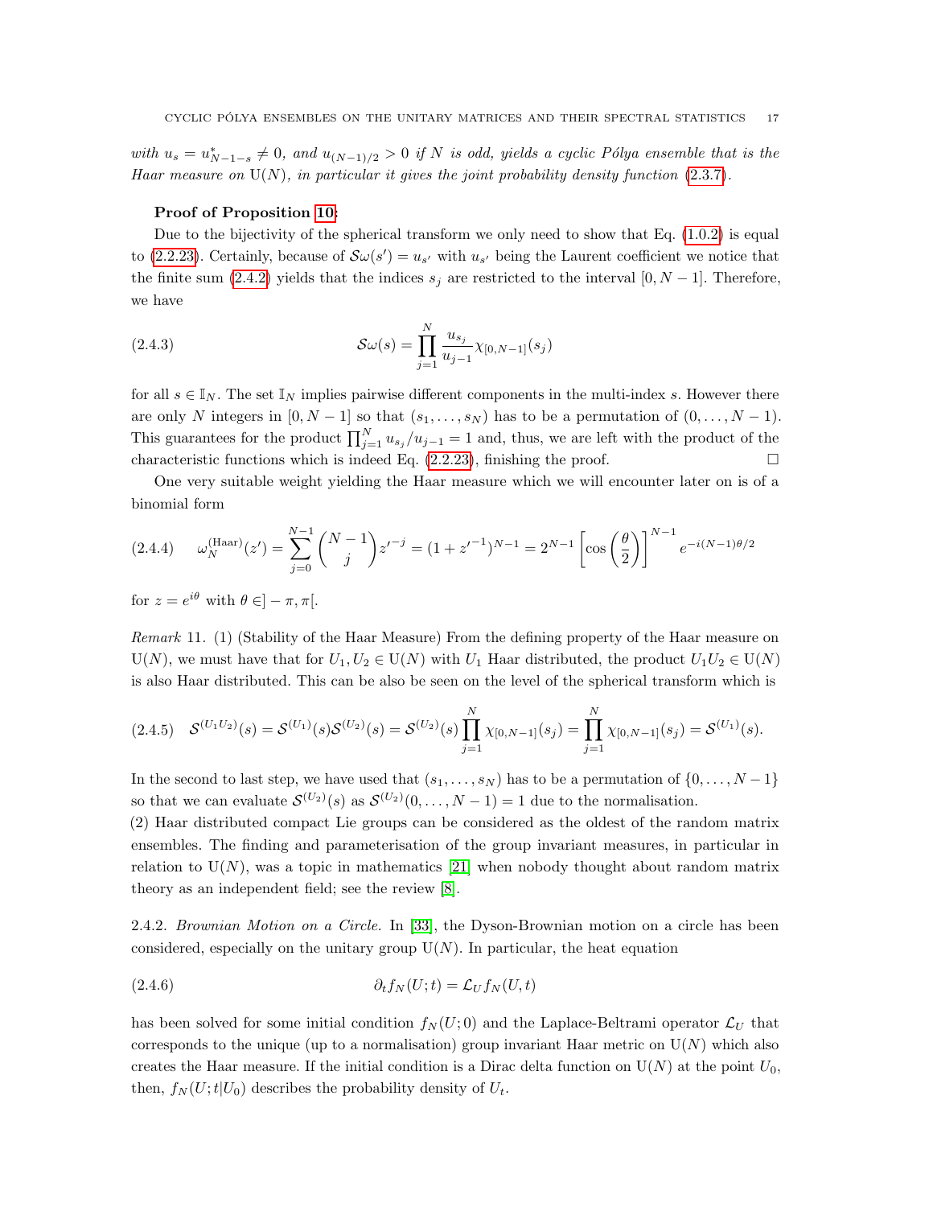*with $u_s = u^*_{N-1-s} \neq 0$, and $u_{(N-1)/2} > 0$ if $N$ is odd, yields a cyclic Pólya ensemble that is the Haar measure on $\mathrm{U}(N)$, in particular it gives the joint probability density function (2.3.7).*

**Proof of Proposition 10:**

Due to the bijectivity of the spherical transform we only need to show that Eq. (1.0.2) is equal to (2.2.23). Certainly, because of $\mathcal{S}\omega(s') = u_{s'}$ with $u_{s'}$ being the Laurent coefficient we notice that the finite sum (2.4.2) yields that the indices $s_j$ are restricted to the interval $[0, N-1]$. Therefore, we have

$$\mathcal{S}\omega(s) = \prod_{j=1}^{N} \frac{u_{s_j}}{u_{j-1}} \chi_{[0,N-1]}(s_j) \tag{2.4.3}$$

for all $s \in \mathbb{I}_N$. The set $\mathbb{I}_N$ implies pairwise different components in the multi-index $s$. However there are only $N$ integers in $[0, N-1]$ so that $(s_1, \ldots, s_N)$ has to be a permutation of $(0, \ldots, N-1)$. This guarantees for the product $\prod_{j=1}^{N} u_{s_j}/u_{j-1} = 1$ and, thus, we are left with the product of the characteristic functions which is indeed Eq. (2.2.23), finishing the proof. $\square$

One very suitable weight yielding the Haar measure which we will encounter later on is of a binomial form

$$\omega_N^{(\mathrm{Haar})}(z') = \sum_{j=0}^{N-1} \binom{N-1}{j} z'^{-j} = (1 + z'^{-1})^{N-1} = 2^{N-1} \left[\cos\left(\frac{\theta}{2}\right)\right]^{N-1} e^{-i(N-1)\theta/2} \tag{2.4.4}$$

for $z = e^{i\theta}$ with $\theta \in ]-\pi, \pi[$.

*Remark* 11. (1) (Stability of the Haar Measure) From the defining property of the Haar measure on $\mathrm{U}(N)$, we must have that for $U_1, U_2 \in \mathrm{U}(N)$ with $U_1$ Haar distributed, the product $U_1 U_2 \in \mathrm{U}(N)$ is also Haar distributed. This can be also be seen on the level of the spherical transform which is

$$\mathcal{S}^{(U_1U_2)}(s) = \mathcal{S}^{(U_1)}(s)\mathcal{S}^{(U_2)}(s) = \mathcal{S}^{(U_2)}(s) \prod_{j=1}^{N} \chi_{[0,N-1]}(s_j) = \prod_{j=1}^{N} \chi_{[0,N-1]}(s_j) = \mathcal{S}^{(U_1)}(s). \tag{2.4.5}$$

In the second to last step, we have used that $(s_1, \ldots, s_N)$ has to be a permutation of $\{0, \ldots, N-1\}$ so that we can evaluate $\mathcal{S}^{(U_2)}(s)$ as $\mathcal{S}^{(U_2)}(0, \ldots, N-1) = 1$ due to the normalisation.

(2) Haar distributed compact Lie groups can be considered as the oldest of the random matrix ensembles. The finding and parameterisation of the group invariant measures, in particular in relation to $\mathrm{U}(N)$, was a topic in mathematics [21] when nobody thought about random matrix theory as an independent field; see the review [8].

2.4.2. *Brownian Motion on a Circle.* In [33], the Dyson-Brownian motion on a circle has been considered, especially on the unitary group $\mathrm{U}(N)$. In particular, the heat equation

$$\partial_t f_N(U; t) = \mathcal{L}_U f_N(U, t) \tag{2.4.6}$$

has been solved for some initial condition $f_N(U; 0)$ and the Laplace-Beltrami operator $\mathcal{L}_U$ that corresponds to the unique (up to a normalisation) group invariant Haar metric on $\mathrm{U}(N)$ which also creates the Haar measure. If the initial condition is a Dirac delta function on $\mathrm{U}(N)$ at the point $U_0$, then, $f_N(U; t|U_0)$ describes the probability density of $U_t$.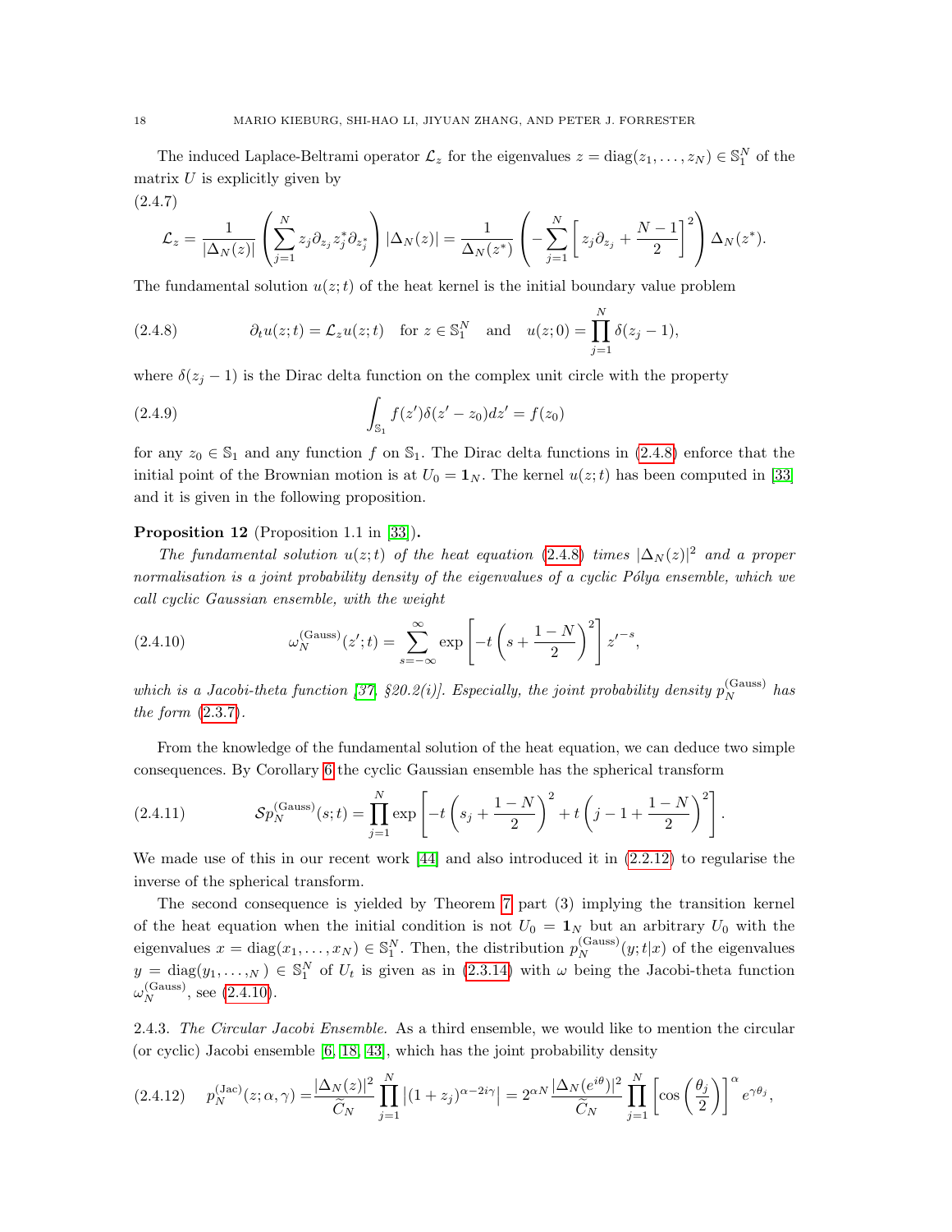The induced Laplace-Beltrami operator $\mathcal{L}_z$ for the eigenvalues $z = \operatorname{diag}(z_1, \ldots, z_N) \in \mathbb{S}_1^N$ of the matrix $U$ is explicitly given by

(2.4.7)
$$\mathcal{L}_z = \frac{1}{|\Delta_N(z)|} \left( \sum_{j=1}^{N} z_j \partial_{z_j} z_j^* \partial_{z_j^*} \right) |\Delta_N(z)| = \frac{1}{\Delta_N(z^*)} \left( -\sum_{j=1}^{N} \left[ z_j \partial_{z_j} + \frac{N-1}{2} \right]^2 \right) \Delta_N(z^*).$$

The fundamental solution $u(z;t)$ of the heat kernel is the initial boundary value problem

$$\partial_t u(z;t) = \mathcal{L}_z u(z;t) \quad \text{for } z \in \mathbb{S}_1^N \quad \text{and} \quad u(z;0) = \prod_{j=1}^{N} \delta(z_j - 1), \tag{2.4.8}$$

where $\delta(z_j - 1)$ is the Dirac delta function on the complex unit circle with the property

$$\int_{\mathbb{S}_1} f(z')\delta(z' - z_0) dz' = f(z_0) \tag{2.4.9}$$

for any $z_0 \in \mathbb{S}_1$ and any function $f$ on $\mathbb{S}_1$. The Dirac delta functions in (2.4.8) enforce that the initial point of the Brownian motion is at $U_0 = \mathbf{1}_N$. The kernel $u(z;t)$ has been computed in [33] and it is given in the following proposition.

**Proposition 12** (Proposition 1.1 in [33])**.**

*The fundamental solution $u(z;t)$ of the heat equation (2.4.8) times $|\Delta_N(z)|^2$ and a proper normalisation is a joint probability density of the eigenvalues of a cyclic Pólya ensemble, which we call cyclic Gaussian ensemble, with the weight*

$$\omega_N^{(\mathrm{Gauss})}(z';t) = \sum_{s=-\infty}^{\infty} \exp\left[ -t\left( s + \frac{1-N}{2} \right)^2 \right] z'^{-s}, \tag{2.4.10}$$

*which is a Jacobi-theta function [37, §20.2(i)]. Especially, the joint probability density $p_N^{(\mathrm{Gauss})}$ has the form (2.3.7).*

From the knowledge of the fundamental solution of the heat equation, we can deduce two simple consequences. By Corollary 6 the cyclic Gaussian ensemble has the spherical transform

$$\mathcal{S}p_N^{(\mathrm{Gauss})}(s;t) = \prod_{j=1}^{N} \exp\left[ -t\left( s_j + \frac{1-N}{2} \right)^2 + t\left( j - 1 + \frac{1-N}{2} \right)^2 \right]. \tag{2.4.11}$$

We made use of this in our recent work [44] and also introduced it in (2.2.12) to regularise the inverse of the spherical transform.

The second consequence is yielded by Theorem 7 part (3) implying the transition kernel of the heat equation when the initial condition is not $U_0 = \mathbf{1}_N$ but an arbitrary $U_0$ with the eigenvalues $x = \operatorname{diag}(x_1, \ldots, x_N) \in \mathbb{S}_1^N$. Then, the distribution $p_N^{(\mathrm{Gauss})}(y;t|x)$ of the eigenvalues $y = \operatorname{diag}(y_1, \ldots, {}_N) \in \mathbb{S}_1^N$ of $U_t$ is given as in (2.3.14) with $\omega$ being the Jacobi-theta function $\omega_N^{(\mathrm{Gauss})}$, see (2.4.10).

2.4.3. *The Circular Jacobi Ensemble.* As a third ensemble, we would like to mention the circular (or cyclic) Jacobi ensemble [6, 18, 43], which has the joint probability density

$$p_N^{(\mathrm{Jac})}(z;\alpha,\gamma) = \frac{|\Delta_N(z)|^2}{\widetilde{C}_N} \prod_{j=1}^{N} \left| (1+z_j)^{\alpha - 2i\gamma} \right| = 2^{\alpha N} \frac{|\Delta_N(e^{i\theta})|^2}{\widetilde{C}_N} \prod_{j=1}^{N} \left[ \cos\left( \frac{\theta_j}{2} \right) \right]^{\alpha} e^{\gamma \theta_j}, \tag{2.4.12}$$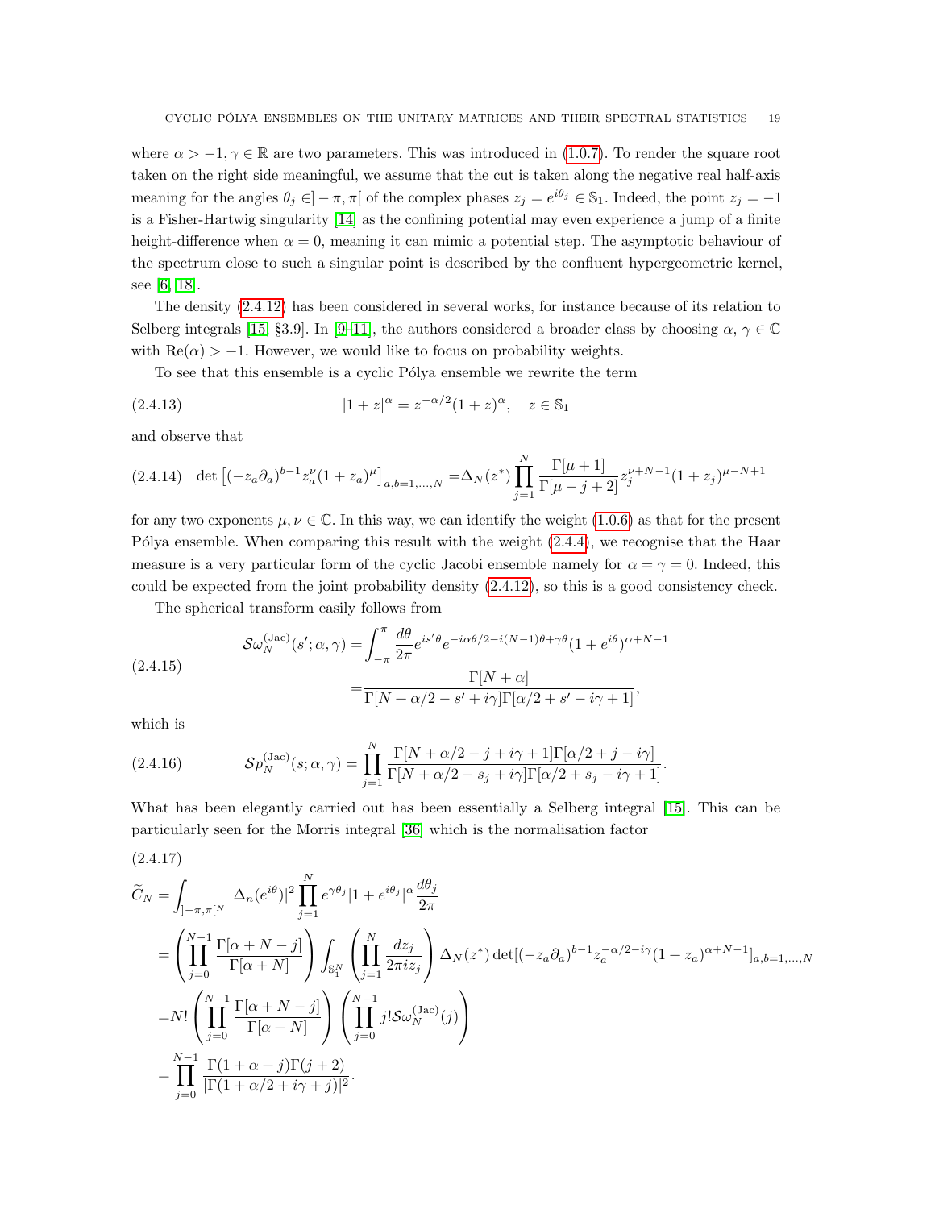where $\alpha > -1, \gamma \in \mathbb{R}$ are two parameters. This was introduced in (1.0.7). To render the square root taken on the right side meaningful, we assume that the cut is taken along the negative real half-axis meaning for the angles $\theta_j \in ]-\pi, \pi[$ of the complex phases $z_j = e^{i\theta_j} \in \mathbb{S}_1$. Indeed, the point $z_j = -1$ is a Fisher-Hartwig singularity [14] as the confining potential may even experience a jump of a finite height-difference when $\alpha = 0$, meaning it can mimic a potential step. The asymptotic behaviour of the spectrum close to such a singular point is described by the confluent hypergeometric kernel, see [6, 18].

The density (2.4.12) has been considered in several works, for instance because of its relation to Selberg integrals [15, §3.9]. In [9–11], the authors considered a broader class by choosing $\alpha, \gamma \in \mathbb{C}$ with $\mathrm{Re}(\alpha) > -1$. However, we would like to focus on probability weights.

To see that this ensemble is a cyclic Pólya ensemble we rewrite the term

$$|1+z|^\alpha = z^{-\alpha/2}(1+z)^\alpha, \quad z \in \mathbb{S}_1 \tag{2.4.13}$$

and observe that

$$\det\left[(-z_a\partial_a)^{b-1} z_a^\nu (1+z_a)^\mu\right]_{a,b=1,\ldots,N} = \Delta_N(z^*) \prod_{j=1}^N \frac{\Gamma[\mu+1]}{\Gamma[\mu-j+2]} z_j^{\nu+N-1}(1+z_j)^{\mu-N+1} \tag{2.4.14}$$

for any two exponents $\mu, \nu \in \mathbb{C}$. In this way, we can identify the weight (1.0.6) as that for the present Pólya ensemble. When comparing this result with the weight (2.4.4), we recognise that the Haar measure is a very particular form of the cyclic Jacobi ensemble namely for $\alpha = \gamma = 0$. Indeed, this could be expected from the joint probability density (2.4.12), so this is a good consistency check.

The spherical transform easily follows from

$$\begin{aligned}\mathcal{S}\omega_N^{(\mathrm{Jac})}(s';\alpha,\gamma) &= \int_{-\pi}^{\pi} \frac{d\theta}{2\pi} e^{is'\theta} e^{-i\alpha\theta/2 - i(N-1)\theta + \gamma\theta}(1+e^{i\theta})^{\alpha+N-1} \\ &= \frac{\Gamma[N+\alpha]}{\Gamma[N+\alpha/2-s'+i\gamma]\Gamma[\alpha/2+s'-i\gamma+1]},\end{aligned} \tag{2.4.15}$$

which is

$$\mathcal{S}p_N^{(\mathrm{Jac})}(s;\alpha,\gamma) = \prod_{j=1}^N \frac{\Gamma[N+\alpha/2-j+i\gamma+1]\Gamma[\alpha/2+j-i\gamma]}{\Gamma[N+\alpha/2-s_j+i\gamma]\Gamma[\alpha/2+s_j-i\gamma+1]}. \tag{2.4.16}$$

What has been elegantly carried out has been essentially a Selberg integral [15]. This can be particularly seen for the Morris integral [36] which is the normalisation factor

(2.4.17)

$$\begin{aligned}\widetilde{C}_N &= \int_{]-\pi,\pi[^N} |\Delta_n(e^{i\theta})|^2 \prod_{j=1}^N e^{\gamma\theta_j}|1+e^{i\theta_j}|^\alpha \frac{d\theta_j}{2\pi} \\ &= \left(\prod_{j=0}^{N-1} \frac{\Gamma[\alpha+N-j]}{\Gamma[\alpha+N]}\right) \int_{\mathbb{S}_1^N} \left(\prod_{j=1}^N \frac{dz_j}{2\pi i z_j}\right) \Delta_N(z^*) \det[(-z_a\partial_a)^{b-1} z_a^{-\alpha/2-i\gamma}(1+z_a)^{\alpha+N-1}]_{a,b=1,\ldots,N} \\ &= N! \left(\prod_{j=0}^{N-1} \frac{\Gamma[\alpha+N-j]}{\Gamma[\alpha+N]}\right)\left(\prod_{j=0}^{N-1} j!\,\mathcal{S}\omega_N^{(\mathrm{Jac})}(j)\right) \\ &= \prod_{j=0}^{N-1} \frac{\Gamma(1+\alpha+j)\Gamma(j+2)}{|\Gamma(1+\alpha/2+i\gamma+j)|^2}.\end{aligned}$$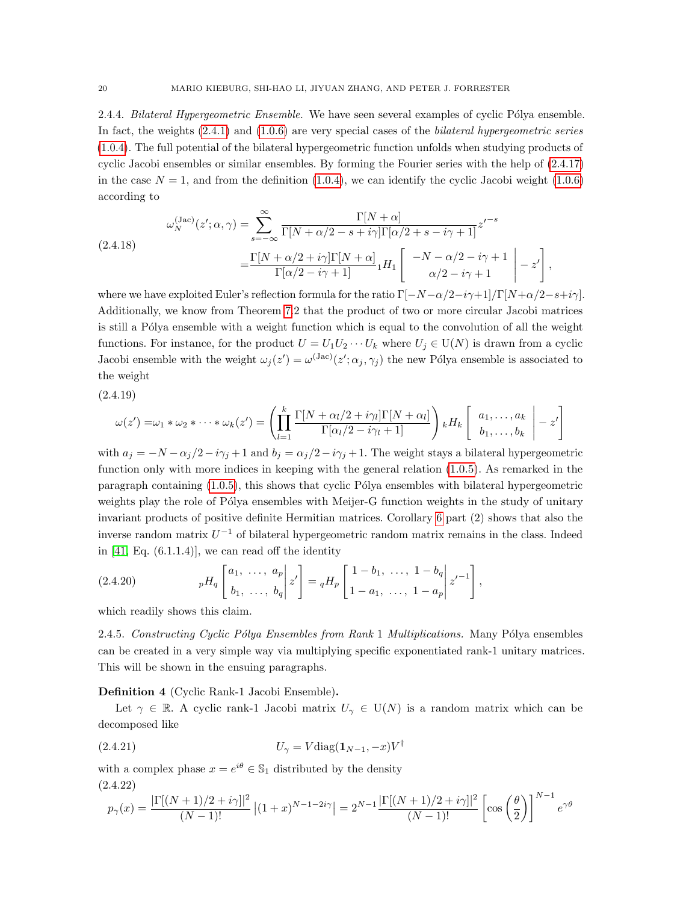2.4.4. *Bilateral Hypergeometric Ensemble.* We have seen several examples of cyclic Pólya ensemble. In fact, the weights (2.4.1) and (1.0.6) are very special cases of the *bilateral hypergeometric series* (1.0.4). The full potential of the bilateral hypergeometric function unfolds when studying products of cyclic Jacobi ensembles or similar ensembles. By forming the Fourier series with the help of (2.4.17) in the case $N = 1$, and from the definition (1.0.4), we can identify the cyclic Jacobi weight (1.0.6) according to

$$
\begin{aligned}
\omega_N^{(\mathrm{Jac})}(z';\alpha,\gamma) =& \sum_{s=-\infty}^{\infty} \frac{\Gamma[N+\alpha]}{\Gamma[N+\alpha/2-s+i\gamma]\Gamma[\alpha/2+s-i\gamma+1]} {z'}^{-s} \\
=& \frac{\Gamma[N+\alpha/2+i\gamma]\Gamma[N+\alpha]}{\Gamma[\alpha/2-i\gamma+1]} {}_1H_1\left[\begin{array}{c} -N-\alpha/2-i\gamma+1 \\ \alpha/2-i\gamma+1 \end{array}\middle| -z'\right],
\end{aligned}
\tag{2.4.18}
$$

where we have exploited Euler's reflection formula for the ratio $\Gamma[-N-\alpha/2-i\gamma+1]/\Gamma[N+\alpha/2-s+i\gamma]$. Additionally, we know from Theorem 7.2 that the product of two or more circular Jacobi matrices is still a Pólya ensemble with a weight function which is equal to the convolution of all the weight functions. For instance, for the product $U = U_1U_2\cdots U_k$ where $U_j \in \mathrm{U}(N)$ is drawn from a cyclic Jacobi ensemble with the weight $\omega_j(z') = \omega^{(\mathrm{Jac})}(z';\alpha_j,\gamma_j)$ the new Pólya ensemble is associated to the weight

$$
\omega(z') = \omega_1 * \omega_2 * \cdots * \omega_k(z') = \left(\prod_{l=1}^{k} \frac{\Gamma[N+\alpha_l/2+i\gamma_l]\Gamma[N+\alpha_l]}{\Gamma[\alpha_l/2-i\gamma_l+1]}\right) {}_kH_k\left[\begin{array}{c} a_1,\ldots,a_k \\ b_1,\ldots,b_k \end{array}\middle| -z'\right]
\tag{2.4.19}
$$

with $a_j = -N-\alpha_j/2-i\gamma_j+1$ and $b_j = \alpha_j/2-i\gamma_j+1$. The weight stays a bilateral hypergeometric function only with more indices in keeping with the general relation (1.0.5). As remarked in the paragraph containing (1.0.5), this shows that cyclic Pólya ensembles with bilateral hypergeometric weights play the role of Pólya ensembles with Meijer-G function weights in the study of unitary invariant products of positive definite Hermitian matrices. Corollary 6 part (2) shows that also the inverse random matrix $U^{-1}$ of bilateral hypergeometric random matrix remains in the class. Indeed in [41, Eq. (6.1.1.4)], we can read off the identity

$$
{}_pH_q\left[\begin{array}{c} a_1,\ \ldots,\ a_p \\ b_1,\ \ldots,\ b_q \end{array}\middle| z'\right] = {}_qH_p\left[\begin{array}{c} 1-b_1,\ \ldots,\ 1-b_q \\ 1-a_1,\ \ldots,\ 1-a_p \end{array}\middle| {z'}^{-1}\right],
\tag{2.4.20}
$$

which readily shows this claim.

2.4.5. *Constructing Cyclic Pólya Ensembles from Rank 1 Multiplications.* Many Pólya ensembles can be created in a very simple way via multiplying specific exponentiated rank-1 unitary matrices. This will be shown in the ensuing paragraphs.

**Definition 4** (Cyclic Rank-1 Jacobi Ensemble)**.**

Let $\gamma \in \mathbb{R}$. A cyclic rank-1 Jacobi matrix $U_\gamma \in \mathrm{U}(N)$ is a random matrix which can be decomposed like

$$
U_\gamma = V \mathrm{diag}(\mathbf{1}_{N-1}, -x) V^\dagger
\tag{2.4.21}
$$

with a complex phase $x = e^{i\theta} \in \mathbb{S}_1$ distributed by the density

$$
p_\gamma(x) = \frac{|\Gamma[(N+1)/2+i\gamma]|^2}{(N-1)!} \left|(1+x)^{N-1-2i\gamma}\right| = 2^{N-1}\frac{|\Gamma[(N+1)/2+i\gamma]|^2}{(N-1)!} \left[\cos\left(\frac{\theta}{2}\right)\right]^{N-1} e^{\gamma\theta}
\tag{2.4.22}
$$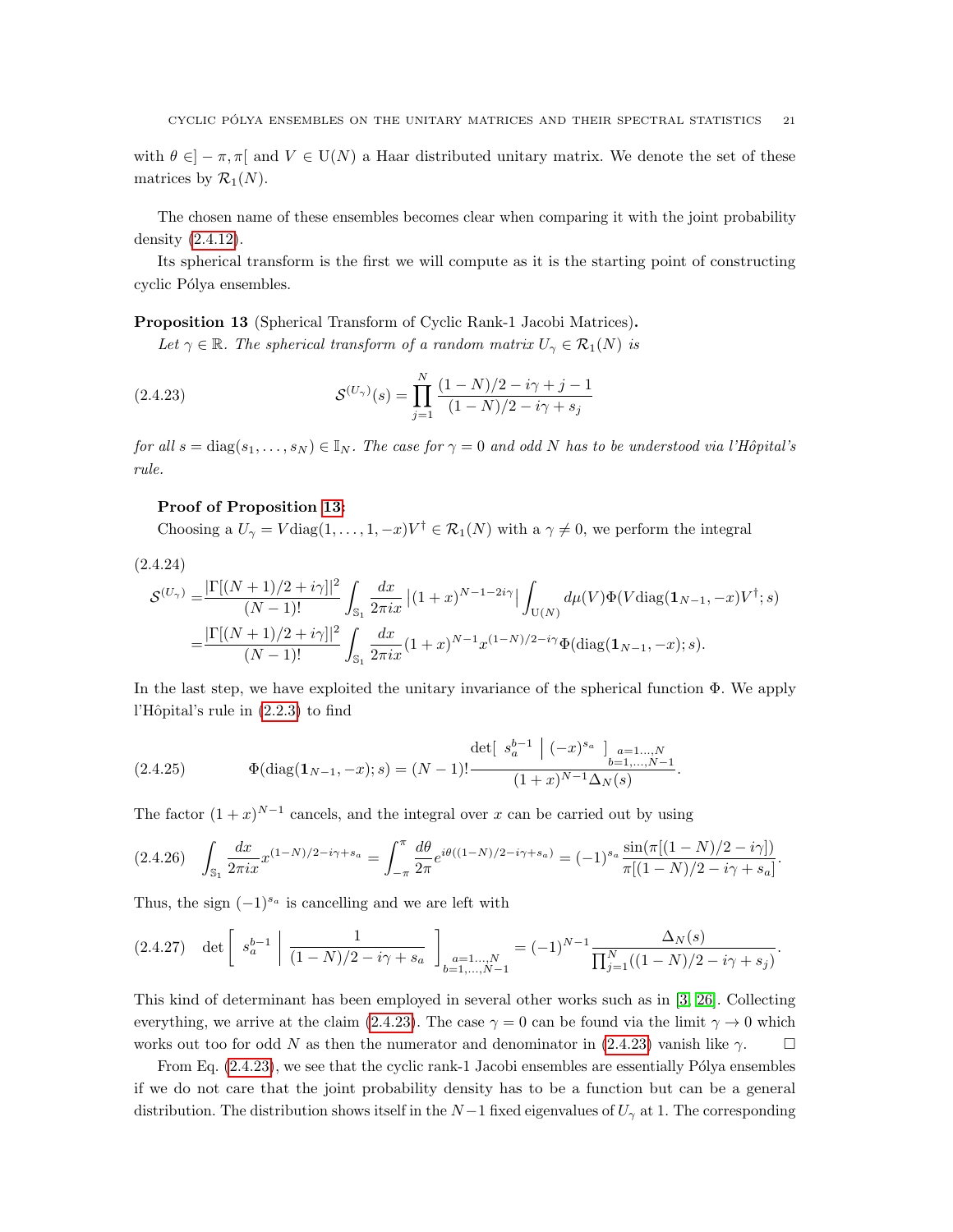with $\theta \in ]-\pi,\pi[$ and $V \in \mathrm{U}(N)$ a Haar distributed unitary matrix. We denote the set of these matrices by $\mathcal{R}_1(N)$.

The chosen name of these ensembles becomes clear when comparing it with the joint probability density (2.4.12).

Its spherical transform is the first we will compute as it is the starting point of constructing cyclic Pólya ensembles.

**Proposition 13** (Spherical Transform of Cyclic Rank-1 Jacobi Matrices)**.**
*Let $\gamma \in \mathbb{R}$. The spherical transform of a random matrix $U_\gamma \in \mathcal{R}_1(N)$ is*

$$\mathcal{S}^{(U_\gamma)}(s) = \prod_{j=1}^{N} \frac{(1-N)/2 - i\gamma + j - 1}{(1-N)/2 - i\gamma + s_j} \tag{2.4.23}$$

*for all $s = \mathrm{diag}(s_1,\ldots,s_N) \in \mathbb{I}_N$. The case for $\gamma = 0$ and odd $N$ has to be understood via l'Hôpital's rule.*

**Proof of Proposition 13:**
Choosing a $U_\gamma = V\mathrm{diag}(1,\ldots,1,-x)V^\dagger \in \mathcal{R}_1(N)$ with a $\gamma \neq 0$, we perform the integral

$$\begin{aligned}
\mathcal{S}^{(U_\gamma)} =& \frac{|\Gamma[(N+1)/2+i\gamma]|^2}{(N-1)!} \int_{\mathbb{S}_1} \frac{dx}{2\pi i x} \left|(1+x)^{N-1-2i\gamma}\right| \int_{\mathrm{U}(N)} d\mu(V) \Phi(V\mathrm{diag}(\mathbf{1}_{N-1},-x)V^\dagger; s) \\
=& \frac{|\Gamma[(N+1)/2+i\gamma]|^2}{(N-1)!} \int_{\mathbb{S}_1} \frac{dx}{2\pi i x} (1+x)^{N-1} x^{(1-N)/2-i\gamma} \Phi(\mathrm{diag}(\mathbf{1}_{N-1},-x); s).
\end{aligned} \tag{2.4.24}$$

In the last step, we have exploited the unitary invariance of the spherical function $\Phi$. We apply l'Hôpital's rule in (2.2.3) to find

$$\Phi(\mathrm{diag}(\mathbf{1}_{N-1},-x); s) = (N-1)! \frac{\det\left[\; s_a^{b-1} \;\middle|\; (-x)^{s_a} \;\right]_{\substack{a=1\ldots,N \\ b=1,\ldots,N-1}}}{(1+x)^{N-1}\Delta_N(s)}. \tag{2.4.25}$$

The factor $(1+x)^{N-1}$ cancels, and the integral over $x$ can be carried out by using

$$\int_{\mathbb{S}_1} \frac{dx}{2\pi i x} x^{(1-N)/2-i\gamma+s_a} = \int_{-\pi}^{\pi} \frac{d\theta}{2\pi} e^{i\theta((1-N)/2-i\gamma+s_a)} = (-1)^{s_a} \frac{\sin(\pi[(1-N)/2-i\gamma])}{\pi[(1-N)/2-i\gamma+s_a]}. \tag{2.4.26}$$

Thus, the sign $(-1)^{s_a}$ is cancelling and we are left with

$$\det\left[\; s_a^{b-1} \;\middle|\; \frac{1}{(1-N)/2-i\gamma+s_a} \;\right]_{\substack{a=1\ldots,N \\ b=1,\ldots,N-1}} = (-1)^{N-1} \frac{\Delta_N(s)}{\prod_{j=1}^N ((1-N)/2-i\gamma+s_j)}. \tag{2.4.27}$$

This kind of determinant has been employed in several other works such as in [3, 26]. Collecting everything, we arrive at the claim (2.4.23). The case $\gamma = 0$ can be found via the limit $\gamma \to 0$ which works out too for odd $N$ as then the numerator and denominator in (2.4.23) vanish like $\gamma$. $\square$

From Eq. (2.4.23), we see that the cyclic rank-1 Jacobi ensembles are essentially Pólya ensembles if we do not care that the joint probability density has to be a function but can be a general distribution. The distribution shows itself in the $N-1$ fixed eigenvalues of $U_\gamma$ at 1. The corresponding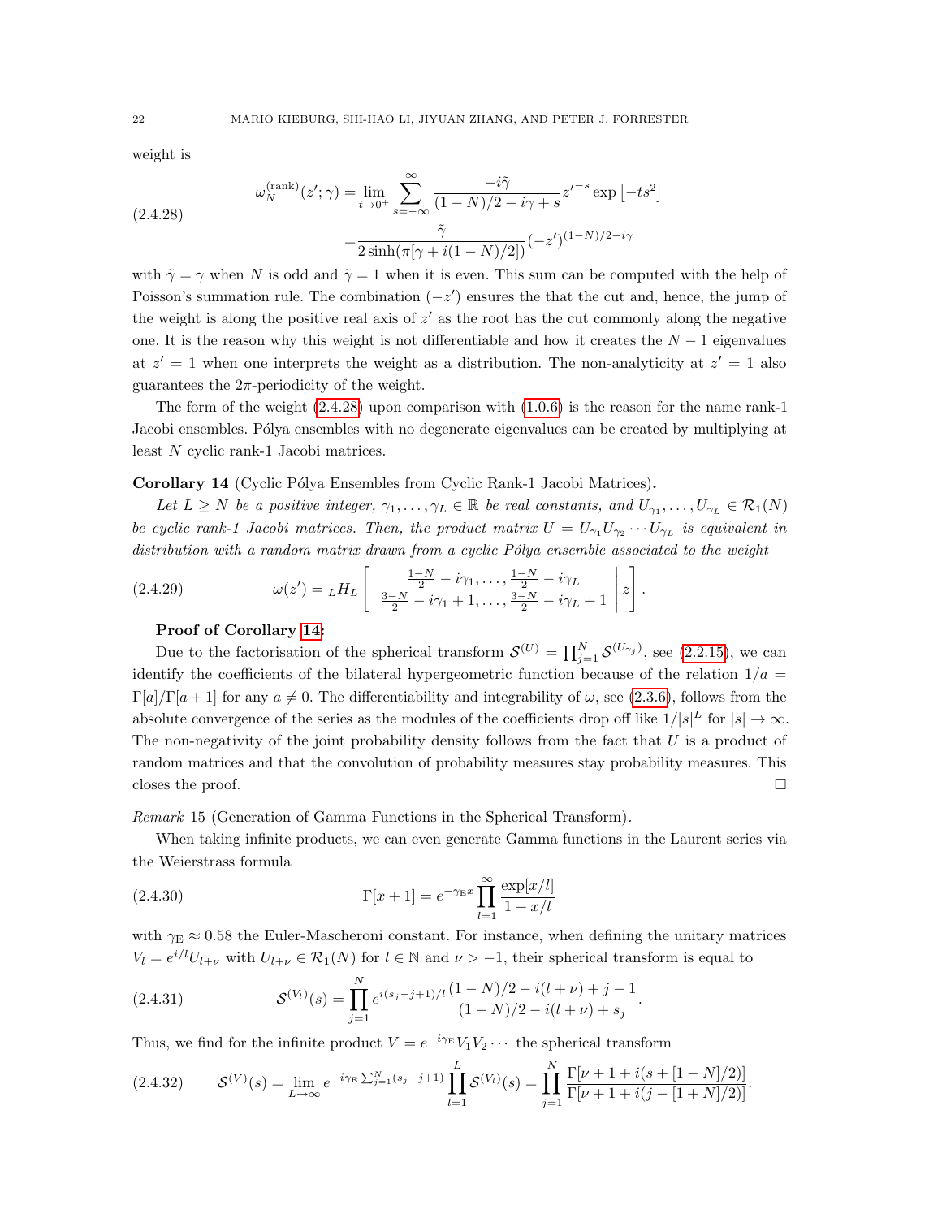weight is

$$
\begin{aligned}
\omega_N^{(\mathrm{rank})}(z';\gamma) &= \lim_{t\to 0^+} \sum_{s=-\infty}^{\infty} \frac{-i\tilde{\gamma}}{(1-N)/2 - i\gamma + s} z'^{-s} \exp\left[-ts^2\right] \\
&= \frac{\tilde{\gamma}}{2\sinh(\pi[\gamma + i(1-N)/2])} (-z')^{(1-N)/2 - i\gamma}
\end{aligned}
\tag{2.4.28}
$$

with $\tilde{\gamma} = \gamma$ when $N$ is odd and $\tilde{\gamma} = 1$ when it is even. This sum can be computed with the help of Poisson's summation rule. The combination $(-z')$ ensures the that the cut and, hence, the jump of the weight is along the positive real axis of $z'$ as the root has the cut commonly along the negative one. It is the reason why this weight is not differentiable and how it creates the $N-1$ eigenvalues at $z' = 1$ when one interprets the weight as a distribution. The non-analyticity at $z' = 1$ also guarantees the $2\pi$-periodicity of the weight.

The form of the weight (2.4.28) upon comparison with (1.0.6) is the reason for the name rank-1 Jacobi ensembles. Pólya ensembles with no degenerate eigenvalues can be created by multiplying at least $N$ cyclic rank-1 Jacobi matrices.

**Corollary 14** (Cyclic Pólya Ensembles from Cyclic Rank-1 Jacobi Matrices)**.**

*Let $L \geq N$ be a positive integer, $\gamma_1, \ldots, \gamma_L \in \mathbb{R}$ be real constants, and $U_{\gamma_1}, \ldots, U_{\gamma_L} \in \mathcal{R}_1(N)$ be cyclic rank-1 Jacobi matrices. Then, the product matrix $U = U_{\gamma_1} U_{\gamma_2} \cdots U_{\gamma_L}$ is equivalent in distribution with a random matrix drawn from a cyclic Pólya ensemble associated to the weight*

$$
\omega(z') = {}_L H_L \left[ \begin{array}{c} \frac{1-N}{2} - i\gamma_1, \ldots, \frac{1-N}{2} - i\gamma_L \\ \frac{3-N}{2} - i\gamma_1 + 1, \ldots, \frac{3-N}{2} - i\gamma_L + 1 \end{array} \middle| z \right].
\tag{2.4.29}
$$

**Proof of Corollary 14:**

Due to the factorisation of the spherical transform $\mathcal{S}^{(U)} = \prod_{j=1}^N \mathcal{S}^{(U_{\gamma_j})}$, see (2.2.15), we can identify the coefficients of the bilateral hypergeometric function because of the relation $1/a = \Gamma[a]/\Gamma[a+1]$ for any $a \neq 0$. The differentiability and integrability of $\omega$, see (2.3.6), follows from the absolute convergence of the series as the modules of the coefficients drop off like $1/|s|^L$ for $|s| \to \infty$. The non-negativity of the joint probability density follows from the fact that $U$ is a product of random matrices and that the convolution of probability measures stay probability measures. This closes the proof. $\square$

*Remark* 15 (Generation of Gamma Functions in the Spherical Transform).

When taking infinite products, we can even generate Gamma functions in the Laurent series via the Weierstrass formula

$$
\Gamma[x+1] = e^{-\gamma_{\mathrm{E}} x} \prod_{l=1}^{\infty} \frac{\exp[x/l]}{1 + x/l}
\tag{2.4.30}
$$

with $\gamma_{\mathrm{E}} \approx 0.58$ the Euler-Mascheroni constant. For instance, when defining the unitary matrices $V_l = e^{i/l} U_{l+\nu}$ with $U_{l+\nu} \in \mathcal{R}_1(N)$ for $l \in \mathbb{N}$ and $\nu > -1$, their spherical transform is equal to

$$
\mathcal{S}^{(V_l)}(s) = \prod_{j=1}^{N} e^{i(s_j - j + 1)/l} \frac{(1-N)/2 - i(l+\nu) + j - 1}{(1-N)/2 - i(l+\nu) + s_j}.
\tag{2.4.31}
$$

Thus, we find for the infinite product $V = e^{-i\gamma_{\mathrm{E}}} V_1 V_2 \cdots$ the spherical transform

$$
\mathcal{S}^{(V)}(s) = \lim_{L\to\infty} e^{-i\gamma_{\mathrm{E}} \sum_{j=1}^N (s_j - j + 1)} \prod_{l=1}^{L} \mathcal{S}^{(V_l)}(s) = \prod_{j=1}^{N} \frac{\Gamma[\nu + 1 + i(s + [1-N]/2)]}{\Gamma[\nu + 1 + i(j - [1+N]/2)]}.
\tag{2.4.32}
$$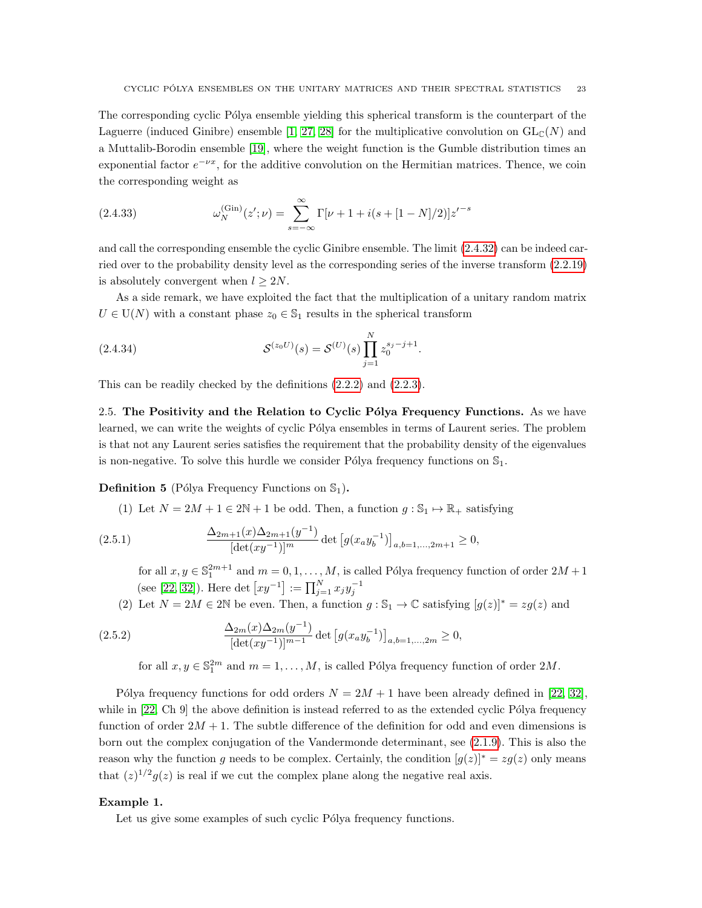The corresponding cyclic Pólya ensemble yielding this spherical transform is the counterpart of the Laguerre (induced Ginibre) ensemble [1, 27, 28] for the multiplicative convolution on $\mathrm{GL}_{\mathbb{C}}(N)$ and a Muttalib-Borodin ensemble [19], where the weight function is the Gumble distribution times an exponential factor $e^{-\nu x}$, for the additive convolution on the Hermitian matrices. Thence, we coin the corresponding weight as

$$\omega_N^{(\mathrm{Gin})}(z';\nu) = \sum_{s=-\infty}^{\infty} \Gamma[\nu + 1 + i(s + [1-N]/2)] z'^{-s} \tag{2.4.33}$$

and call the corresponding ensemble the cyclic Ginibre ensemble. The limit (2.4.32) can be indeed carried over to the probability density level as the corresponding series of the inverse transform (2.2.19) is absolutely convergent when $l \geq 2N$.

As a side remark, we have exploited the fact that the multiplication of a unitary random matrix $U \in \mathrm{U}(N)$ with a constant phase $z_0 \in \mathbb{S}_1$ results in the spherical transform

$$\mathcal{S}^{(z_0 U)}(s) = \mathcal{S}^{(U)}(s) \prod_{j=1}^{N} z_0^{s_j - j + 1}. \tag{2.4.34}$$

This can be readily checked by the definitions (2.2.2) and (2.2.3).

2.5. **The Positivity and the Relation to Cyclic Pólya Frequency Functions.** As we have learned, we can write the weights of cyclic Pólya ensembles in terms of Laurent series. The problem is that not any Laurent series satisfies the requirement that the probability density of the eigenvalues is non-negative. To solve this hurdle we consider Pólya frequency functions on $\mathbb{S}_1$.

**Definition 5** (Pólya Frequency Functions on $\mathbb{S}_1$)**.**

(1) Let $N = 2M + 1 \in 2\mathbb{N} + 1$ be odd. Then, a function $g : \mathbb{S}_1 \mapsto \mathbb{R}_+$ satisfying

$$\frac{\Delta_{2m+1}(x)\Delta_{2m+1}(y^{-1})}{[\det(xy^{-1})]^m} \det\left[g(x_a y_b^{-1})\right]_{a,b=1,\ldots,2m+1} \geq 0, \tag{2.5.1}$$

for all $x, y \in \mathbb{S}_1^{2m+1}$ and $m = 0, 1, \ldots, M$, is called Pólya frequency function of order $2M + 1$ (see [22, 32]). Here $\det\left[xy^{-1}\right] := \prod_{j=1}^{N} x_j y_j^{-1}$

(2) Let $N = 2M \in 2\mathbb{N}$ be even. Then, a function $g : \mathbb{S}_1 \to \mathbb{C}$ satisfying $[g(z)]^* = z g(z)$ and

$$\frac{\Delta_{2m}(x)\Delta_{2m}(y^{-1})}{[\det(xy^{-1})]^{m-1}} \det\left[g(x_a y_b^{-1})\right]_{a,b=1,\ldots,2m} \geq 0, \tag{2.5.2}$$

for all $x, y \in \mathbb{S}_1^{2m}$ and $m = 1, \ldots, M$, is called Pólya frequency function of order $2M$.

Pólya frequency functions for odd orders $N = 2M + 1$ have been already defined in [22, 32], while in [22, Ch 9] the above definition is instead referred to as the extended cyclic Pólya frequency function of order $2M + 1$. The subtle difference of the definition for odd and even dimensions is born out the complex conjugation of the Vandermonde determinant, see (2.1.9). This is also the reason why the function $g$ needs to be complex. Certainly, the condition $[g(z)]^* = z g(z)$ only means that $(z)^{1/2} g(z)$ is real if we cut the complex plane along the negative real axis.

**Example 1.**

Let us give some examples of such cyclic Pólya frequency functions.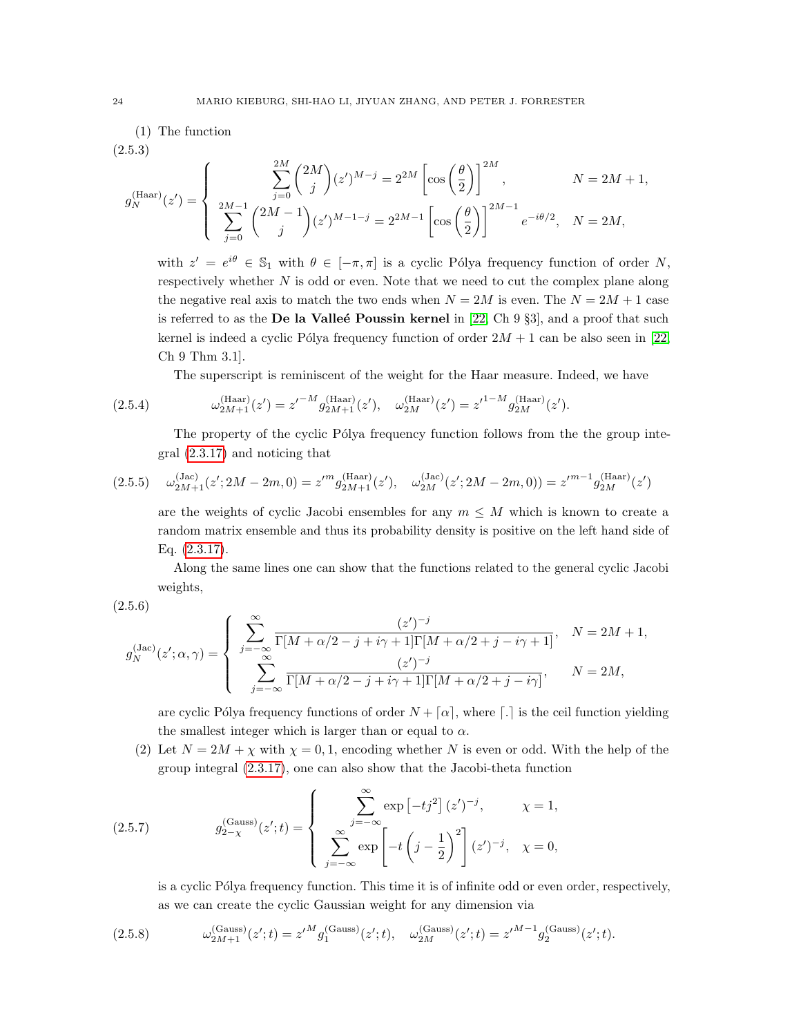(1) The function

$$
g_N^{(\mathrm{Haar})}(z') = \left\{ \begin{array}{ll} \displaystyle\sum_{j=0}^{2M} \binom{2M}{j} (z')^{M-j} = 2^{2M} \left[ \cos\left(\frac{\theta}{2}\right) \right]^{2M}, & N = 2M+1, \\ \displaystyle\sum_{j=0}^{2M-1} \binom{2M-1}{j} (z')^{M-1-j} = 2^{2M-1} \left[ \cos\left(\frac{\theta}{2}\right) \right]^{2M-1} e^{-i\theta/2}, & N = 2M, \end{array} \right. \tag{2.5.3}
$$

with $z' = e^{i\theta} \in \mathbb{S}_1$ with $\theta \in [-\pi, \pi]$ is a cyclic Pólya frequency function of order $N$, respectively whether $N$ is odd or even. Note that we need to cut the complex plane along the negative real axis to match the two ends when $N = 2M$ is even. The $N = 2M+1$ case is referred to as the **De la Valleé Poussin kernel** in [22, Ch 9 §3], and a proof that such kernel is indeed a cyclic Pólya frequency function of order $2M+1$ can be also seen in [22, Ch 9 Thm 3.1].

The superscript is reminiscent of the weight for the Haar measure. Indeed, we have

$$
\omega_{2M+1}^{(\mathrm{Haar})}(z') = z'^{-M} g_{2M+1}^{(\mathrm{Haar})}(z'), \quad \omega_{2M}^{(\mathrm{Haar})}(z') = z'^{1-M} g_{2M}^{(\mathrm{Haar})}(z'). \tag{2.5.4}
$$

The property of the cyclic Pólya frequency function follows from the the group integral (2.3.17) and noticing that

$$
\omega_{2M+1}^{(\mathrm{Jac})}(z'; 2M-2m, 0) = z'^{m} g_{2M+1}^{(\mathrm{Haar})}(z'), \quad \omega_{2M}^{(\mathrm{Jac})}(z'; 2M-2m, 0)) = z'^{m-1} g_{2M}^{(\mathrm{Haar})}(z') \tag{2.5.5}
$$

are the weights of cyclic Jacobi ensembles for any $m \leq M$ which is known to create a random matrix ensemble and thus its probability density is positive on the left hand side of Eq. (2.3.17).

Along the same lines one can show that the functions related to the general cyclic Jacobi weights,

$$
g_N^{(\mathrm{Jac})}(z'; \alpha, \gamma) = \left\{ \begin{array}{ll} \displaystyle\sum_{j=-\infty}^{\infty} \frac{(z')^{-j}}{\Gamma[M + \alpha/2 - j + i\gamma + 1]\Gamma[M + \alpha/2 + j - i\gamma + 1]}, & N = 2M+1, \\ \displaystyle\sum_{j=-\infty}^{\infty} \frac{(z')^{-j}}{\Gamma[M + \alpha/2 - j + i\gamma + 1]\Gamma[M + \alpha/2 + j - i\gamma]}, & N = 2M, \end{array} \right. \tag{2.5.6}
$$

are cyclic Pólya frequency functions of order $N + \lceil \alpha \rceil$, where $\lceil . \rceil$ is the ceil function yielding the smallest integer which is larger than or equal to $\alpha$.

(2) Let $N = 2M + \chi$ with $\chi = 0, 1$, encoding whether $N$ is even or odd. With the help of the group integral (2.3.17), one can also show that the Jacobi-theta function

$$
g_{2-\chi}^{(\mathrm{Gauss})}(z'; t) = \left\{ \begin{array}{ll} \displaystyle\sum_{j=-\infty}^{\infty} \exp\left[-tj^2\right] (z')^{-j}, & \chi = 1, \\ \displaystyle\sum_{j=-\infty}^{\infty} \exp\left[-t\left(j - \frac{1}{2}\right)^2\right] (z')^{-j}, & \chi = 0, \end{array} \right. \tag{2.5.7}
$$

is a cyclic Pólya frequency function. This time it is of infinite odd or even order, respectively, as we can create the cyclic Gaussian weight for any dimension via

$$
\omega_{2M+1}^{(\mathrm{Gauss})}(z'; t) = z'^{M} g_1^{(\mathrm{Gauss})}(z'; t), \quad \omega_{2M}^{(\mathrm{Gauss})}(z'; t) = z'^{M-1} g_2^{(\mathrm{Gauss})}(z'; t). \tag{2.5.8}
$$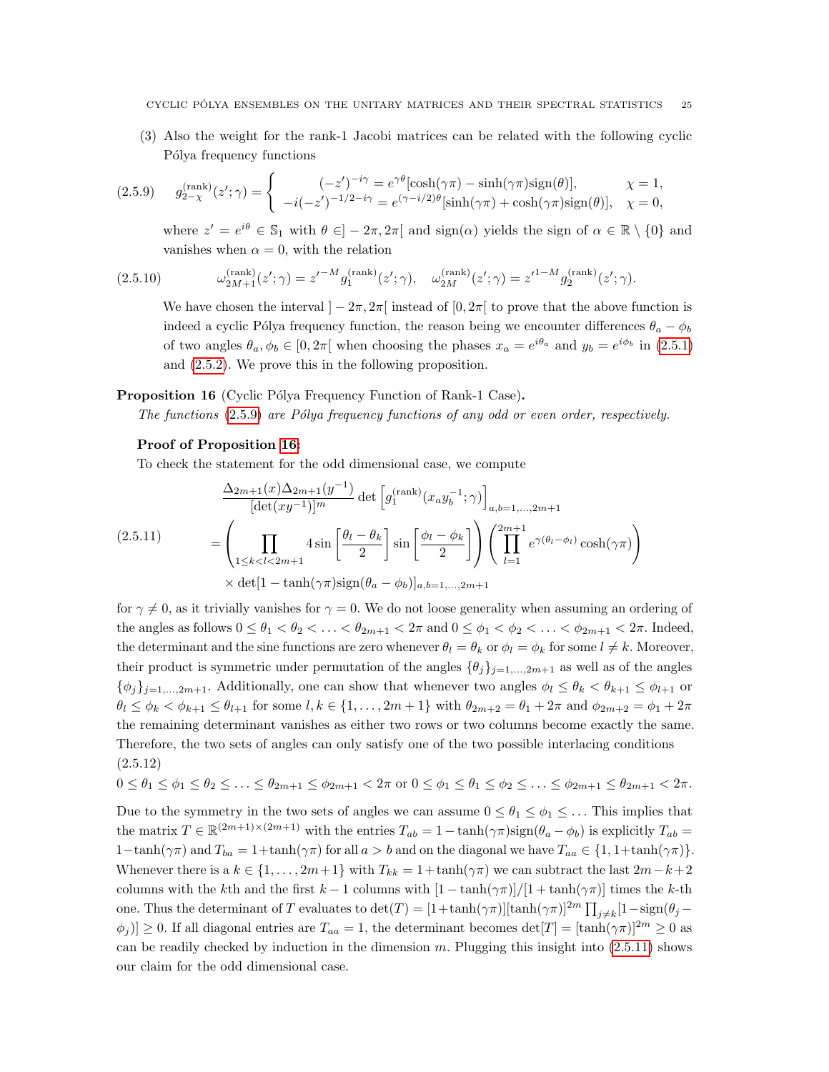(3) Also the weight for the rank-1 Jacobi matrices can be related with the following cyclic Pólya frequency functions

$$g_{2-\chi}^{(\mathrm{rank})}(z';\gamma) = \begin{cases} (-z')^{-i\gamma} = e^{\gamma\theta}[\cosh(\gamma\pi) - \sinh(\gamma\pi)\mathrm{sign}(\theta)], & \chi = 1, \\ -i(-z')^{-1/2-i\gamma} = e^{(\gamma - i/2)\theta}[\sinh(\gamma\pi) + \cosh(\gamma\pi)\mathrm{sign}(\theta)], & \chi = 0, \end{cases} \tag{2.5.9}$$

where $z' = e^{i\theta} \in \mathbb{S}_1$ with $\theta \in ]-2\pi, 2\pi[$ and $\mathrm{sign}(\alpha)$ yields the sign of $\alpha \in \mathbb{R} \setminus \{0\}$ and vanishes when $\alpha = 0$, with the relation

$$\omega_{2M+1}^{(\mathrm{rank})}(z';\gamma) = z'^{-M} g_1^{(\mathrm{rank})}(z';\gamma), \quad \omega_{2M}^{(\mathrm{rank})}(z';\gamma) = z'^{1-M} g_2^{(\mathrm{rank})}(z';\gamma). \tag{2.5.10}$$

We have chosen the interval $]-2\pi, 2\pi[$ instead of $[0, 2\pi[$ to prove that the above function is indeed a cyclic Pólya frequency function, the reason being we encounter differences $\theta_a - \phi_b$ of two angles $\theta_a, \phi_b \in [0, 2\pi[$ when choosing the phases $x_a = e^{i\theta_a}$ and $y_b = e^{i\phi_b}$ in (2.5.1) and (2.5.2). We prove this in the following proposition.

**Proposition 16** (Cyclic Pólya Frequency Function of Rank-1 Case)**.** *The functions (2.5.9) are Pólya frequency functions of any odd or even order, respectively.*

**Proof of Proposition 16:**

To check the statement for the odd dimensional case, we compute

$$\begin{aligned} &\frac{\Delta_{2m+1}(x)\Delta_{2m+1}(y^{-1})}{[\det(xy^{-1})]^m} \det\left[g_1^{(\mathrm{rank})}(x_a y_b^{-1};\gamma)\right]_{a,b=1,\ldots,2m+1} \\ &= \left(\prod_{1\leq k<l<2m+1} 4\sin\left[\frac{\theta_l - \theta_k}{2}\right]\sin\left[\frac{\phi_l - \phi_k}{2}\right]\right)\left(\prod_{l=1}^{2m+1} e^{\gamma(\theta_l - \phi_l)}\cosh(\gamma\pi)\right) \\ &\quad \times \det[1 - \tanh(\gamma\pi)\mathrm{sign}(\theta_a - \phi_b)]_{a,b=1,\ldots,2m+1} \end{aligned} \tag{2.5.11}$$

for $\gamma \neq 0$, as it trivially vanishes for $\gamma = 0$. We do not loose generality when assuming an ordering of the angles as follows $0 \leq \theta_1 < \theta_2 < \ldots < \theta_{2m+1} < 2\pi$ and $0 \leq \phi_1 < \phi_2 < \ldots < \phi_{2m+1} < 2\pi$. Indeed, the determinant and the sine functions are zero whenever $\theta_l = \theta_k$ or $\phi_l = \phi_k$ for some $l \neq k$. Moreover, their product is symmetric under permutation of the angles $\{\theta_j\}_{j=1,\ldots,2m+1}$ as well as of the angles $\{\phi_j\}_{j=1,\ldots,2m+1}$. Additionally, one can show that whenever two angles $\phi_l \leq \theta_k < \theta_{k+1} \leq \phi_{l+1}$ or $\theta_l \leq \phi_k < \phi_{k+1} \leq \theta_{l+1}$ for some $l, k \in \{1, \ldots, 2m+1\}$ with $\theta_{2m+2} = \theta_1 + 2\pi$ and $\phi_{2m+2} = \phi_1 + 2\pi$ the remaining determinant vanishes as either two rows or two columns become exactly the same. Therefore, the two sets of angles can only satisfy one of the two possible interlacing conditions

$$0 \leq \theta_1 \leq \phi_1 \leq \theta_2 \leq \ldots \leq \theta_{2m+1} \leq \phi_{2m+1} < 2\pi \text{ or } 0 \leq \phi_1 \leq \theta_1 \leq \phi_2 \leq \ldots \leq \phi_{2m+1} \leq \theta_{2m+1} < 2\pi. \tag{2.5.12}$$

Due to the symmetry in the two sets of angles we can assume $0 \leq \theta_1 \leq \phi_1 \leq \ldots$ This implies that the matrix $T \in \mathbb{R}^{(2m+1)\times(2m+1)}$ with the entries $T_{ab} = 1 - \tanh(\gamma\pi)\mathrm{sign}(\theta_a - \phi_b)$ is explicitly $T_{ab} = 1 - \tanh(\gamma\pi)$ and $T_{ba} = 1 + \tanh(\gamma\pi)$ for all $a > b$ and on the diagonal we have $T_{aa} \in \{1, 1 + \tanh(\gamma\pi)\}$. Whenever there is a $k \in \{1, \ldots, 2m+1\}$ with $T_{kk} = 1 + \tanh(\gamma\pi)$ we can subtract the last $2m - k + 2$ columns with the $k$th and the first $k-1$ columns with $[1 - \tanh(\gamma\pi)]/[1 + \tanh(\gamma\pi)]$ times the $k$-th one. Thus the determinant of $T$ evaluates to $\det(T) = [1 + \tanh(\gamma\pi)][\tanh(\gamma\pi)]^{2m}\prod_{j\neq k}[1 - \mathrm{sign}(\theta_j - \phi_j)] \geq 0$. If all diagonal entries are $T_{aa} = 1$, the determinant becomes $\det[T] = [\tanh(\gamma\pi)]^{2m} \geq 0$ as can be readily checked by induction in the dimension $m$. Plugging this insight into (2.5.11) shows our claim for the odd dimensional case.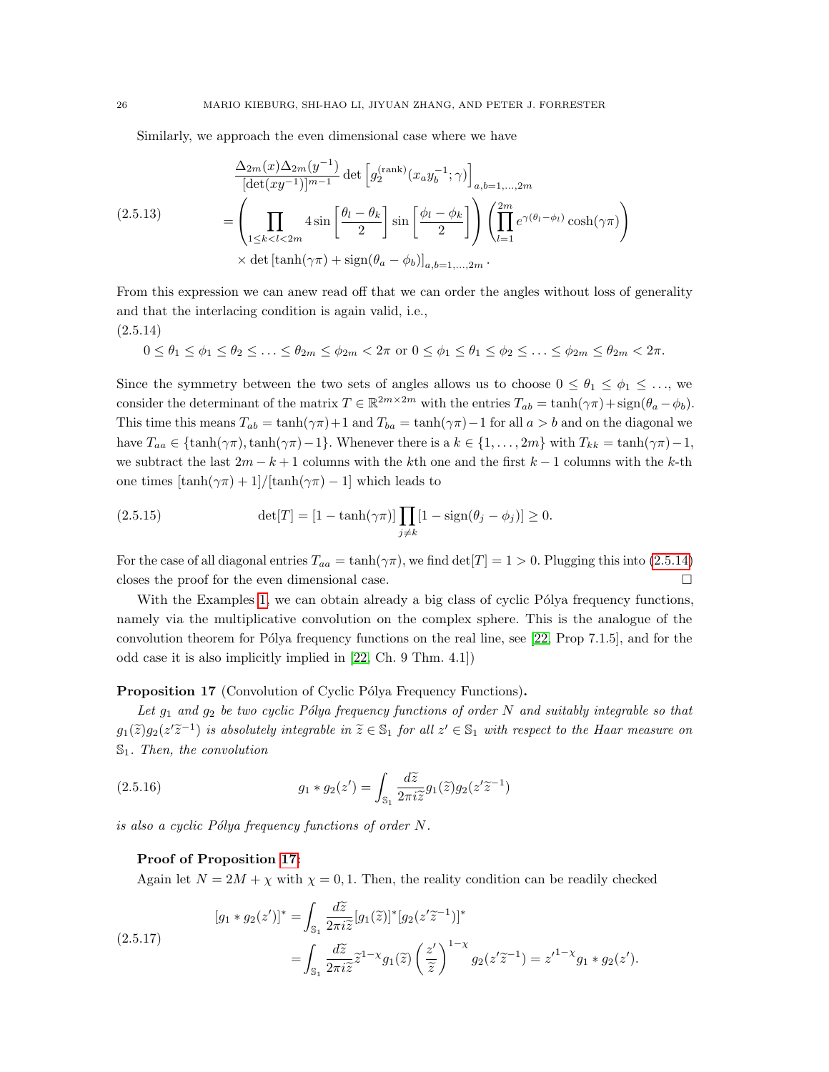Similarly, we approach the even dimensional case where we have

$$
\begin{aligned}
&\frac{\Delta_{2m}(x)\Delta_{2m}(y^{-1})}{[\det(xy^{-1})]^{m-1}}\det\left[g_2^{(\mathrm{rank})}(x_a y_b^{-1};\gamma)\right]_{a,b=1,\ldots,2m}\\
&=\left(\prod_{1\leq k<l<2m}4\sin\left[\frac{\theta_l-\theta_k}{2}\right]\sin\left[\frac{\phi_l-\phi_k}{2}\right]\right)\left(\prod_{l=1}^{2m}e^{\gamma(\theta_l-\phi_l)}\cosh(\gamma\pi)\right)\\
&\quad\times\det\left[\tanh(\gamma\pi)+\mathrm{sign}(\theta_a-\phi_b)\right]_{a,b=1,\ldots,2m}.
\end{aligned}\tag{2.5.13}
$$

From this expression we can anew read off that we can order the angles without loss of generality and that the interlacing condition is again valid, i.e.,

$$
0\leq\theta_1\leq\phi_1\leq\theta_2\leq\ldots\leq\theta_{2m}\leq\phi_{2m}<2\pi\ \text{or}\ 0\leq\phi_1\leq\theta_1\leq\phi_2\leq\ldots\leq\phi_{2m}\leq\theta_{2m}<2\pi.\tag{2.5.14}
$$

Since the symmetry between the two sets of angles allows us to choose $0\leq\theta_1\leq\phi_1\leq\ldots$, we consider the determinant of the matrix $T\in\mathbb{R}^{2m\times 2m}$ with the entries $T_{ab}=\tanh(\gamma\pi)+\mathrm{sign}(\theta_a-\phi_b)$. This time this means $T_{ab}=\tanh(\gamma\pi)+1$ and $T_{ba}=\tanh(\gamma\pi)-1$ for all $a>b$ and on the diagonal we have $T_{aa}\in\{\tanh(\gamma\pi),\tanh(\gamma\pi)-1\}$. Whenever there is a $k\in\{1,\ldots,2m\}$ with $T_{kk}=\tanh(\gamma\pi)-1$, we subtract the last $2m-k+1$ columns with the $k$th one and the first $k-1$ columns with the $k$-th one times $[\tanh(\gamma\pi)+1]/[\tanh(\gamma\pi)-1]$ which leads to

$$
\det[T]=[1-\tanh(\gamma\pi)]\prod_{j\neq k}[1-\mathrm{sign}(\theta_j-\phi_j)]\geq 0.\tag{2.5.15}
$$

For the case of all diagonal entries $T_{aa}=\tanh(\gamma\pi)$, we find $\det[T]=1>0$. Plugging this into (2.5.14) closes the proof for the even dimensional case. $\square$

With the Examples 1, we can obtain already a big class of cyclic Pólya frequency functions, namely via the multiplicative convolution on the complex sphere. This is the analogue of the convolution theorem for Pólya frequency functions on the real line, see [22, Prop 7.1.5], and for the odd case it is also implicitly implied in [22, Ch. 9 Thm. 4.1])

**Proposition 17** (Convolution of Cyclic Pólya Frequency Functions)**.**

*Let $g_1$ and $g_2$ be two cyclic Pólya frequency functions of order $N$ and suitably integrable so that $g_1(\widetilde{z})g_2(z'\widetilde{z}^{-1})$ is absolutely integrable in $\widetilde{z}\in\mathbb{S}_1$ for all $z'\in\mathbb{S}_1$ with respect to the Haar measure on $\mathbb{S}_1$. Then, the convolution*

$$
g_1*g_2(z')=\int_{\mathbb{S}_1}\frac{d\widetilde{z}}{2\pi i\widetilde{z}}g_1(\widetilde{z})g_2(z'\widetilde{z}^{-1})\tag{2.5.16}
$$

*is also a cyclic Pólya frequency functions of order $N$.*

**Proof of Proposition 17:**

Again let $N=2M+\chi$ with $\chi=0,1$. Then, the reality condition can be readily checked

$$
\begin{aligned}
[g_1*g_2(z')]^*&=\int_{\mathbb{S}_1}\frac{d\widetilde{z}}{2\pi i\widetilde{z}}[g_1(\widetilde{z})]^*[g_2(z'\widetilde{z}^{-1})]^*\\
&=\int_{\mathbb{S}_1}\frac{d\widetilde{z}}{2\pi i\widetilde{z}}\widetilde{z}^{1-\chi}g_1(\widetilde{z})\left(\frac{z'}{\widetilde{z}}\right)^{1-\chi}g_2(z'\widetilde{z}^{-1})={z'}^{1-\chi}g_1*g_2(z').
\end{aligned}\tag{2.5.17}
$$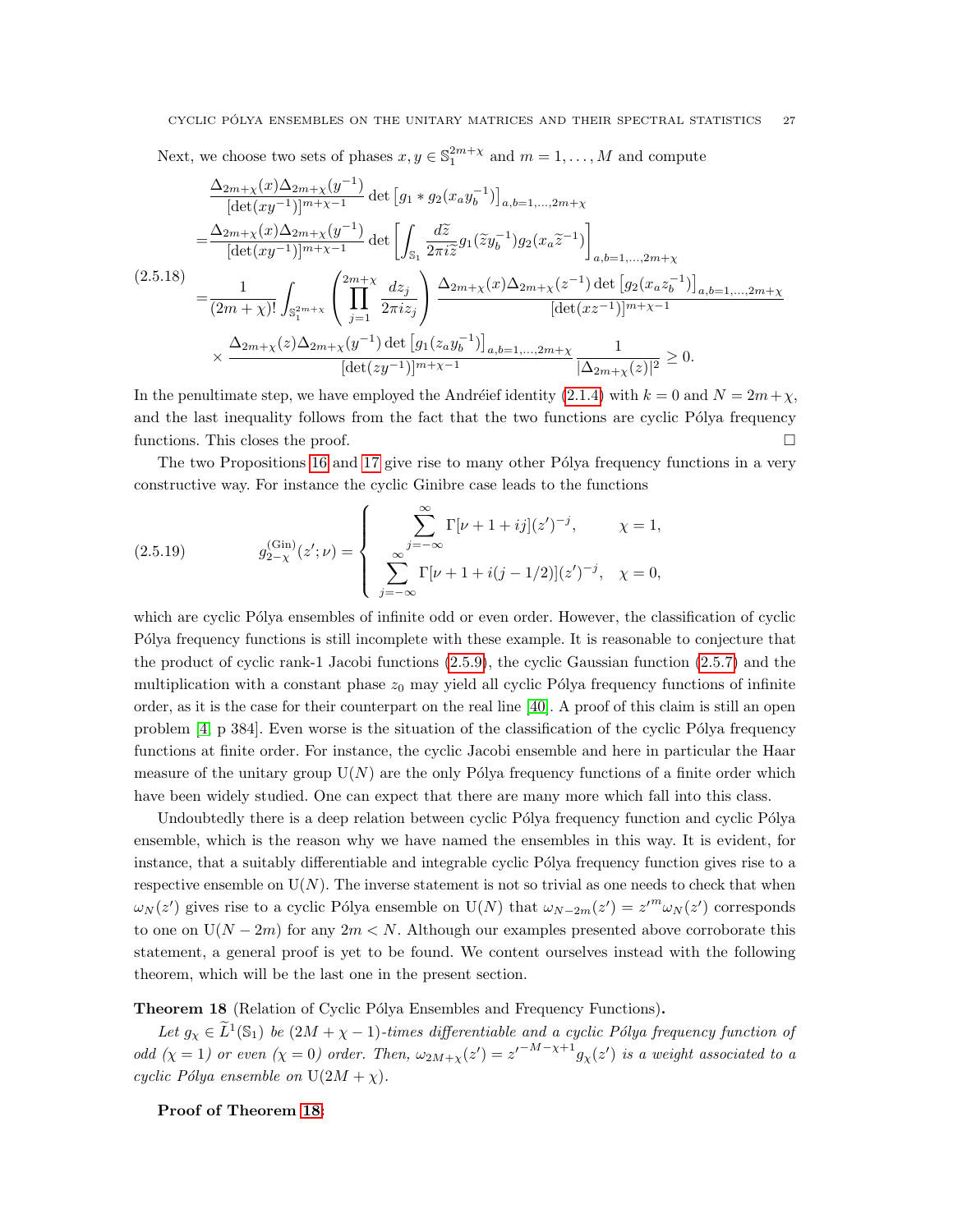Next, we choose two sets of phases $x, y \in \mathbb{S}_1^{2m+\chi}$ and $m = 1, \ldots, M$ and compute

$$
\begin{aligned}
&\frac{\Delta_{2m+\chi}(x)\Delta_{2m+\chi}(y^{-1})}{[\det(xy^{-1})]^{m+\chi-1}} \det\left[g_1 * g_2(x_a y_b^{-1})\right]_{a,b=1,\ldots,2m+\chi} \\
=&\frac{\Delta_{2m+\chi}(x)\Delta_{2m+\chi}(y^{-1})}{[\det(xy^{-1})]^{m+\chi-1}} \det\left[\int_{\mathbb{S}_1} \frac{d\widetilde{z}}{2\pi i \widetilde{z}} g_1(\widetilde{z} y_b^{-1}) g_2(x_a \widetilde{z}^{-1})\right]_{a,b=1,\ldots,2m+\chi} \\
=&\frac{1}{(2m+\chi)!}\int_{\mathbb{S}_1^{2m+\chi}} \left(\prod_{j=1}^{2m+\chi} \frac{dz_j}{2\pi i z_j}\right) \frac{\Delta_{2m+\chi}(x)\Delta_{2m+\chi}(z^{-1})\det\left[g_2(x_a z_b^{-1})\right]_{a,b=1,\ldots,2m+\chi}}{[\det(xz^{-1})]^{m+\chi-1}} \\
&\times \frac{\Delta_{2m+\chi}(z)\Delta_{2m+\chi}(y^{-1})\det\left[g_1(z_a y_b^{-1})\right]_{a,b=1,\ldots,2m+\chi}}{[\det(zy^{-1})]^{m+\chi-1}} \frac{1}{|\Delta_{2m+\chi}(z)|^2} \geq 0.
\end{aligned}
\tag{2.5.18}
$$

In the penultimate step, we have employed the Andréief identity (2.1.4) with $k = 0$ and $N = 2m+\chi$, and the last inequality follows from the fact that the two functions are cyclic Pólya frequency functions. This closes the proof. $\square$

The two Propositions 16 and 17 give rise to many other Pólya frequency functions in a very constructive way. For instance the cyclic Ginibre case leads to the functions

$$
g_{2-\chi}^{(\mathrm{Gin})}(z';\nu) = \left\{ \begin{array}{ll} \displaystyle\sum_{j=-\infty}^{\infty} \Gamma[\nu+1+ij](z')^{-j}, & \chi = 1, \\ \displaystyle\sum_{j=-\infty}^{\infty} \Gamma[\nu+1+i(j-1/2)](z')^{-j}, & \chi = 0, \end{array} \right.
\tag{2.5.19}
$$

which are cyclic Pólya ensembles of infinite odd or even order. However, the classification of cyclic Pólya frequency functions is still incomplete with these example. It is reasonable to conjecture that the product of cyclic rank-1 Jacobi functions (2.5.9), the cyclic Gaussian function (2.5.7) and the multiplication with a constant phase $z_0$ may yield all cyclic Pólya frequency functions of infinite order, as it is the case for their counterpart on the real line [40]. A proof of this claim is still an open problem [4, p 384]. Even worse is the situation of the classification of the cyclic Pólya frequency functions at finite order. For instance, the cyclic Jacobi ensemble and here in particular the Haar measure of the unitary group $\mathrm{U}(N)$ are the only Pólya frequency functions of a finite order which have been widely studied. One can expect that there are many more which fall into this class.

Undoubtedly there is a deep relation between cyclic Pólya frequency function and cyclic Pólya ensemble, which is the reason why we have named the ensembles in this way. It is evident, for instance, that a suitably differentiable and integrable cyclic Pólya frequency function gives rise to a respective ensemble on $\mathrm{U}(N)$. The inverse statement is not so trivial as one needs to check that when $\omega_N(z')$ gives rise to a cyclic Pólya ensemble on $\mathrm{U}(N)$ that $\omega_{N-2m}(z') = z'^m \omega_N(z')$ corresponds to one on $\mathrm{U}(N-2m)$ for any $2m < N$. Although our examples presented above corroborate this statement, a general proof is yet to be found. We content ourselves instead with the following theorem, which will be the last one in the present section.

**Theorem 18** (Relation of Cyclic Pólya Ensembles and Frequency Functions)**.**

*Let $g_\chi \in \widetilde{L}^1(\mathbb{S}_1)$ be $(2M+\chi-1)$-times differentiable and a cyclic Pólya frequency function of odd ($\chi = 1$) or even ($\chi = 0$) order. Then, $\omega_{2M+\chi}(z') = z'^{-M-\chi+1} g_\chi(z')$ is a weight associated to a cyclic Pólya ensemble on $\mathrm{U}(2M+\chi)$.*

**Proof of Theorem 18:**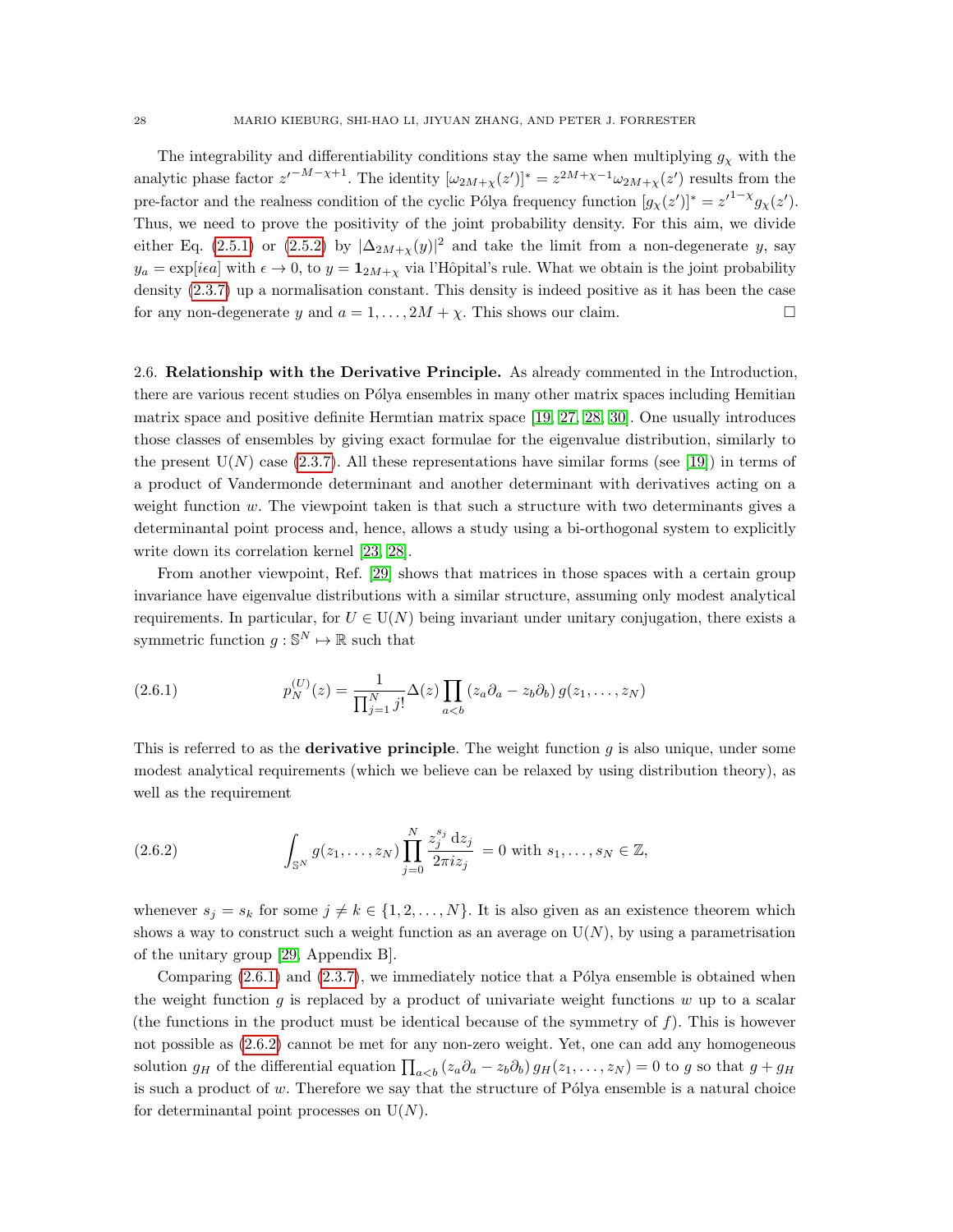The integrability and differentiability conditions stay the same when multiplying $g_\chi$ with the analytic phase factor $z'^{-M-\chi+1}$. The identity $[\omega_{2M+\chi}(z')]^* = z^{2M+\chi-1}\omega_{2M+\chi}(z')$ results from the pre-factor and the realness condition of the cyclic Pólya frequency function $[g_\chi(z')]^* = z'^{1-\chi} g_\chi(z')$. Thus, we need to prove the positivity of the joint probability density. For this aim, we divide either Eq. (2.5.1) or (2.5.2) by $|\Delta_{2M+\chi}(y)|^2$ and take the limit from a non-degenerate $y$, say $y_a = \exp[i\epsilon a]$ with $\epsilon \to 0$, to $y = \mathbf{1}_{2M+\chi}$ via l'Hôpital's rule. What we obtain is the joint probability density (2.3.7) up a normalisation constant. This density is indeed positive as it has been the case for any non-degenerate $y$ and $a = 1, \ldots, 2M + \chi$. This shows our claim. $\square$

2.6. **Relationship with the Derivative Principle.** As already commented in the Introduction, there are various recent studies on Pólya ensembles in many other matrix spaces including Hemitian matrix space and positive definite Hermtian matrix space [19, 27, 28, 30]. One usually introduces those classes of ensembles by giving exact formulae for the eigenvalue distribution, similarly to the present $\mathrm{U}(N)$ case (2.3.7). All these representations have similar forms (see [19]) in terms of a product of Vandermonde determinant and another determinant with derivatives acting on a weight function $w$. The viewpoint taken is that such a structure with two determinants gives a determinantal point process and, hence, allows a study using a bi-orthogonal system to explicitly write down its correlation kernel [23, 28].

From another viewpoint, Ref. [29] shows that matrices in those spaces with a certain group invariance have eigenvalue distributions with a similar structure, assuming only modest analytical requirements. In particular, for $U \in \mathrm{U}(N)$ being invariant under unitary conjugation, there exists a symmetric function $g : \mathbb{S}^N \mapsto \mathbb{R}$ such that

$$p_N^{(U)}(z) = \frac{1}{\prod_{j=1}^N j!}\Delta(z)\prod_{a<b}\left(z_a\partial_a - z_b\partial_b\right) g(z_1,\ldots,z_N) \tag{2.6.1}$$

This is referred to as the **derivative principle**. The weight function $g$ is also unique, under some modest analytical requirements (which we believe can be relaxed by using distribution theory), as well as the requirement

$$\int_{\mathbb{S}^N} g(z_1,\ldots,z_N)\prod_{j=0}^N \frac{z_j^{s_j}\,\mathrm{d}z_j}{2\pi i z_j} = 0 \text{ with } s_1,\ldots,s_N \in \mathbb{Z}, \tag{2.6.2}$$

whenever $s_j = s_k$ for some $j \neq k \in \{1,2,\ldots,N\}$. It is also given as an existence theorem which shows a way to construct such a weight function as an average on $\mathrm{U}(N)$, by using a parametrisation of the unitary group [29, Appendix B].

Comparing (2.6.1) and (2.3.7), we immediately notice that a Pólya ensemble is obtained when the weight function $g$ is replaced by a product of univariate weight functions $w$ up to a scalar (the functions in the product must be identical because of the symmetry of $f$). This is however not possible as (2.6.2) cannot be met for any non-zero weight. Yet, one can add any homogeneous solution $g_H$ of the differential equation $\prod_{a<b}(z_a\partial_a - z_b\partial_b)\, g_H(z_1,\ldots,z_N) = 0$ to $g$ so that $g + g_H$ is such a product of $w$. Therefore we say that the structure of Pólya ensemble is a natural choice for determinantal point processes on $\mathrm{U}(N)$.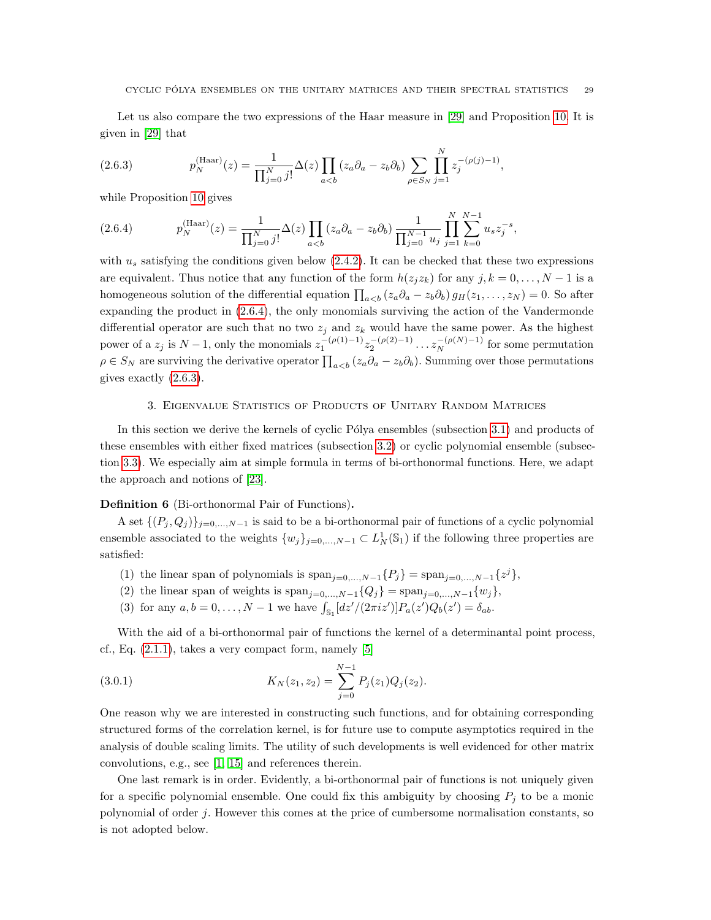Let us also compare the two expressions of the Haar measure in [29] and Proposition 10. It is given in [29] that

$$p_N^{(\text{Haar})}(z) = \frac{1}{\prod_{j=0}^N j!}\Delta(z)\prod_{a<b}(z_a\partial_a - z_b\partial_b)\sum_{\rho\in S_N}\prod_{j=1}^N z_j^{-(\rho(j)-1)}, \tag{2.6.3}$$

while Proposition 10 gives

$$p_N^{(\text{Haar})}(z) = \frac{1}{\prod_{j=0}^N j!}\Delta(z)\prod_{a<b}(z_a\partial_a - z_b\partial_b)\frac{1}{\prod_{j=0}^{N-1}u_j}\prod_{j=1}^N\sum_{k=0}^{N-1}u_s z_j^{-s}, \tag{2.6.4}$$

with $u_s$ satisfying the conditions given below (2.4.2). It can be checked that these two expressions are equivalent. Thus notice that any function of the form $h(z_j z_k)$ for any $j,k = 0,\ldots,N-1$ is a homogeneous solution of the differential equation $\prod_{a<b}(z_a\partial_a - z_b\partial_b)\, g_H(z_1,\ldots,z_N) = 0$. So after expanding the product in (2.6.4), the only monomials surviving the action of the Vandermonde differential operator are such that no two $z_j$ and $z_k$ would have the same power. As the highest power of a $z_j$ is $N-1$, only the monomials $z_1^{-(\rho(1)-1)}z_2^{-(\rho(2)-1)}\ldots z_N^{-(\rho(N)-1)}$ for some permutation $\rho\in S_N$ are surviving the derivative operator $\prod_{a<b}(z_a\partial_a - z_b\partial_b)$. Summing over those permutations gives exactly (2.6.3).

## 3. Eigenvalue Statistics of Products of Unitary Random Matrices

In this section we derive the kernels of cyclic Pólya ensembles (subsection 3.1) and products of these ensembles with either fixed matrices (subsection 3.2) or cyclic polynomial ensemble (subsection 3.3). We especially aim at simple formula in terms of bi-orthonormal functions. Here, we adapt the approach and notions of [23].

**Definition 6** (Bi-orthonormal Pair of Functions)**.**

A set $\{(P_j,Q_j)\}_{j=0,\ldots,N-1}$ is said to be a bi-orthonormal pair of functions of a cyclic polynomial ensemble associated to the weights $\{w_j\}_{j=0,\ldots,N-1}\subset L^1_N(\mathbb{S}_1)$ if the following three properties are satisfied:

1. the linear span of polynomials is $\text{span}_{j=0,\ldots,N-1}\{P_j\} = \text{span}_{j=0,\ldots,N-1}\{z^j\}$,
2. the linear span of weights is $\text{span}_{j=0,\ldots,N-1}\{Q_j\} = \text{span}_{j=0,\ldots,N-1}\{w_j\}$,
3. for any $a,b = 0,\ldots,N-1$ we have $\int_{\mathbb{S}_1}[dz'/(2\pi i z')]P_a(z')Q_b(z') = \delta_{ab}$.

With the aid of a bi-orthonormal pair of functions the kernel of a determinantal point process, cf., Eq. (2.1.1), takes a very compact form, namely [5]

$$K_N(z_1,z_2) = \sum_{j=0}^{N-1}P_j(z_1)Q_j(z_2). \tag{3.0.1}$$

One reason why we are interested in constructing such functions, and for obtaining corresponding structured forms of the correlation kernel, is for future use to compute asymptotics required in the analysis of double scaling limits. The utility of such developments is well evidenced for other matrix convolutions, e.g., see [1, 15] and references therein.

One last remark is in order. Evidently, a bi-orthonormal pair of functions is not uniquely given for a specific polynomial ensemble. One could fix this ambiguity by choosing $P_j$ to be a monic polynomial of order $j$. However this comes at the price of cumbersome normalisation constants, so is not adopted below.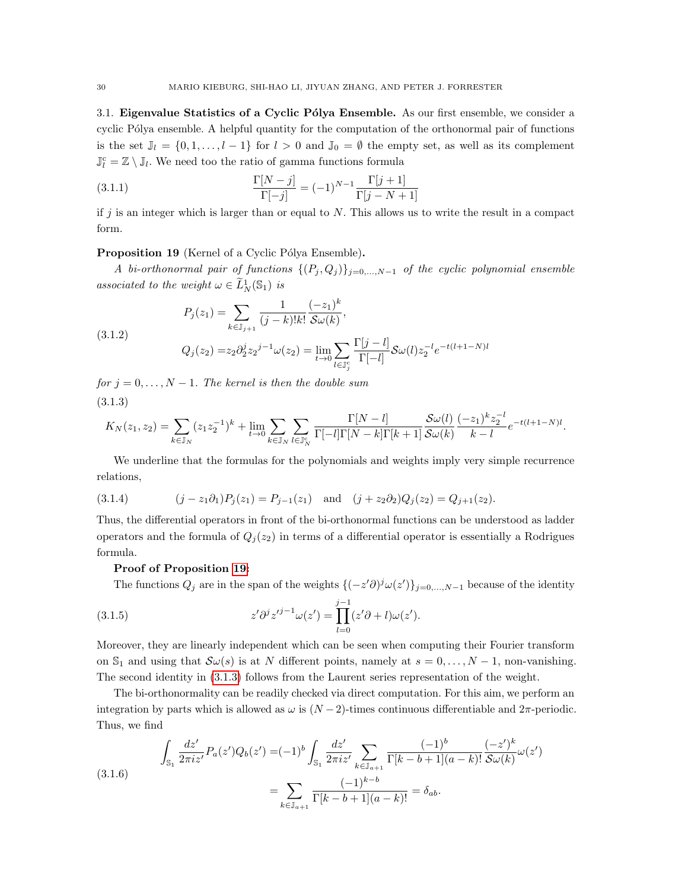3.1. **Eigenvalue Statistics of a Cyclic Pólya Ensemble.** As our first ensemble, we consider a cyclic Pólya ensemble. A helpful quantity for the computation of the orthonormal pair of functions is the set $\mathbb{J}_l = \{0, 1, \ldots, l-1\}$ for $l > 0$ and $\mathbb{J}_0 = \emptyset$ the empty set, as well as its complement $\mathbb{J}_l^c = \mathbb{Z} \setminus \mathbb{J}_l$. We need too the ratio of gamma functions formula

$$\frac{\Gamma[N-j]}{\Gamma[-j]} = (-1)^{N-1} \frac{\Gamma[j+1]}{\Gamma[j-N+1]} \tag{3.1.1}$$

if $j$ is an integer which is larger than or equal to $N$. This allows us to write the result in a compact form.

**Proposition 19** (Kernel of a Cyclic Pólya Ensemble)**.**

*A bi-orthonormal pair of functions $\{(P_j, Q_j)\}_{j=0,\ldots,N-1}$ of the cyclic polynomial ensemble associated to the weight $\omega \in \widetilde{L}^1_N(\mathbb{S}_1)$ is*

$$\begin{aligned} P_j(z_1) &= \sum_{k \in \mathbb{J}_{j+1}} \frac{1}{(j-k)!k!} \frac{(-z_1)^k}{\mathcal{S}\omega(k)}, \\ Q_j(z_2) &= z_2 \partial_2^j z_2^{j-1} \omega(z_2) = \lim_{t \to 0} \sum_{l \in \mathbb{J}_j^c} \frac{\Gamma[j-l]}{\Gamma[-l]} \mathcal{S}\omega(l) z_2^{-l} e^{-t(l+1-N)l} \end{aligned} \tag{3.1.2}$$

*for $j = 0, \ldots, N-1$. The kernel is then the double sum*

$$K_N(z_1, z_2) = \sum_{k \in \mathbb{J}_N} (z_1 z_2^{-1})^k + \lim_{t \to 0} \sum_{k \in \mathbb{J}_N} \sum_{l \in \mathbb{J}_N^c} \frac{\Gamma[N-l]}{\Gamma[-l]\Gamma[N-k]\Gamma[k+1]} \frac{\mathcal{S}\omega(l)}{\mathcal{S}\omega(k)} \frac{(-z_1)^k z_2^{-l}}{k-l} e^{-t(l+1-N)l}. \tag{3.1.3}$$

We underline that the formulas for the polynomials and weights imply very simple recurrence relations,

$$(j - z_1 \partial_1) P_j(z_1) = P_{j-1}(z_1) \quad \text{and} \quad (j + z_2 \partial_2) Q_j(z_2) = Q_{j+1}(z_2). \tag{3.1.4}$$

Thus, the differential operators in front of the bi-orthonormal functions can be understood as ladder operators and the formula of $Q_j(z_2)$ in terms of a differential operator is essentially a Rodrigues formula.

**Proof of Proposition 19:**

The functions $Q_j$ are in the span of the weights $\{(-z'\partial)^j \omega(z')\}_{j=0,\ldots,N-1}$ because of the identity

$$z' \partial^j z'^{j-1} \omega(z') = \prod_{l=0}^{j-1} (z'\partial + l) \omega(z'). \tag{3.1.5}$$

Moreover, they are linearly independent which can be seen when computing their Fourier transform on $\mathbb{S}_1$ and using that $\mathcal{S}\omega(s)$ is at $N$ different points, namely at $s = 0, \ldots, N-1$, non-vanishing. The second identity in (3.1.3) follows from the Laurent series representation of the weight.

The bi-orthonormality can be readily checked via direct computation. For this aim, we perform an integration by parts which is allowed as $\omega$ is $(N-2)$-times continuous differentiable and $2\pi$-periodic. Thus, we find

$$\begin{aligned} \int_{\mathbb{S}_1} \frac{dz'}{2\pi i z'} P_a(z') Q_b(z') &= (-1)^b \int_{\mathbb{S}_1} \frac{dz'}{2\pi i z'} \sum_{k \in \mathbb{J}_{a+1}} \frac{(-1)^b}{\Gamma[k-b+1](a-k)!} \frac{(-z')^k}{\mathcal{S}\omega(k)} \omega(z') \\ &= \sum_{k \in \mathbb{J}_{a+1}} \frac{(-1)^{k-b}}{\Gamma[k-b+1](a-k)!} = \delta_{ab}. \end{aligned} \tag{3.1.6}$$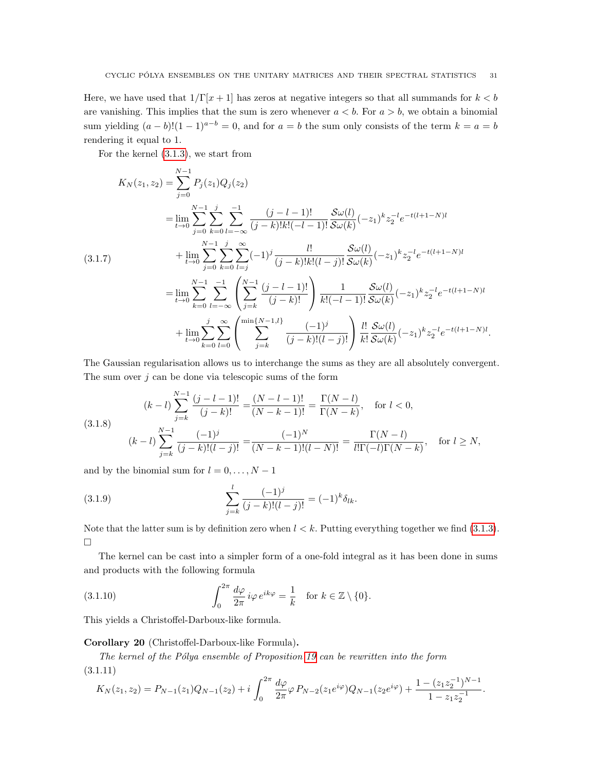Here, we have used that $1/\Gamma[x+1]$ has zeros at negative integers so that all summands for $k<b$ are vanishing. This implies that the sum is zero whenever $a<b$. For $a>b$, we obtain a binomial sum yielding $(a-b)!(1-1)^{a-b}=0$, and for $a=b$ the sum only consists of the term $k=a=b$ rendering it equal to 1.

For the kernel (3.1.3), we start from

$$
\begin{aligned}
K_N(z_1,z_2) =& \sum_{j=0}^{N-1} P_j(z_1)Q_j(z_2) \\
=& \lim_{t\to 0}\sum_{j=0}^{N-1}\sum_{k=0}^{j}\sum_{l=-\infty}^{-1}\frac{(j-l-1)!}{(j-k)!k!(-l-1)!}\frac{\mathcal{S}\omega(l)}{\mathcal{S}\omega(k)}(-z_1)^k z_2^{-l}e^{-t(l+1-N)l} \\
&+\lim_{t\to 0}\sum_{j=0}^{N-1}\sum_{k=0}^{j}\sum_{l=j}^{\infty}(-1)^j\frac{l!}{(j-k)!k!(l-j)!}\frac{\mathcal{S}\omega(l)}{\mathcal{S}\omega(k)}(-z_1)^k z_2^{-l}e^{-t(l+1-N)l} \\
=& \lim_{t\to 0}\sum_{k=0}^{N-1}\sum_{l=-\infty}^{-1}\left(\sum_{j=k}^{N-1}\frac{(j-l-1)!}{(j-k)!}\right)\frac{1}{k!(-l-1)!}\frac{\mathcal{S}\omega(l)}{\mathcal{S}\omega(k)}(-z_1)^k z_2^{-l}e^{-t(l+1-N)l} \\
&+\lim_{t\to 0}\sum_{k=0}^{j}\sum_{l=0}^{\infty}\left(\sum_{j=k}^{\min\{N-1,l\}}\frac{(-1)^j}{(j-k)!(l-j)!}\right)\frac{l!}{k!}\frac{\mathcal{S}\omega(l)}{\mathcal{S}\omega(k)}(-z_1)^k z_2^{-l}e^{-t(l+1-N)l}.
\end{aligned} \tag{3.1.7}
$$

The Gaussian regularisation allows us to interchange the sums as they are all absolutely convergent. The sum over $j$ can be done via telescopic sums of the form

$$
\begin{aligned}
(k-l)\sum_{j=k}^{N-1}\frac{(j-l-1)!}{(j-k)!} =& \frac{(N-l-1)!}{(N-k-1)!}=\frac{\Gamma(N-l)}{\Gamma(N-k)}, \quad \text{for } l<0, \\
(k-l)\sum_{j=k}^{N-1}\frac{(-1)^j}{(j-k)!(l-j)!} =& \frac{(-1)^N}{(N-k-1)!(l-N)!}=\frac{\Gamma(N-l)}{l!\Gamma(-l)\Gamma(N-k)}, \quad \text{for } l\geq N,
\end{aligned} \tag{3.1.8}
$$

and by the binomial sum for $l=0,\ldots,N-1$

$$
\sum_{j=k}^{l}\frac{(-1)^j}{(j-k)!(l-j)!}=(-1)^k\delta_{lk}. \tag{3.1.9}
$$

Note that the latter sum is by definition zero when $l<k$. Putting everything together we find (3.1.3). □

The kernel can be cast into a simpler form of a one-fold integral as it has been done in sums and products with the following formula

$$
\int_0^{2\pi}\frac{d\varphi}{2\pi}\,i\varphi\,e^{ik\varphi}=\frac{1}{k} \quad \text{for } k\in\mathbb{Z}\setminus\{0\}. \tag{3.1.10}
$$

This yields a Christoffel-Darboux-like formula.

**Corollary 20** (Christoffel-Darboux-like Formula)**.**

*The kernel of the Pólya ensemble of Proposition 19 can be rewritten into the form*

$$
K_N(z_1,z_2)=P_{N-1}(z_1)Q_{N-1}(z_2)+i\int_0^{2\pi}\frac{d\varphi}{2\pi}\varphi\,P_{N-2}(z_1e^{i\varphi})Q_{N-1}(z_2e^{i\varphi})+\frac{1-(z_1z_2^{-1})^{N-1}}{1-z_1z_2^{-1}}. \tag{3.1.11}
$$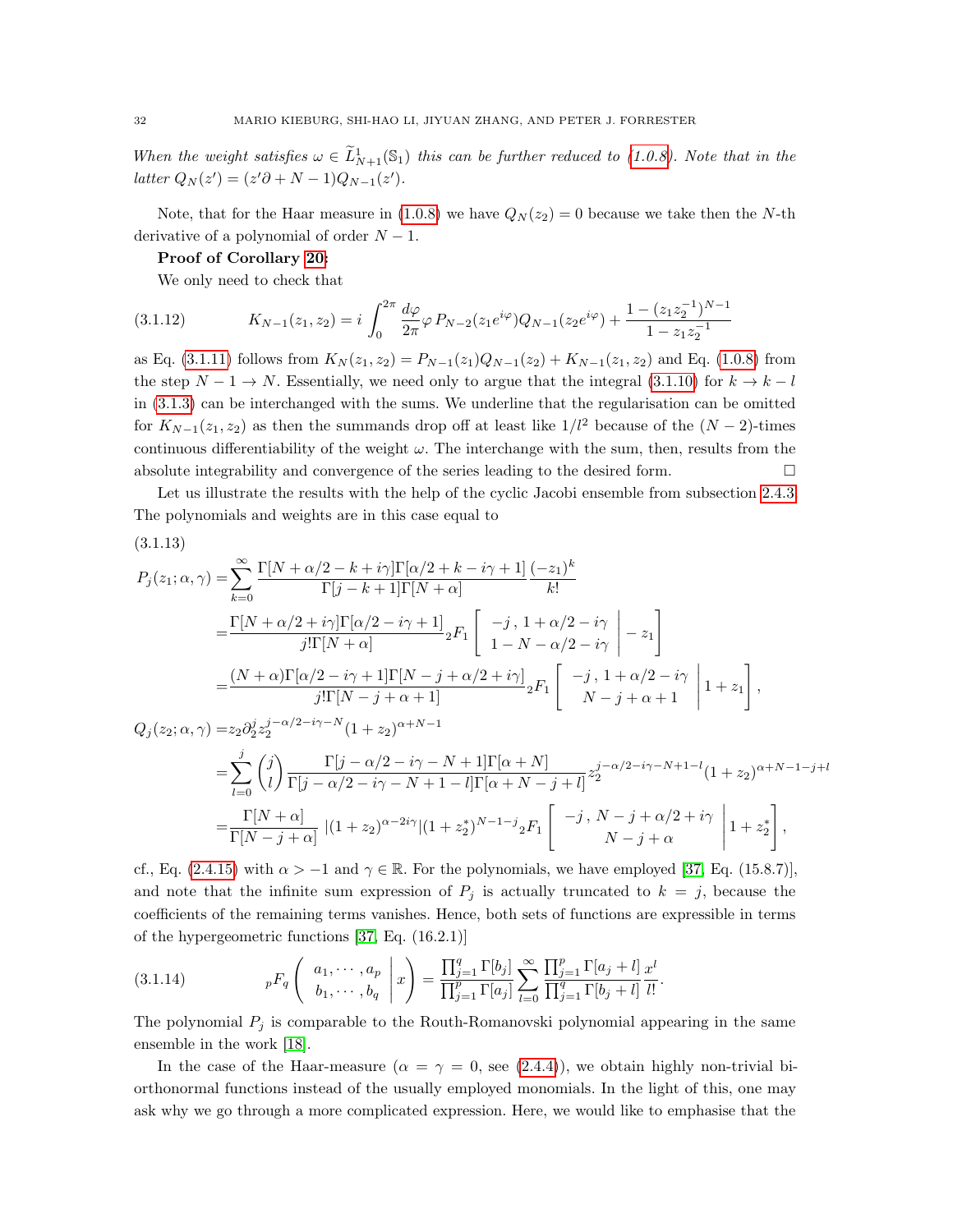*When the weight satisfies $\omega \in \widetilde{L}^1_{N+1}(\mathbb{S}_1)$ this can be further reduced to (1.0.8). Note that in the latter $Q_N(z') = (z'\partial + N - 1)Q_{N-1}(z')$.*

Note, that for the Haar measure in (1.0.8) we have $Q_N(z_2) = 0$ because we take then the $N$-th derivative of a polynomial of order $N-1$.

**Proof of Corollary 20:**

We only need to check that

$$K_{N-1}(z_1, z_2) = i\int_0^{2\pi} \frac{d\varphi}{2\pi}\varphi\, P_{N-2}(z_1 e^{i\varphi})Q_{N-1}(z_2 e^{i\varphi}) + \frac{1-(z_1 z_2^{-1})^{N-1}}{1 - z_1 z_2^{-1}} \tag{3.1.12}$$

as Eq. (3.1.11) follows from $K_N(z_1, z_2) = P_{N-1}(z_1)Q_{N-1}(z_2) + K_{N-1}(z_1, z_2)$ and Eq. (1.0.8) from the step $N-1 \to N$. Essentially, we need only to argue that the integral (3.1.10) for $k \to k - l$ in (3.1.3) can be interchanged with the sums. We underline that the regularisation can be omitted for $K_{N-1}(z_1, z_2)$ as then the summands drop off at least like $1/l^2$ because of the $(N-2)$-times continuous differentiability of the weight $\omega$. The interchange with the sum, then, results from the absolute integrability and convergence of the series leading to the desired form. $\square$

Let us illustrate the results with the help of the cyclic Jacobi ensemble from subsection 2.4.3. The polynomials and weights are in this case equal to

(3.1.13)

$$\begin{aligned}
P_j(z_1; \alpha, \gamma) =& \sum_{k=0}^{\infty} \frac{\Gamma[N + \alpha/2 - k + i\gamma]\Gamma[\alpha/2 + k - i\gamma + 1]}{\Gamma[j - k + 1]\Gamma[N + \alpha]}\frac{(-z_1)^k}{k!} \\
=& \frac{\Gamma[N + \alpha/2 + i\gamma]\Gamma[\alpha/2 - i\gamma + 1]}{j!\Gamma[N + \alpha]}\, {}_2F_1\left[\begin{array}{c} -j\,,\, 1 + \alpha/2 - i\gamma \\ 1 - N - \alpha/2 - i\gamma \end{array}\middle| -z_1\right] \\
=& \frac{(N + \alpha)\Gamma[\alpha/2 - i\gamma + 1]\Gamma[N - j + \alpha/2 + i\gamma]}{j!\Gamma[N - j + \alpha + 1]}\, {}_2F_1\left[\begin{array}{c} -j\,,\, 1 + \alpha/2 - i\gamma \\ N - j + \alpha + 1 \end{array}\middle| 1 + z_1\right], \\
Q_j(z_2; \alpha, \gamma) =& z_2 \partial_2^j z_2^{j - \alpha/2 - i\gamma - N}(1 + z_2)^{\alpha + N - 1} \\
=& \sum_{l=0}^{j}\binom{j}{l}\frac{\Gamma[j - \alpha/2 - i\gamma - N + 1]\Gamma[\alpha + N]}{\Gamma[j - \alpha/2 - i\gamma - N + 1 - l]\Gamma[\alpha + N - j + l]} z_2^{j - \alpha/2 - i\gamma - N + 1 - l}(1 + z_2)^{\alpha + N - 1 - j + l} \\
=& \frac{\Gamma[N + \alpha]}{\Gamma[N - j + \alpha]}\, |(1 + z_2)^{\alpha - 2i\gamma}|(1 + z_2^*)^{N - 1 - j}\, {}_2F_1\left[\begin{array}{c} -j\,,\, N - j + \alpha/2 + i\gamma \\ N - j + \alpha \end{array}\middle| 1 + z_2^*\right],
\end{aligned}$$

cf., Eq. (2.4.15) with $\alpha > -1$ and $\gamma \in \mathbb{R}$. For the polynomials, we have employed [37, Eq. (15.8.7)], and note that the infinite sum expression of $P_j$ is actually truncated to $k = j$, because the coefficients of the remaining terms vanishes. Hence, both sets of functions are expressible in terms of the hypergeometric functions [37, Eq. (16.2.1)]

$${}_pF_q\left(\begin{array}{c} a_1, \cdots, a_p \\ b_1, \cdots, b_q \end{array}\middle| x\right) = \frac{\prod_{j=1}^{q}\Gamma[b_j]}{\prod_{j=1}^{p}\Gamma[a_j]}\sum_{l=0}^{\infty}\frac{\prod_{j=1}^{p}\Gamma[a_j + l]}{\prod_{j=1}^{q}\Gamma[b_j + l]}\frac{x^l}{l!}. \tag{3.1.14}$$

The polynomial $P_j$ is comparable to the Routh-Romanovski polynomial appearing in the same ensemble in the work [18].

In the case of the Haar-measure ($\alpha = \gamma = 0$, see (2.4.4)), we obtain highly non-trivial bi-orthonormal functions instead of the usually employed monomials. In the light of this, one may ask why we go through a more complicated expression. Here, we would like to emphasise that the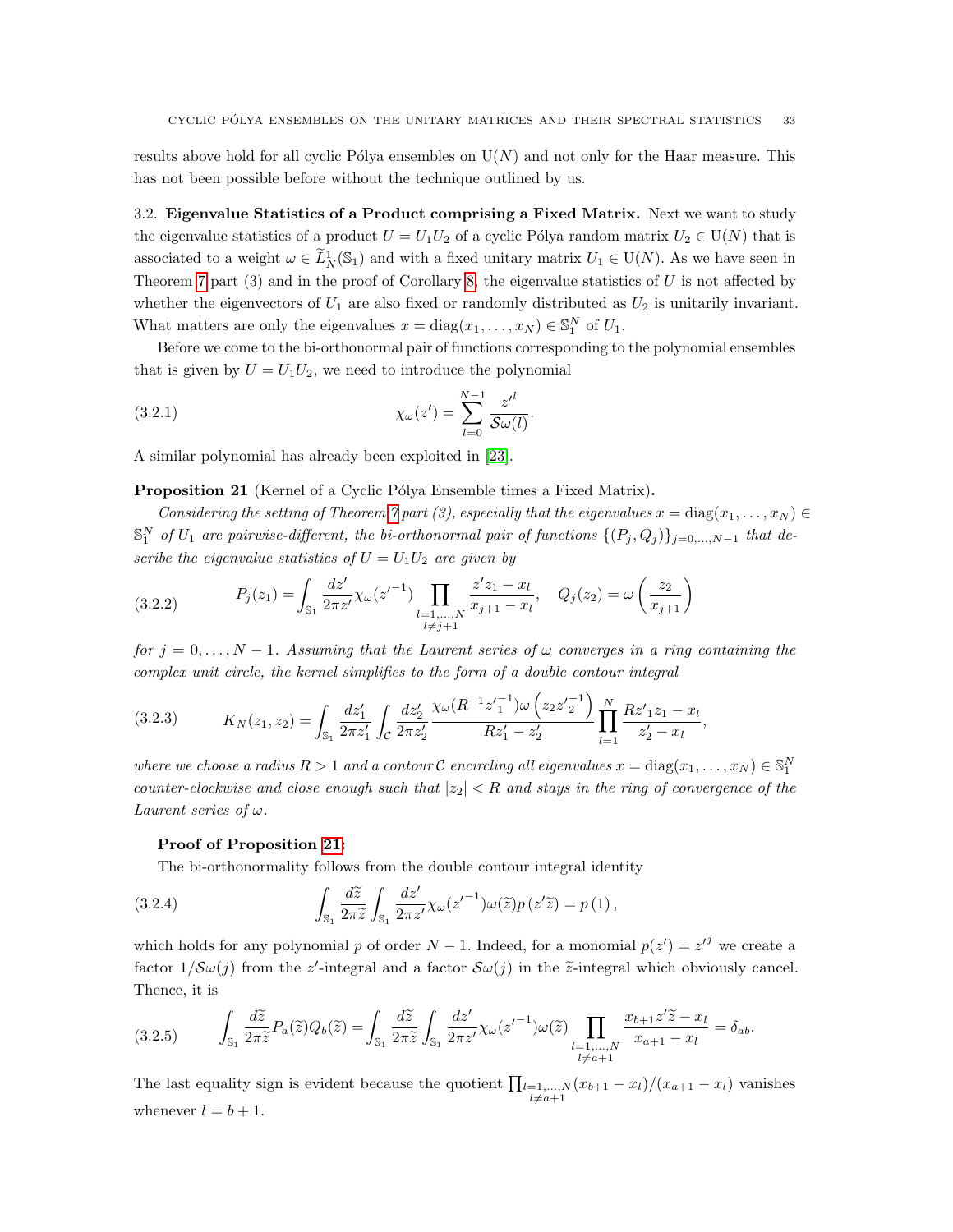results above hold for all cyclic Pólya ensembles on $\mathrm{U}(N)$ and not only for the Haar measure. This has not been possible before without the technique outlined by us.

### 3.2. Eigenvalue Statistics of a Product comprising a Fixed Matrix.

Next we want to study the eigenvalue statistics of a product $U = U_1 U_2$ of a cyclic Pólya random matrix $U_2 \in \mathrm{U}(N)$ that is associated to a weight $\omega \in \widetilde{L}^1_N(\mathbb{S}_1)$ and with a fixed unitary matrix $U_1 \in \mathrm{U}(N)$. As we have seen in Theorem 7 part (3) and in the proof of Corollary 8, the eigenvalue statistics of $U$ is not affected by whether the eigenvectors of $U_1$ are also fixed or randomly distributed as $U_2$ is unitarily invariant. What matters are only the eigenvalues $x = \mathrm{diag}(x_1, \ldots, x_N) \in \mathbb{S}_1^N$ of $U_1$.

Before we come to the bi-orthonormal pair of functions corresponding to the polynomial ensembles that is given by $U = U_1 U_2$, we need to introduce the polynomial

$$\chi_\omega(z') = \sum_{l=0}^{N-1} \frac{{z'}^l}{\mathcal{S}\omega(l)}. \tag{3.2.1}$$

A similar polynomial has already been exploited in [23].

**Proposition 21** (Kernel of a Cyclic Pólya Ensemble times a Fixed Matrix)**.**

*Considering the setting of Theorem 7 part (3), especially that the eigenvalues $x = \mathrm{diag}(x_1, \ldots, x_N) \in \mathbb{S}_1^N$ of $U_1$ are pairwise-different, the bi-orthonormal pair of functions $\{(P_j, Q_j)\}_{j=0,\ldots,N-1}$ that describe the eigenvalue statistics of $U = U_1 U_2$ are given by*

$$P_j(z_1) = \int_{\mathbb{S}_1} \frac{dz'}{2\pi z'} \chi_\omega({z'}^{-1}) \prod_{\substack{l=1,\ldots,N \\ l \neq j+1}} \frac{z' z_1 - x_l}{x_{j+1} - x_l}, \quad Q_j(z_2) = \omega\left(\frac{z_2}{x_{j+1}}\right) \tag{3.2.2}$$

*for $j = 0, \ldots, N-1$. Assuming that the Laurent series of $\omega$ converges in a ring containing the complex unit circle, the kernel simplifies to the form of a double contour integral*

$$K_N(z_1, z_2) = \int_{\mathbb{S}_1} \frac{dz_1'}{2\pi z_1'} \int_{\mathcal{C}} \frac{dz_2'}{2\pi z_2'} \frac{\chi_\omega(R^{-1}{z_1'}^{-1})\omega\left(z_2 {z_2'}^{-1}\right)}{R z_1' - z_2'} \prod_{l=1}^{N} \frac{R {z'}_1 z_1 - x_l}{z_2' - x_l}, \tag{3.2.3}$$

*where we choose a radius $R > 1$ and a contour $\mathcal{C}$ encircling all eigenvalues $x = \mathrm{diag}(x_1, \ldots, x_N) \in \mathbb{S}_1^N$ counter-clockwise and close enough such that $|z_2| < R$ and stays in the ring of convergence of the Laurent series of $\omega$.*

**Proof of Proposition 21:**

The bi-orthonormality follows from the double contour integral identity

$$\int_{\mathbb{S}_1} \frac{d\widetilde{z}}{2\pi \widetilde{z}} \int_{\mathbb{S}_1} \frac{dz'}{2\pi z'} \chi_\omega({z'}^{-1}) \omega(\widetilde{z}) p(z'\widetilde{z}) = p(1), \tag{3.2.4}$$

which holds for any polynomial $p$ of order $N-1$. Indeed, for a monomial $p(z') = {z'}^j$ we create a factor $1/\mathcal{S}\omega(j)$ from the $z'$-integral and a factor $\mathcal{S}\omega(j)$ in the $\widetilde{z}$-integral which obviously cancel. Thence, it is

$$\int_{\mathbb{S}_1} \frac{d\widetilde{z}}{2\pi \widetilde{z}} P_a(\widetilde{z}) Q_b(\widetilde{z}) = \int_{\mathbb{S}_1} \frac{d\widetilde{z}}{2\pi \widetilde{z}} \int_{\mathbb{S}_1} \frac{dz'}{2\pi z'} \chi_\omega({z'}^{-1}) \omega(\widetilde{z}) \prod_{\substack{l=1,\ldots,N \\ l \neq a+1}} \frac{x_{b+1} z' \widetilde{z} - x_l}{x_{a+1} - x_l} = \delta_{ab}. \tag{3.2.5}$$

The last equality sign is evident because the quotient $\prod_{\substack{l=1,\ldots,N \\ l \neq a+1}} (x_{b+1} - x_l)/(x_{a+1} - x_l)$ vanishes whenever $l = b+1$.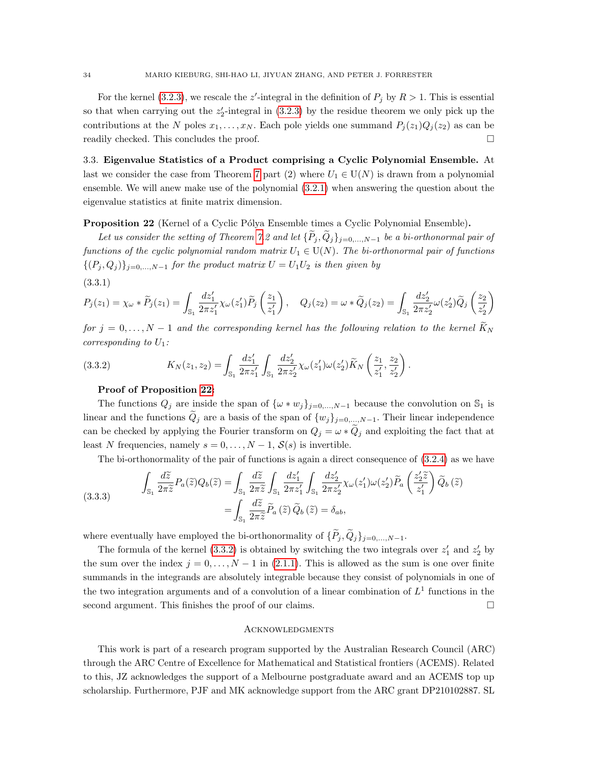For the kernel (3.2.3), we rescale the $z'$-integral in the definition of $P_j$ by $R > 1$. This is essential so that when carrying out the $z_2'$-integral in (3.2.3) by the residue theorem we only pick up the contributions at the $N$ poles $x_1, \ldots, x_N$. Each pole yields one summand $P_j(z_1)Q_j(z_2)$ as can be readily checked. This concludes the proof. □

### 3.3. Eigenvalue Statistics of a Product comprising a Cyclic Polynomial Ensemble.

At last we consider the case from Theorem 7 part (2) where $U_1 \in \mathrm{U}(N)$ is drawn from a polynomial ensemble. We will anew make use of the polynomial (3.2.1) when answering the question about the eigenvalue statistics at finite matrix dimension.

**Proposition 22** (Kernel of a Cyclic Pólya Ensemble times a Cyclic Polynomial Ensemble).

*Let us consider the setting of Theorem 7.2 and let $\{\widetilde{P}_j, \widetilde{Q}_j\}_{j=0,\ldots,N-1}$ be a bi-orthonormal pair of functions of the cyclic polynomial random matrix $U_1 \in \mathrm{U}(N)$. The bi-orthonormal pair of functions $\{(P_j, Q_j)\}_{j=0,\ldots,N-1}$ for the product matrix $U = U_1U_2$ is then given by*

(3.3.1)
$$P_j(z_1) = \chi_\omega * \widetilde{P}_j(z_1) = \int_{\mathbb{S}_1} \frac{dz_1'}{2\pi z_1'} \chi_\omega(z_1')\widetilde{P}_j\left(\frac{z_1}{z_1'}\right), \quad Q_j(z_2) = \omega * \widetilde{Q}_j(z_2) = \int_{\mathbb{S}_1} \frac{dz_2'}{2\pi z_2'} \omega(z_2')\widetilde{Q}_j\left(\frac{z_2}{z_2'}\right)$$

*for $j = 0, \ldots, N-1$ and the corresponding kernel has the following relation to the kernel $\widetilde{K}_N$ corresponding to $U_1$:*

$$K_N(z_1, z_2) = \int_{\mathbb{S}_1} \frac{dz_1'}{2\pi z_1'} \int_{\mathbb{S}_1} \frac{dz_2'}{2\pi z_2'} \chi_\omega(z_1')\omega(z_2')\widetilde{K}_N\left(\frac{z_1}{z_1'}, \frac{z_2}{z_2'}\right). \tag{3.3.2}$$

**Proof of Proposition 22:**

The functions $Q_j$ are inside the span of $\{\omega * w_j\}_{j=0,\ldots,N-1}$ because the convolution on $\mathbb{S}_1$ is linear and the functions $\widetilde{Q}_j$ are a basis of the span of $\{w_j\}_{j=0,\ldots,N-1}$. Their linear independence can be checked by applying the Fourier transform on $Q_j = \omega * \widetilde{Q}_j$ and exploiting the fact that at least $N$ frequencies, namely $s = 0, \ldots, N-1$, $\mathcal{S}(s)$ is invertible.

The bi-orthonormality of the pair of functions is again a direct consequence of (3.2.4) as we have

$$\begin{aligned}
\int_{\mathbb{S}_1} \frac{d\widetilde{z}}{2\pi\widetilde{z}} P_a(\widetilde{z})Q_b(\widetilde{z}) &= \int_{\mathbb{S}_1} \frac{d\widetilde{z}}{2\pi\widetilde{z}} \int_{\mathbb{S}_1} \frac{dz_1'}{2\pi z_1'} \int_{\mathbb{S}_1} \frac{dz_2'}{2\pi z_2'} \chi_\omega(z_1')\omega(z_2')\widetilde{P}_a\left(\frac{z_2'\widetilde{z}}{z_1'}\right)\widetilde{Q}_b(\widetilde{z}) \\
&= \int_{\mathbb{S}_1} \frac{d\widetilde{z}}{2\pi\widetilde{z}} \widetilde{P}_a(\widetilde{z})\widetilde{Q}_b(\widetilde{z}) = \delta_{ab},
\end{aligned} \tag{3.3.3}$$

where eventually have employed the bi-orthonormality of $\{\widetilde{P}_j, \widetilde{Q}_j\}_{j=0,\ldots,N-1}$.

The formula of the kernel (3.3.2) is obtained by switching the two integrals over $z_1'$ and $z_2'$ by the sum over the index $j = 0, \ldots, N-1$ in (2.1.1). This is allowed as the sum is one over finite summands in the integrands are absolutely integrable because they consist of polynomials in one of the two integration arguments and of a convolution of a linear combination of $L^1$ functions in the second argument. This finishes the proof of our claims. □

## Acknowledgments

This work is part of a research program supported by the Australian Research Council (ARC) through the ARC Centre of Excellence for Mathematical and Statistical frontiers (ACEMS). Related to this, JZ acknowledges the support of a Melbourne postgraduate award and an ACEMS top up scholarship. Furthermore, PJF and MK acknowledge support from the ARC grant DP210102887. SL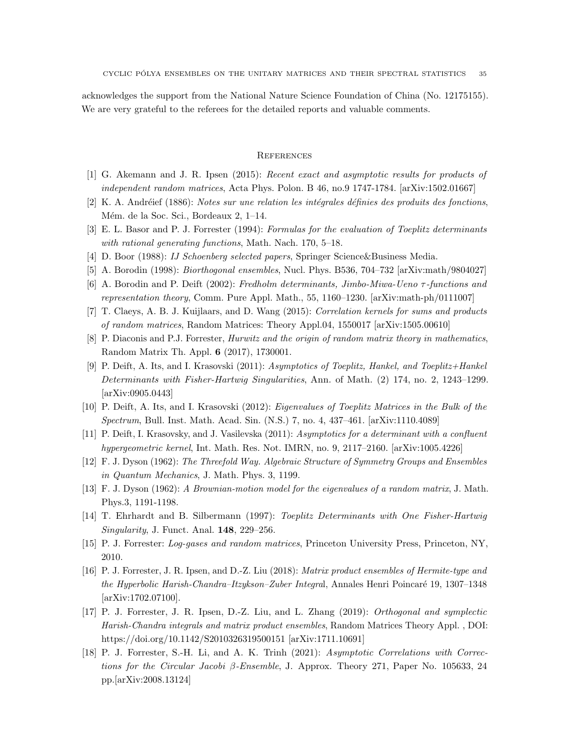acknowledges the support from the National Nature Science Foundation of China (No. 12175155). We are very grateful to the referees for the detailed reports and valuable comments.

## References

[1] G. Akemann and J. R. Ipsen (2015): *Recent exact and asymptotic results for products of independent random matrices*, Acta Phys. Polon. B 46, no.9 1747-1784. [arXiv:1502.01667]

[2] K. A. Andréief (1886): *Notes sur une relation les intégrales définies des produits des fonctions*, Mém. de la Soc. Sci., Bordeaux 2, 1–14.

[3] E. L. Basor and P. J. Forrester (1994): *Formulas for the evaluation of Toeplitz determinants with rational generating functions*, Math. Nach. 170, 5–18.

[4] D. Boor (1988): *IJ Schoenberg selected papers*, Springer Science&Business Media.

[5] A. Borodin (1998): *Biorthogonal ensembles*, Nucl. Phys. B536, 704–732 [arXiv:math/9804027]

[6] A. Borodin and P. Deift (2002): *Fredholm determinants, Jimbo-Miwa-Ueno $\tau$-functions and representation theory*, Comm. Pure Appl. Math., 55, 1160–1230. [arXiv:math-ph/0111007]

[7] T. Claeys, A. B. J. Kuijlaars, and D. Wang (2015): *Correlation kernels for sums and products of random matrices*, Random Matrices: Theory Appl.04, 1550017 [arXiv:1505.00610]

[8] P. Diaconis and P.J. Forrester, *Hurwitz and the origin of random matrix theory in mathematics*, Random Matrix Th. Appl. **6** (2017), 1730001.

[9] P. Deift, A. Its, and I. Krasovski (2011): *Asymptotics of Toeplitz, Hankel, and Toeplitz+Hankel Determinants with Fisher-Hartwig Singularities*, Ann. of Math. (2) 174, no. 2, 1243–1299. [arXiv:0905.0443]

[10] P. Deift, A. Its, and I. Krasovski (2012): *Eigenvalues of Toeplitz Matrices in the Bulk of the Spectrum*, Bull. Inst. Math. Acad. Sin. (N.S.) 7, no. 4, 437–461. [arXiv:1110.4089]

[11] P. Deift, I. Krasovsky, and J. Vasilevska (2011): *Asymptotics for a determinant with a confluent hypergeometric kernel*, Int. Math. Res. Not. IMRN, no. 9, 2117–2160. [arXiv:1005.4226]

[12] F. J. Dyson (1962): *The Threefold Way. Algebraic Structure of Symmetry Groups and Ensembles in Quantum Mechanics*, J. Math. Phys. 3, 1199.

[13] F. J. Dyson (1962): *A Brownian-motion model for the eigenvalues of a random matrix*, J. Math. Phys.3, 1191-1198.

[14] T. Ehrhardt and B. Silbermann (1997): *Toeplitz Determinants with One Fisher-Hartwig Singularity*, J. Funct. Anal. **148**, 229–256.

[15] P. J. Forrester: *Log-gases and random matrices*, Princeton University Press, Princeton, NY, 2010.

[16] P. J. Forrester, J. R. Ipsen, and D.-Z. Liu (2018): *Matrix product ensembles of Hermite-type and the Hyperbolic Harish-Chandra–Itzykson–Zuber Integral*, Annales Henri Poincaré 19, 1307–1348 [arXiv:1702.07100].

[17] P. J. Forrester, J. R. Ipsen, D.-Z. Liu, and L. Zhang (2019): *Orthogonal and symplectic Harish-Chandra integrals and matrix product ensembles*, Random Matrices Theory Appl. , DOI: https://doi.org/10.1142/S2010326319500151 [arXiv:1711.10691]

[18] P. J. Forrester, S.-H. Li, and A. K. Trinh (2021): *Asymptotic Correlations with Corrections for the Circular Jacobi $\beta$-Ensemble*, J. Approx. Theory 271, Paper No. 105633, 24 pp.[arXiv:2008.13124]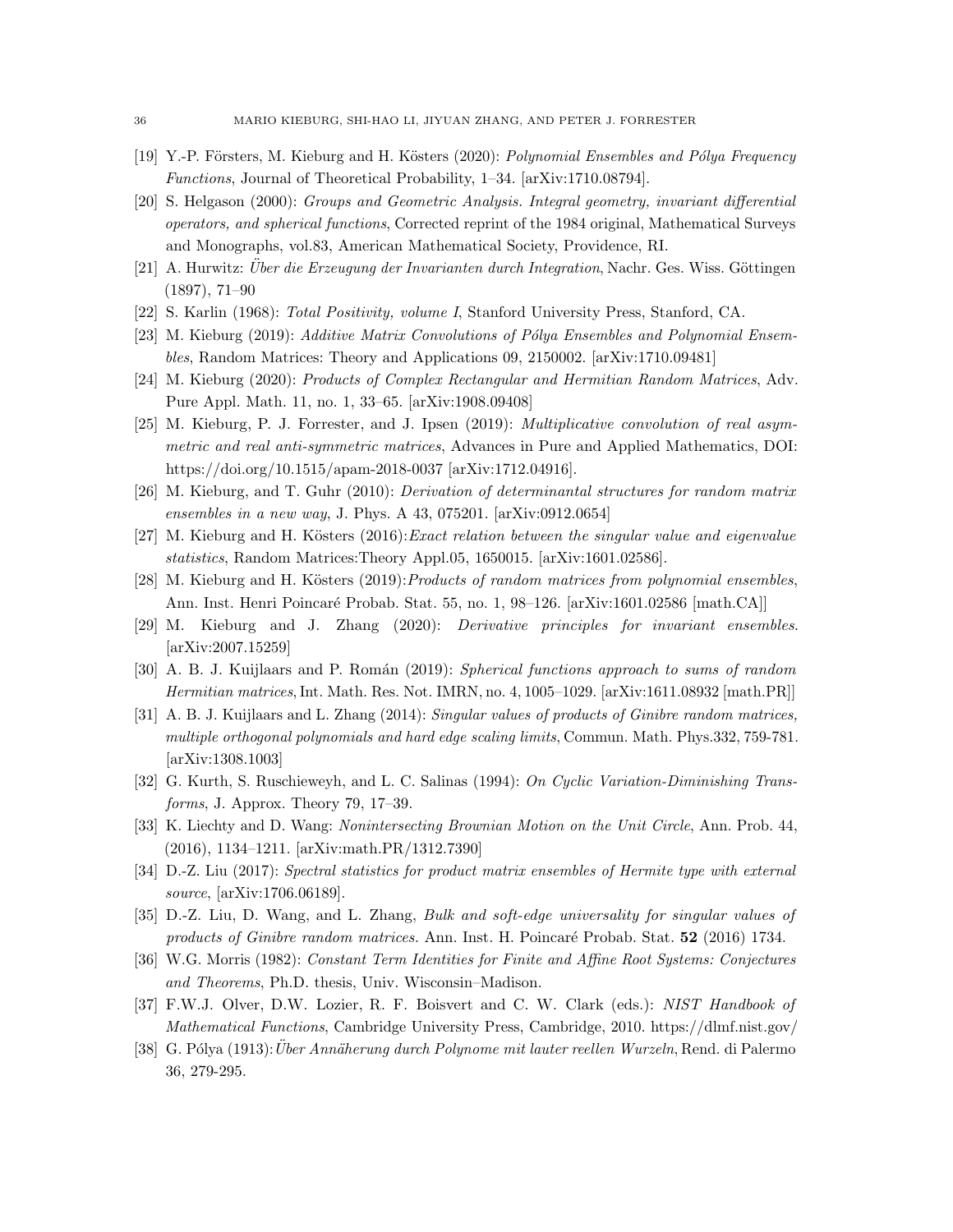[19] Y.-P. Försters, M. Kieburg and H. Kösters (2020): *Polynomial Ensembles and Pólya Frequency Functions*, Journal of Theoretical Probability, 1–34. [arXiv:1710.08794].

[20] S. Helgason (2000): *Groups and Geometric Analysis. Integral geometry, invariant differential operators, and spherical functions*, Corrected reprint of the 1984 original, Mathematical Surveys and Monographs, vol.83, American Mathematical Society, Providence, RI.

[21] A. Hurwitz: *Über die Erzeugung der Invarianten durch Integration*, Nachr. Ges. Wiss. Göttingen (1897), 71–90

[22] S. Karlin (1968): *Total Positivity, volume I*, Stanford University Press, Stanford, CA.

[23] M. Kieburg (2019): *Additive Matrix Convolutions of Pólya Ensembles and Polynomial Ensembles*, Random Matrices: Theory and Applications 09, 2150002. [arXiv:1710.09481]

[24] M. Kieburg (2020): *Products of Complex Rectangular and Hermitian Random Matrices*, Adv. Pure Appl. Math. 11, no. 1, 33–65. [arXiv:1908.09408]

[25] M. Kieburg, P. J. Forrester, and J. Ipsen (2019): *Multiplicative convolution of real asymmetric and real anti-symmetric matrices*, Advances in Pure and Applied Mathematics, DOI: https://doi.org/10.1515/apam-2018-0037 [arXiv:1712.04916].

[26] M. Kieburg, and T. Guhr (2010): *Derivation of determinantal structures for random matrix ensembles in a new way*, J. Phys. A 43, 075201. [arXiv:0912.0654]

[27] M. Kieburg and H. Kösters (2016): *Exact relation between the singular value and eigenvalue statistics*, Random Matrices:Theory Appl.05, 1650015. [arXiv:1601.02586].

[28] M. Kieburg and H. Kösters (2019): *Products of random matrices from polynomial ensembles*, Ann. Inst. Henri Poincaré Probab. Stat. 55, no. 1, 98–126. [arXiv:1601.02586 [math.CA]]

[29] M. Kieburg and J. Zhang (2020): *Derivative principles for invariant ensembles*. [arXiv:2007.15259]

[30] A. B. J. Kuijlaars and P. Román (2019): *Spherical functions approach to sums of random Hermitian matrices*, Int. Math. Res. Not. IMRN, no. 4, 1005–1029. [arXiv:1611.08932 [math.PR]]

[31] A. B. J. Kuijlaars and L. Zhang (2014): *Singular values of products of Ginibre random matrices, multiple orthogonal polynomials and hard edge scaling limits*, Commun. Math. Phys.332, 759-781. [arXiv:1308.1003]

[32] G. Kurth, S. Ruschieweyh, and L. C. Salinas (1994): *On Cyclic Variation-Diminishing Transforms*, J. Approx. Theory 79, 17–39.

[33] K. Liechty and D. Wang: *Nonintersecting Brownian Motion on the Unit Circle*, Ann. Prob. 44, (2016), 1134–1211. [arXiv:math.PR/1312.7390]

[34] D.-Z. Liu (2017): *Spectral statistics for product matrix ensembles of Hermite type with external source*, [arXiv:1706.06189].

[35] D.-Z. Liu, D. Wang, and L. Zhang, *Bulk and soft-edge universality for singular values of products of Ginibre random matrices*. Ann. Inst. H. Poincaré Probab. Stat. **52** (2016) 1734.

[36] W.G. Morris (1982): *Constant Term Identities for Finite and Affine Root Systems: Conjectures and Theorems*, Ph.D. thesis, Univ. Wisconsin–Madison.

[37] F.W.J. Olver, D.W. Lozier, R. F. Boisvert and C. W. Clark (eds.): *NIST Handbook of Mathematical Functions*, Cambridge University Press, Cambridge, 2010. https://dlmf.nist.gov/

[38] G. Pólya (1913): *Über Annäherung durch Polynome mit lauter reellen Wurzeln*, Rend. di Palermo 36, 279-295.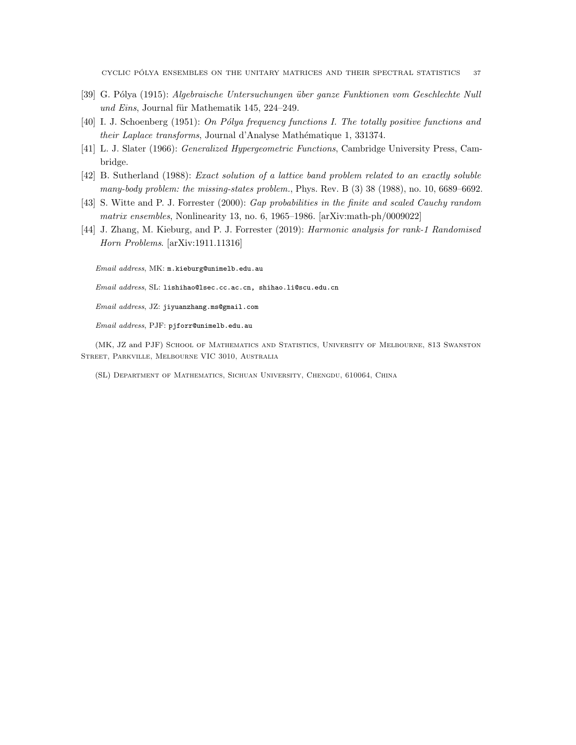[39] G. Pólya (1915): *Algebraische Untersuchungen über ganze Funktionen vom Geschlechte Null und Eins*, Journal für Mathematik 145, 224–249.

[40] I. J. Schoenberg (1951): *On Pólya frequency functions I. The totally positive functions and their Laplace transforms*, Journal d'Analyse Mathématique 1, 331374.

[41] L. J. Slater (1966): *Generalized Hypergeometric Functions*, Cambridge University Press, Cambridge.

[42] B. Sutherland (1988): *Exact solution of a lattice band problem related to an exactly soluble many-body problem: the missing-states problem.*, Phys. Rev. B (3) 38 (1988), no. 10, 6689–6692.

[43] S. Witte and P. J. Forrester (2000): *Gap probabilities in the finite and scaled Cauchy random matrix ensembles*, Nonlinearity 13, no. 6, 1965–1986. [arXiv:math-ph/0009022]

[44] J. Zhang, M. Kieburg, and P. J. Forrester (2019): *Harmonic analysis for rank-1 Randomised Horn Problems*. [arXiv:1911.11316]

*Email address*, MK: `m.kieburg@unimelb.edu.au`

*Email address*, SL: `lishihao@lsec.cc.ac.cn, shihao.li@scu.edu.cn`

*Email address*, JZ: `jiyuanzhang.ms@gmail.com`

*Email address*, PJF: `pjforr@unimelb.edu.au`

(MK, JZ and PJF) School of Mathematics and Statistics, University of Melbourne, 813 Swanston Street, Parkville, Melbourne VIC 3010, Australia

(SL) Department of Mathematics, Sichuan University, Chengdu, 610064, China